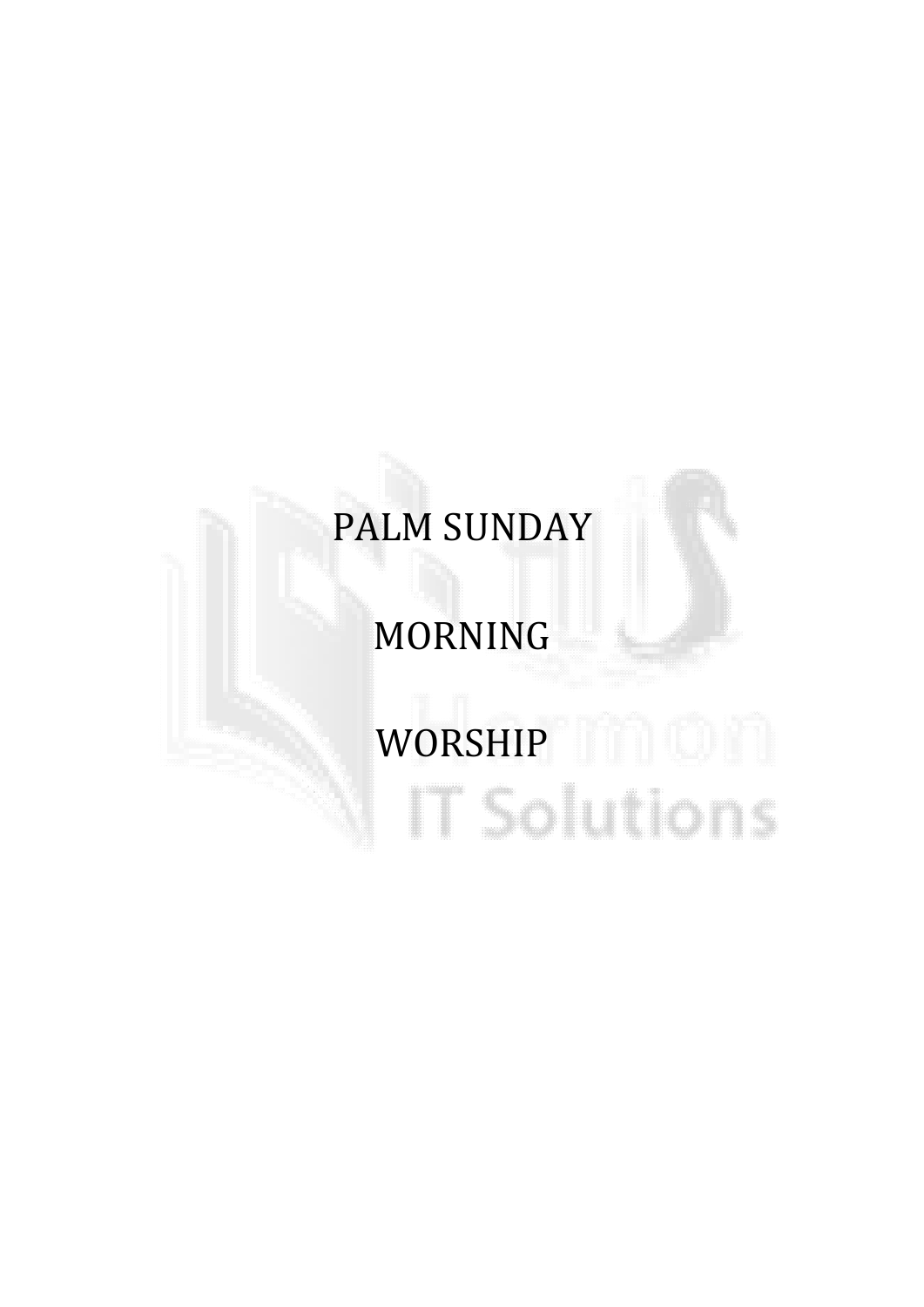# PALM SUNDAY

# MORNING

# WORSHIP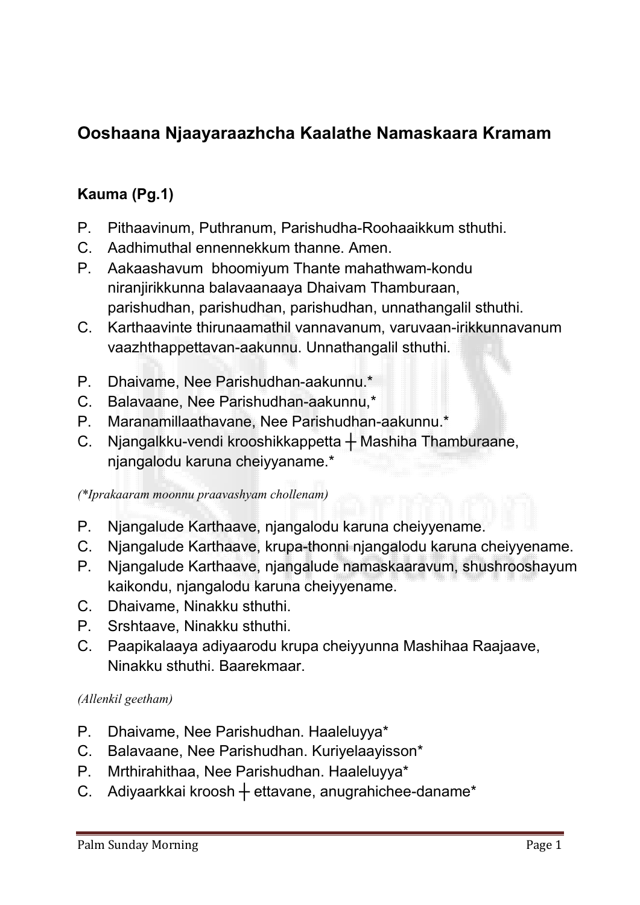## Ooshaana Njaayaraazhcha Kaalathe Namaskaara Kramam

### Kauma (Pg.1)

P. Pithaavinum, Puthranum, Parishudha-Roohaaikkum sthuthi.
C. Aadhimuthal ennennekkum thanne. Amen.
P. Aakaashavum bhoomiyum Thante mahathwam-kondu niranjirikkunna balavaanaaya Dhaivam Thamburaan, parishudhan, parishudhan, parishudhan, unnathangalil sthuthi.
C. Karthaavinte thirunaamathil vannavanum, varuvaan-irikkunnavanum vaazhthappettavan-aakunnu. Unnathangalil sthuthi.

P. Dhaivame, Nee Parishudhan-aakunnu.*
C. Balavaane, Nee Parishudhan-aakunnu,*
P. Maranamillaathavane, Nee Parishudhan-aakunnu.*
C. Njangalkku-vendi krooshikkappetta ┼ Mashiha Thamburaane, njangalodu karuna cheiyyaname.*

*(\*Iprakaaram moonnu praavashyam chollenam)*

P. Njangalude Karthaave, njangalodu karuna cheiyyename.
C. Njangalude Karthaave, krupa-thonni njangalodu karuna cheiyyename.
P. Njangalude Karthaave, njangalude namaskaaravum, shushrooshayum kaikondu, njangalodu karuna cheiyyename.
C. Dhaivame, Ninakku sthuthi.
P. Srshtaave, Ninakku sthuthi.
C. Paapikalaaya adiyaarodu krupa cheiyyunna Mashihaa Raajaave, Ninakku sthuthi. Baarekmaar.

*(Allenkil geetham)*

P. Dhaivame, Nee Parishudhan. Haaleluyya*
C. Balavaane, Nee Parishudhan. Kuriyelaayisson*
P. Mrthirahithaa, Nee Parishudhan. Haaleluyya*
C. Adiyaarkkai kroosh ┼ ettavane, anugrahichee-daname*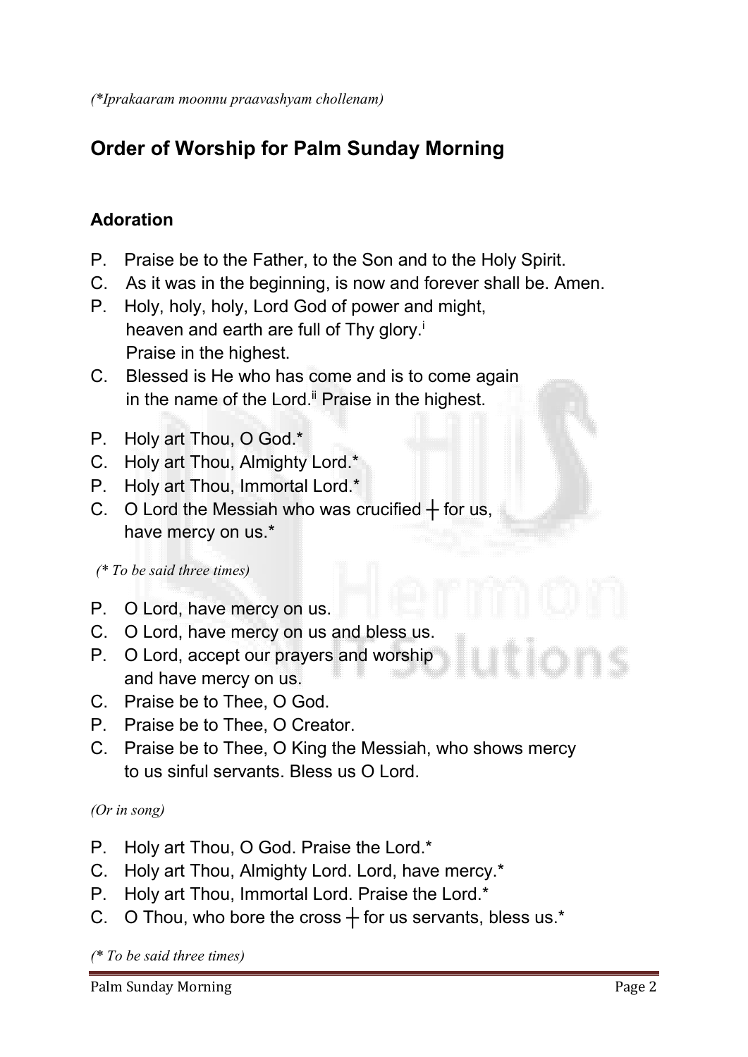*(\*Iprakaaram moonnu praavashyam chollenam)*

## Order of Worship for Palm Sunday Morning

### Adoration

P. Praise be to the Father, to the Son and to the Holy Spirit.
C. As it was in the beginning, is now and forever shall be. Amen.
P. Holy, holy, holy, Lord God of power and might,
heaven and earth are full of Thy glory.[i]
Praise in the highest.
C. Blessed is He who has come and is to come again
in the name of the Lord.[ii] Praise in the highest.

P. Holy art Thou, O God.*
C. Holy art Thou, Almighty Lord.*
P. Holy art Thou, Immortal Lord.*
C. O Lord the Messiah who was crucified ┼ for us,
have mercy on us.*

*(\* To be said three times)*

P. O Lord, have mercy on us.
C. O Lord, have mercy on us and bless us.
P. O Lord, accept our prayers and worship
and have mercy on us.
C. Praise be to Thee, O God.
P. Praise be to Thee, O Creator.
C. Praise be to Thee, O King the Messiah, who shows mercy
to us sinful servants. Bless us O Lord.

*(Or in song)*

P. Holy art Thou, O God. Praise the Lord.*
C. Holy art Thou, Almighty Lord. Lord, have mercy.*
P. Holy art Thou, Immortal Lord. Praise the Lord.*
C. O Thou, who bore the cross ┼ for us servants, bless us.*

*(\* To be said three times)*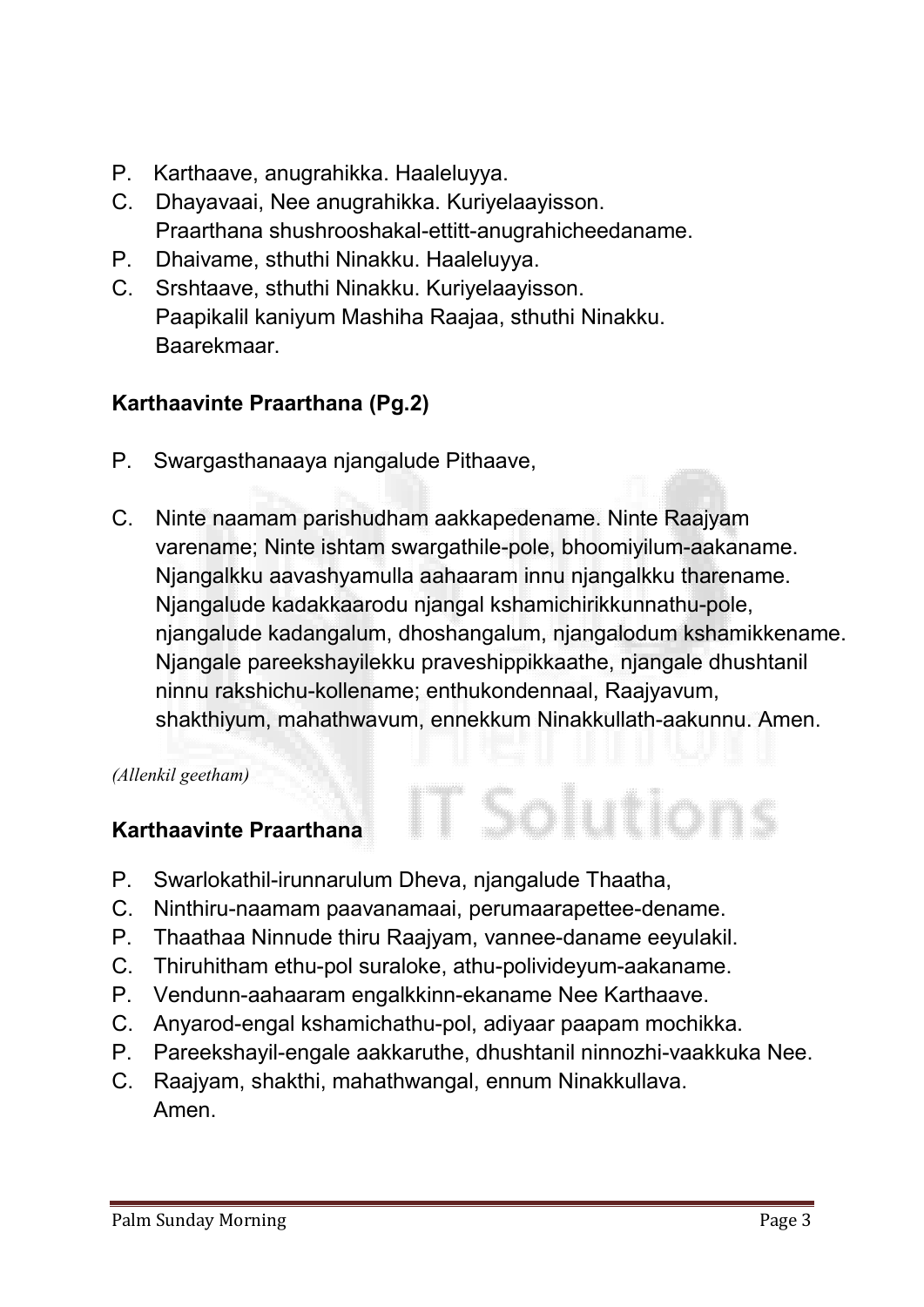P. Karthaave, anugrahikka. Haaleluyya.
C. Dhayavaai, Nee anugrahikka. Kuriyelaayisson.
   Praarthana shushrooshakal-ettitt-anugrahicheedaname.
P. Dhaivame, sthuthi Ninakku. Haaleluyya.
C. Srshtaave, sthuthi Ninakku. Kuriyelaayisson.
   Paapikalil kaniyum Mashiha Raajaa, sthuthi Ninakku.
   Baarekmaar.

**Karthaavinte Praarthana (Pg.2)**

P. Swargasthanaaya njangalude Pithaave,

C. Ninte naamam parishudham aakkapedename. Ninte Raajyam varename; Ninte ishtam swargathile-pole, bhoomiyilum-aakaname. Njangalkku aavashyamulla aahaaram innu njangalkku tharename. Njangalude kadakkaarodu njangal kshamichirikkunnathu-pole, njangalude kadangalum, dhoshangalum, njangalodum kshamikkename. Njangale pareekshayilekku praveshippikkaathe, njangale dhushtanil ninnu rakshichu-kollename; enthukondennaal, Raajyavum, shakthiyum, mahathwavum, ennekkum Ninakkullath-aakunnu. Amen.

*(Allenkil geetham)*

**Karthaavinte Praarthana**

P. Swarlokathil-irunnarulum Dheva, njangalude Thaatha,
C. Ninthiru-naamam paavanamaai, perumaarapettee-dename.
P. Thaathaa Ninnude thiru Raajyam, vannee-daname eeyulakil.
C. Thiruhitham ethu-pol suraloke, athu-polivideyum-aakaname.
P. Vendunn-aahaaram engalkkinn-ekaname Nee Karthaave.
C. Anyarod-engal kshamichathu-pol, adiyaar paapam mochikka.
P. Pareekshayil-engale aakkaruthe, dhushtanil ninnozhi-vaakkuka Nee.
C. Raajyam, shakthi, mahathwangal, ennum Ninakkullava.
   Amen.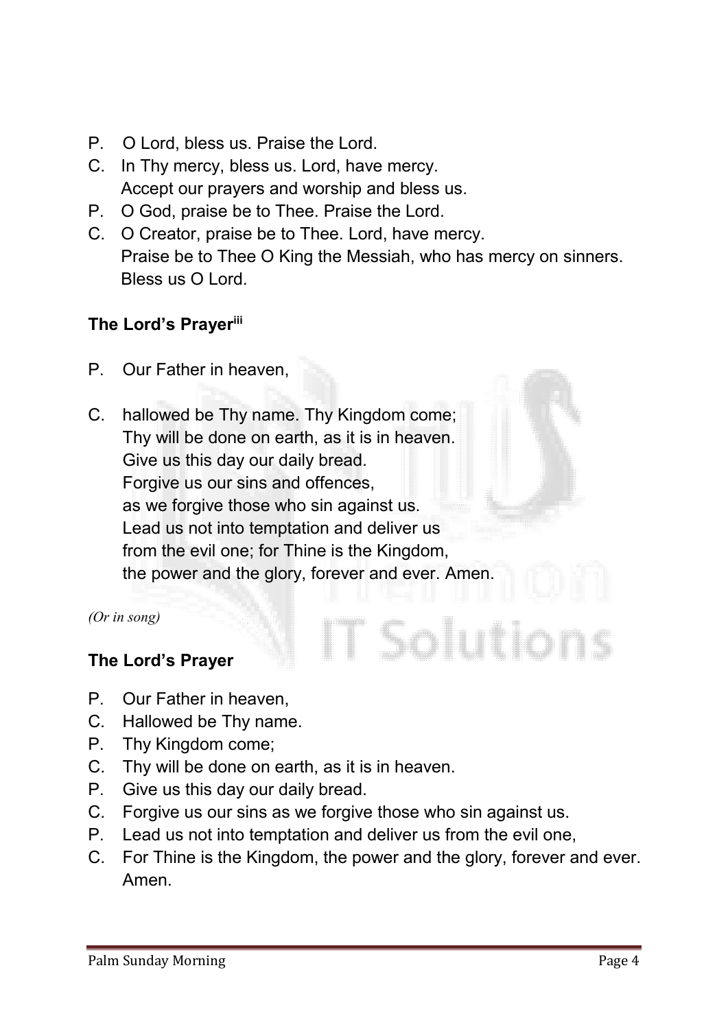P. O Lord, bless us. Praise the Lord.

C. In Thy mercy, bless us. Lord, have mercy.
Accept our prayers and worship and bless us.

P. O God, praise be to Thee. Praise the Lord.

C. O Creator, praise be to Thee. Lord, have mercy.
Praise be to Thee O King the Messiah, who has mercy on sinners.
Bless us O Lord.

### The Lord's Prayer[iii]

P. Our Father in heaven,

C. hallowed be Thy name. Thy Kingdom come;
Thy will be done on earth, as it is in heaven.
Give us this day our daily bread.
Forgive us our sins and offences,
as we forgive those who sin against us.
Lead us not into temptation and deliver us
from the evil one; for Thine is the Kingdom,
the power and the glory, forever and ever. Amen.

*(Or in song)*

### The Lord's Prayer

P. Our Father in heaven,

C. Hallowed be Thy name.

P. Thy Kingdom come;

C. Thy will be done on earth, as it is in heaven.

P. Give us this day our daily bread.

C. Forgive us our sins as we forgive those who sin against us.

P. Lead us not into temptation and deliver us from the evil one,

C. For Thine is the Kingdom, the power and the glory, forever and ever.
Amen.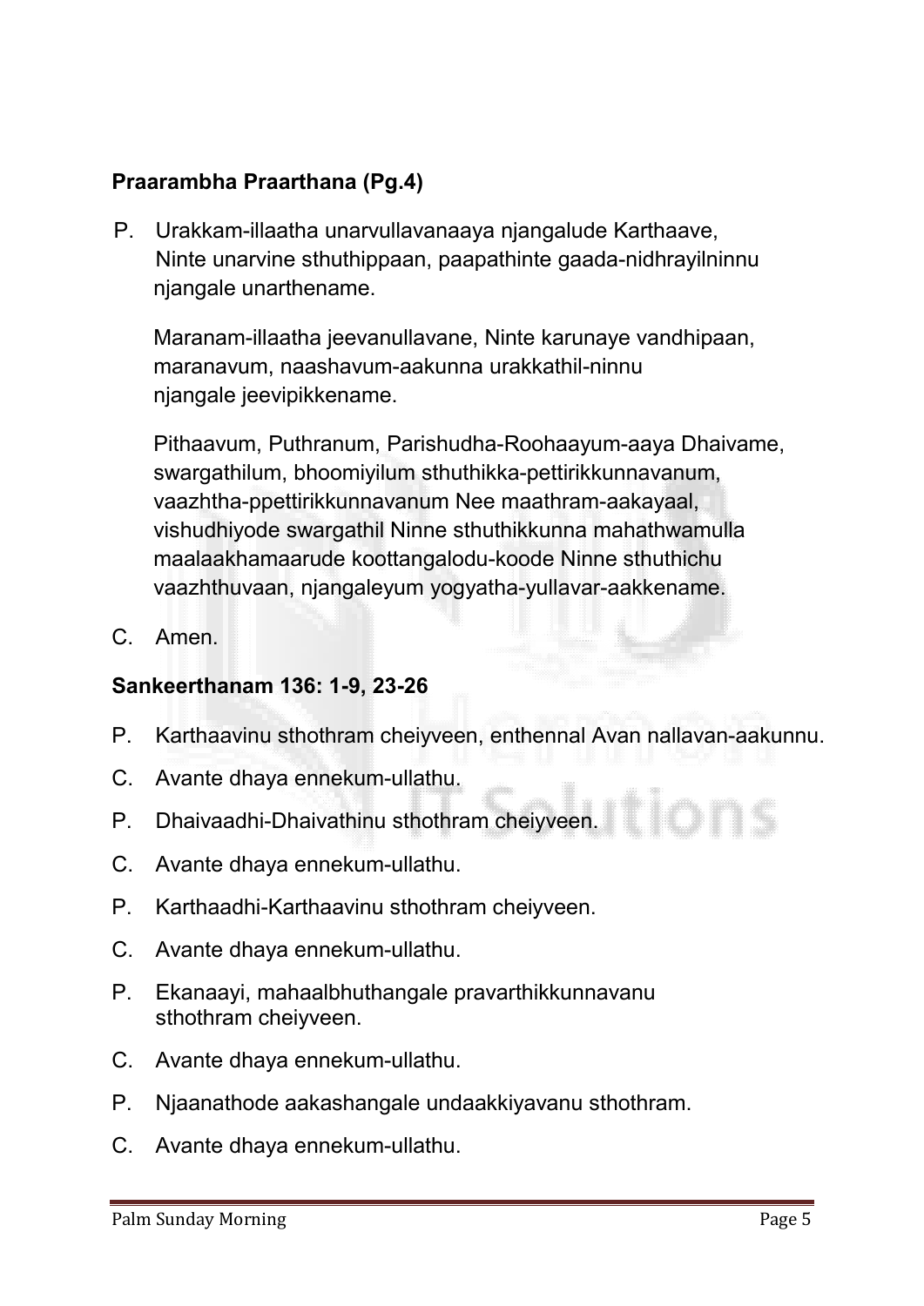**Praarambha Praarthana (Pg.4)**

P. Urakkam-illaatha unarvullavanaaya njangalude Karthaave, Ninte unarvine sthuthippaan, paapathinte gaada-nidhrayilninnu njangale unarthename.

Maranam-illaatha jeevanullavane, Ninte karunaye vandhipaan, maranavum, naashavum-aakunna urakkathil-ninnu njangale jeevipikkename.

Pithaavum, Puthranum, Parishudha-Roohaayum-aaya Dhaivame, swargathilum, bhoomiyilum sthuthikka-pettirikkunnavanum, vaazhtha-ppettirikkunnavanum Nee maathram-aakayaal, vishudhiyode swargathil Ninne sthuthikkunna mahathwamulla maalaakhamaarude koottangalodu-koode Ninne sthuthichu vaazhthuvaan, njangaleyum yogyatha-yullavar-aakkename.

C. Amen.

**Sankeerthanam 136: 1-9, 23-26**

P. Karthaavinu sthothram cheiyveen, enthennal Avan nallavan-aakunnu.

C. Avante dhaya ennekum-ullathu.

P. Dhaivaadhi-Dhaivathinu sthothram cheiyveen.

C. Avante dhaya ennekum-ullathu.

P. Karthaadhi-Karthaavinu sthothram cheiyveen.

C. Avante dhaya ennekum-ullathu.

P. Ekanaayi, mahaalbhuthangale pravarthikkunnavanu sthothram cheiyveen.

C. Avante dhaya ennekum-ullathu.

P. Njaanathode aakashangale undaakkiyavanu sthothram.

C. Avante dhaya ennekum-ullathu.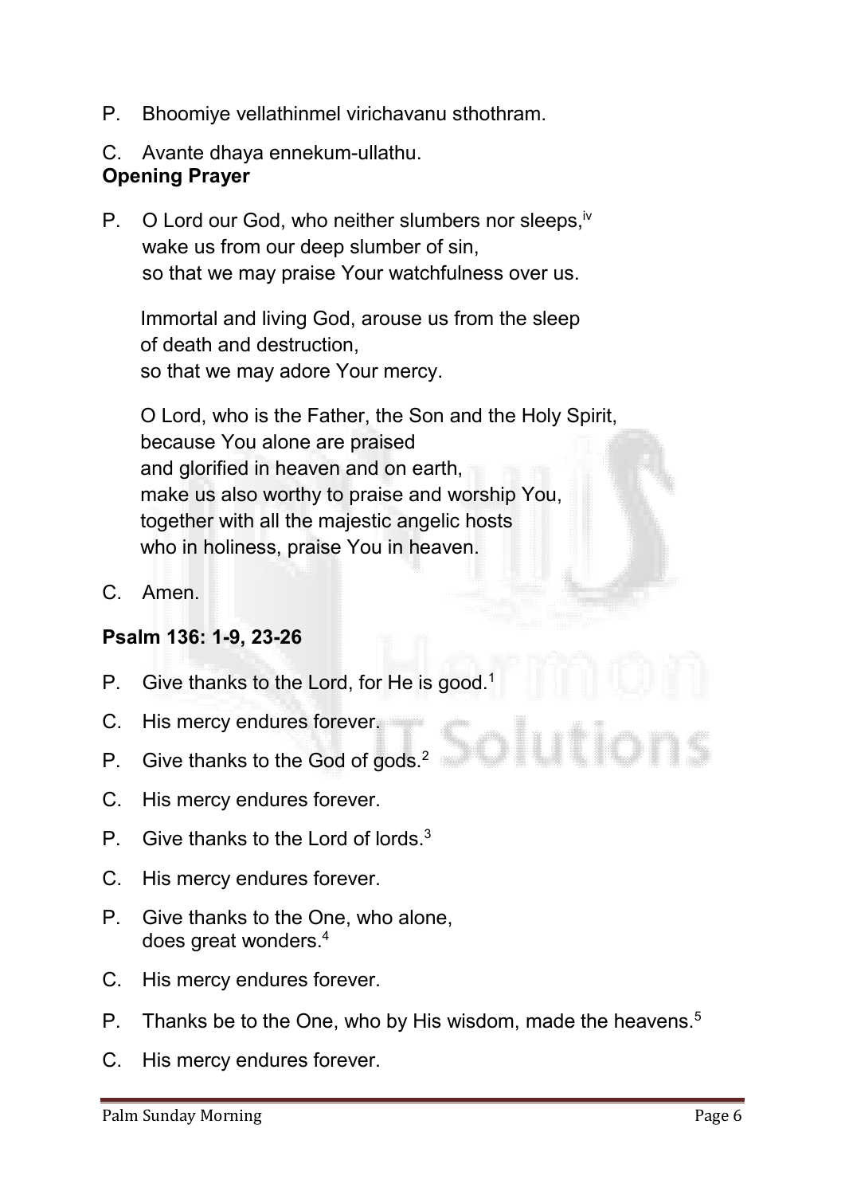P. Bhoomiye vellathinmel virichavanu sthothram.

C. Avante dhaya ennekum-ullathu.

**Opening Prayer**

P. O Lord our God, who neither slumbers nor sleeps,[iv]
wake us from our deep slumber of sin,
so that we may praise Your watchfulness over us.

Immortal and living God, arouse us from the sleep
of death and destruction,
so that we may adore Your mercy.

O Lord, who is the Father, the Son and the Holy Spirit,
because You alone are praised
and glorified in heaven and on earth,
make us also worthy to praise and worship You,
together with all the majestic angelic hosts
who in holiness, praise You in heaven.

C. Amen.

**Psalm 136: 1-9, 23-26**

P. Give thanks to the Lord, for He is good.[1]

C. His mercy endures forever.

P. Give thanks to the God of gods.[2]

C. His mercy endures forever.

P. Give thanks to the Lord of lords.[3]

C. His mercy endures forever.

P. Give thanks to the One, who alone,
does great wonders.[4]

C. His mercy endures forever.

P. Thanks be to the One, who by His wisdom, made the heavens.[5]

C. His mercy endures forever.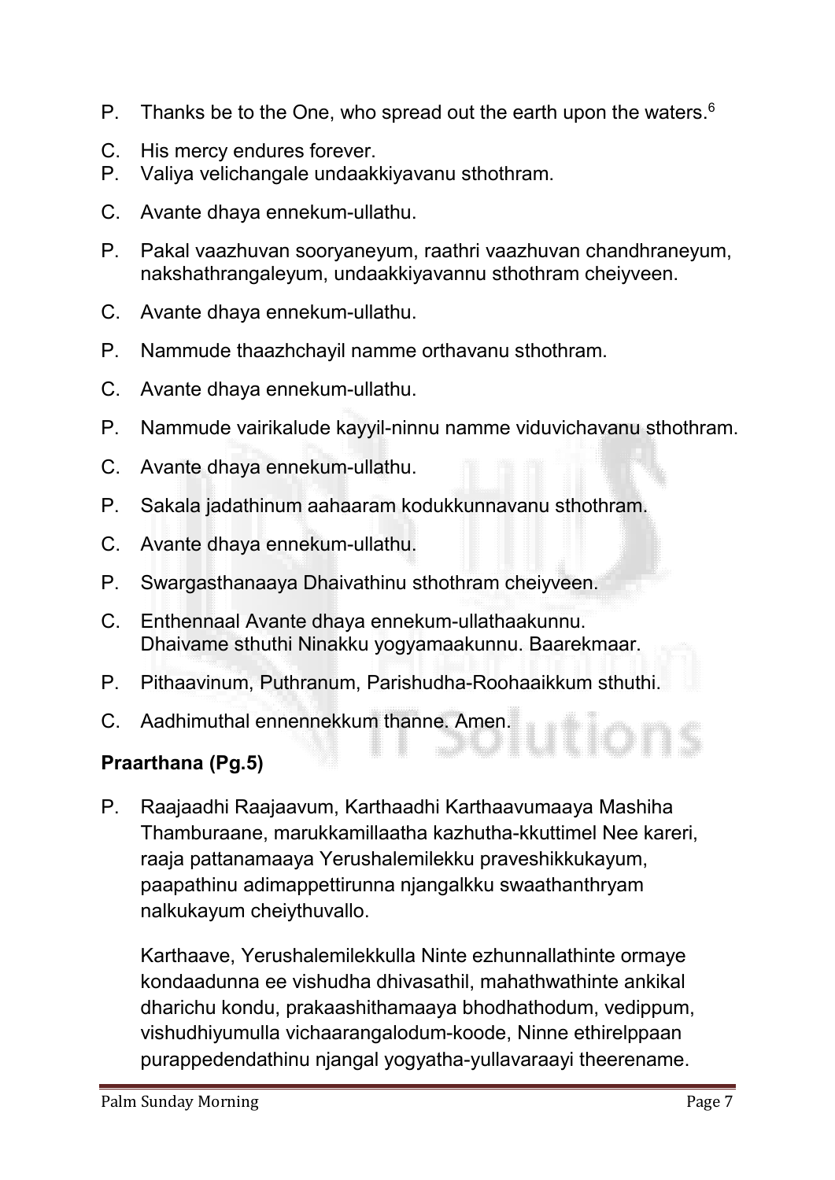P. Thanks be to the One, who spread out the earth upon the waters.[6]

C. His mercy endures forever.

P. Valiya velichangale undaakkiyavanu sthothram.

C. Avante dhaya ennekum-ullathu.

P. Pakal vaazhuvan sooryaneyum, raathri vaazhuvan chandhraneyum, nakshathrangaleyum, undaakkiyavannu sthothram cheiyveen.

C. Avante dhaya ennekum-ullathu.

P. Nammude thaazhchayil namme orthavanu sthothram.

C. Avante dhaya ennekum-ullathu.

P. Nammude vairikalude kayyil-ninnu namme viduvichavanu sthothram.

C. Avante dhaya ennekum-ullathu.

P. Sakala jadathinum aahaaram kodukkunnavanu sthothram.

C. Avante dhaya ennekum-ullathu.

P. Swargasthanaaya Dhaivathinu sthothram cheiyveen.

C. Enthennaal Avante dhaya ennekum-ullathaakunnu.
Dhaivame sthuthi Ninakku yogyamaakunnu. Baarekmaar.

P. Pithaavinum, Puthranum, Parishudha-Roohaaikkum sthuthi.

C. Aadhimuthal ennennekkum thanne. Amen.

**Praarthana (Pg.5)**

P. Raajaadhi Raajaavum, Karthaadhi Karthaavumaaya Mashiha Thamburaane, marukkamillaatha kazhutha-kkuttimel Nee kareri, raaja pattanamaaya Yerushalemilekku praveshikkukayum, paapathinu adimappettirunna njangalkku swaathanthryam nalkukayum cheiythuvallo.

Karthaave, Yerushalemilekkulla Ninte ezhunnallathinte ormaye kondaadunna ee vishudha dhivasathil, mahathwathinte ankikal dharichu kondu, prakaashithamaaya bhodhathodum, vedippum, vishudhiyumulla vichaarangalodum-koode, Ninne ethirelppaan purappedendathinu njangal yogyatha-yullavaraayi theername.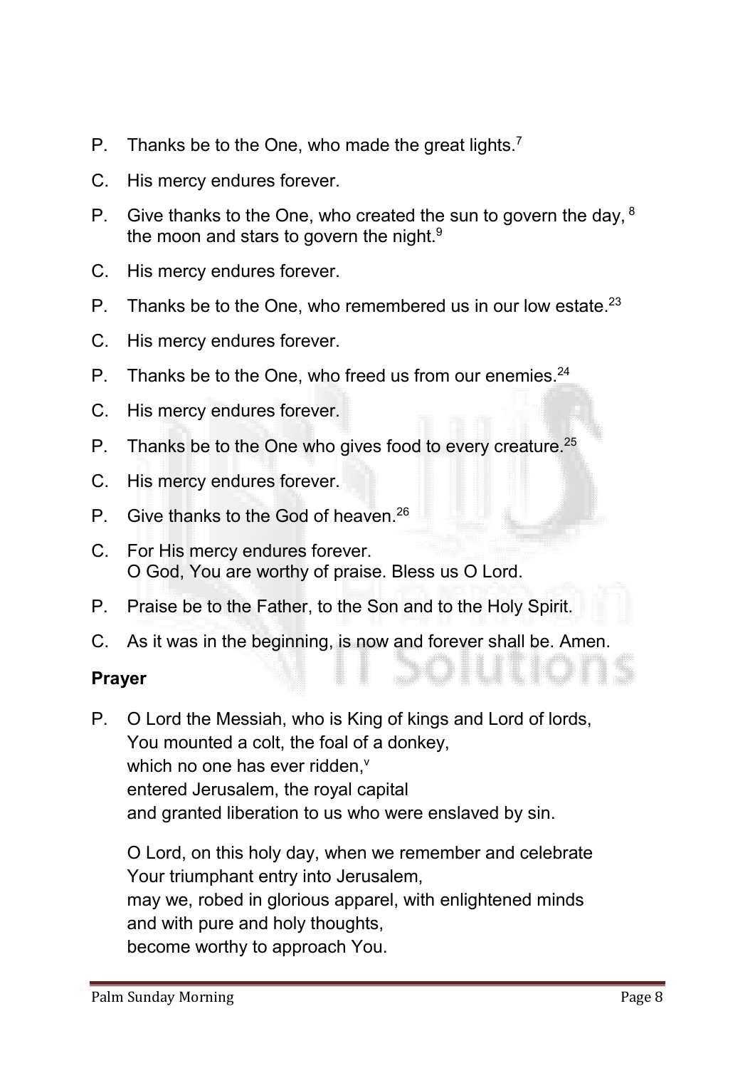P. Thanks be to the One, who made the great lights.[7]

C. His mercy endures forever.

P. Give thanks to the One, who created the sun to govern the day, [8] the moon and stars to govern the night.[9]

C. His mercy endures forever.

P. Thanks be to the One, who remembered us in our low estate.[23]

C. His mercy endures forever.

P. Thanks be to the One, who freed us from our enemies.[24]

C. His mercy endures forever.

P. Thanks be to the One who gives food to every creature.[25]

C. His mercy endures forever.

P. Give thanks to the God of heaven.[26]

C. For His mercy endures forever.
O God, You are worthy of praise. Bless us O Lord.

P. Praise be to the Father, to the Son and to the Holy Spirit.

C. As it was in the beginning, is now and forever shall be. Amen.

**Prayer**

P. O Lord the Messiah, who is King of kings and Lord of lords,
You mounted a colt, the foal of a donkey,
which no one has ever ridden,[v]
entered Jerusalem, the royal capital
and granted liberation to us who were enslaved by sin.

O Lord, on this holy day, when we remember and celebrate
Your triumphant entry into Jerusalem,
may we, robed in glorious apparel, with enlightened minds
and with pure and holy thoughts,
become worthy to approach You.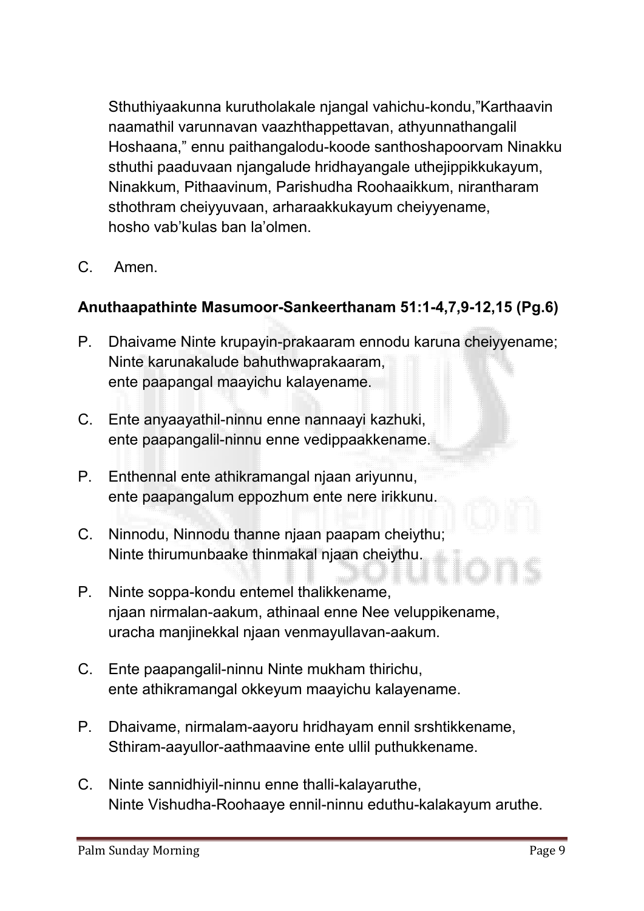Sthuthiyaakunna kurutholakale njangal vahichu-kondu,"Karthaavin naamathil varunnavan vaazhthappettavan, athyunnathangalil Hoshaana," ennu paithangalodu-koode santhoshapoorvam Ninakku sthuthi paaduvaan njangalude hridhayangale uthejippikkukayum, Ninakkum, Pithaavinum, Parishudha Roohaaikkum, nirantharam sthothram cheiyyuvaan, arharaakkukayum cheiyyename, hosho vab'kulas ban la'olmen.

C. Amen.

**Anuthaapathinte Masumoor-Sankeerthanam 51:1-4,7,9-12,15 (Pg.6)**

P. Dhaivame Ninte krupayin-prakaaram ennodu karuna cheiyyename; Ninte karunakalude bahuthwaprakaaram, ente paapangal maayichu kalayename.

C. Ente anyaayathil-ninnu enne nannaayi kazhuki, ente paapangalil-ninnu enne vedippaakkename.

P. Enthennal ente athikramangal njaan ariyunnu, ente paapangalum eppozhum ente nere irikkunu.

C. Ninnodu, Ninnodu thanne njaan paapam cheiythu; Ninte thirumunbaake thinmakal njaan cheiythu.

P. Ninte soppa-kondu entemel thalikkename, njaan nirmalan-aakum, athinaal enne Nee veluppikename, uracha manjinekkal njaan venmayullavan-aakum.

C. Ente paapangalil-ninnu Ninte mukham thirichu, ente athikramangal okkeyum maayichu kalayename.

P. Dhaivame, nirmalam-aayoru hridhayam ennil srshtikkename, Sthiram-aayullor-aathmaavine ente ullil puthukkename.

C. Ninte sannidhiyil-ninnu enne thalli-kalayaruthe, Ninte Vishudha-Roohaaye ennil-ninnu eduthu-kalakayum aruthe.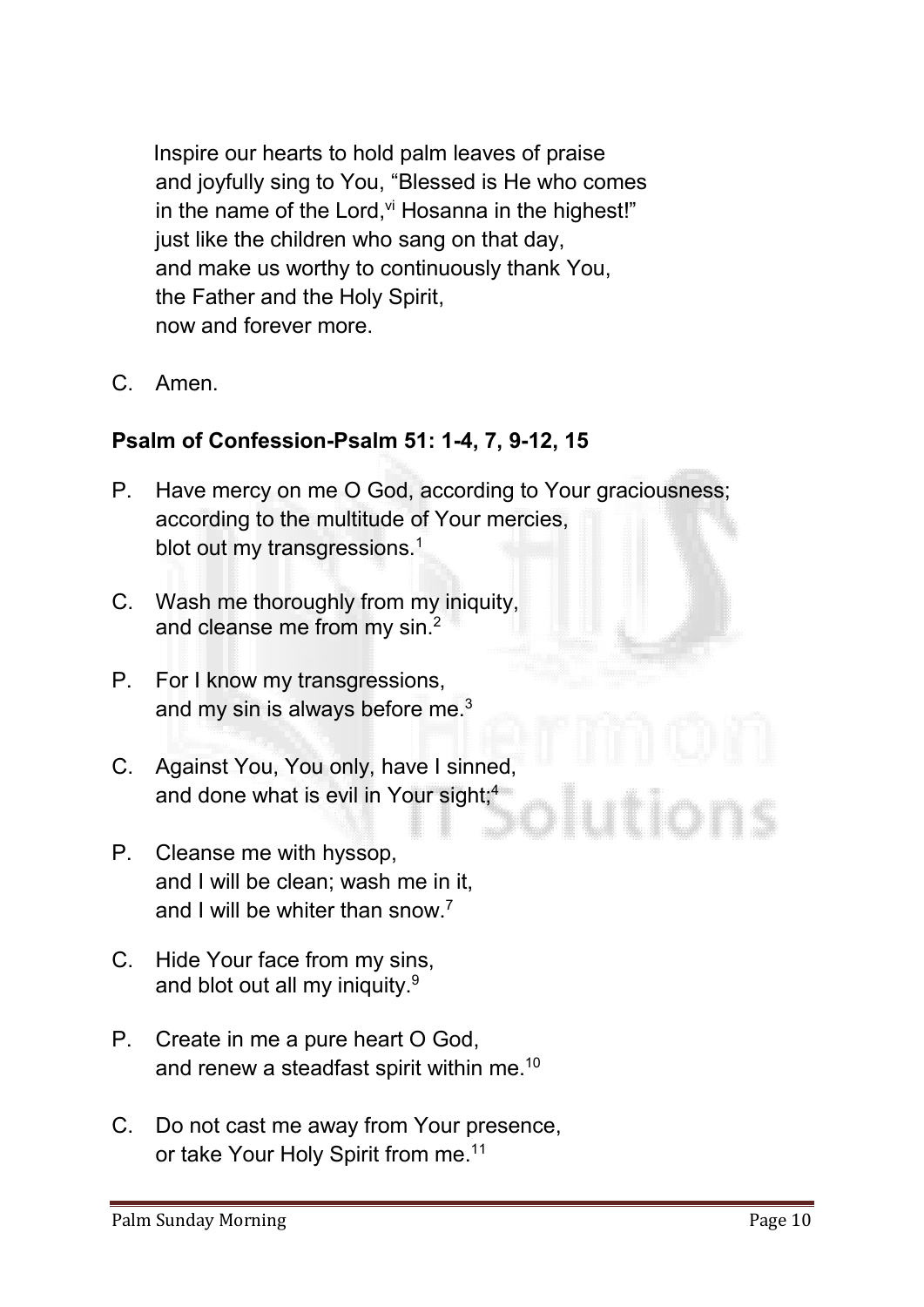Inspire our hearts to hold palm leaves of praise
and joyfully sing to You, "Blessed is He who comes
in the name of the Lord,[vi] Hosanna in the highest!"
just like the children who sang on that day,
and make us worthy to continuously thank You,
the Father and the Holy Spirit,
now and forever more.

C. Amen.

**Psalm of Confession-Psalm 51: 1-4, 7, 9-12, 15**

P. Have mercy on me O God, according to Your graciousness;
according to the multitude of Your mercies,
blot out my transgressions.[1]

C. Wash me thoroughly from my iniquity,
and cleanse me from my sin.[2]

P. For I know my transgressions,
and my sin is always before me.[3]

C. Against You, You only, have I sinned,
and done what is evil in Your sight;[4]

P. Cleanse me with hyssop,
and I will be clean; wash me in it,
and I will be whiter than snow.[7]

C. Hide Your face from my sins,
and blot out all my iniquity.[9]

P. Create in me a pure heart O God,
and renew a steadfast spirit within me.[10]

C. Do not cast me away from Your presence,
or take Your Holy Spirit from me.[11]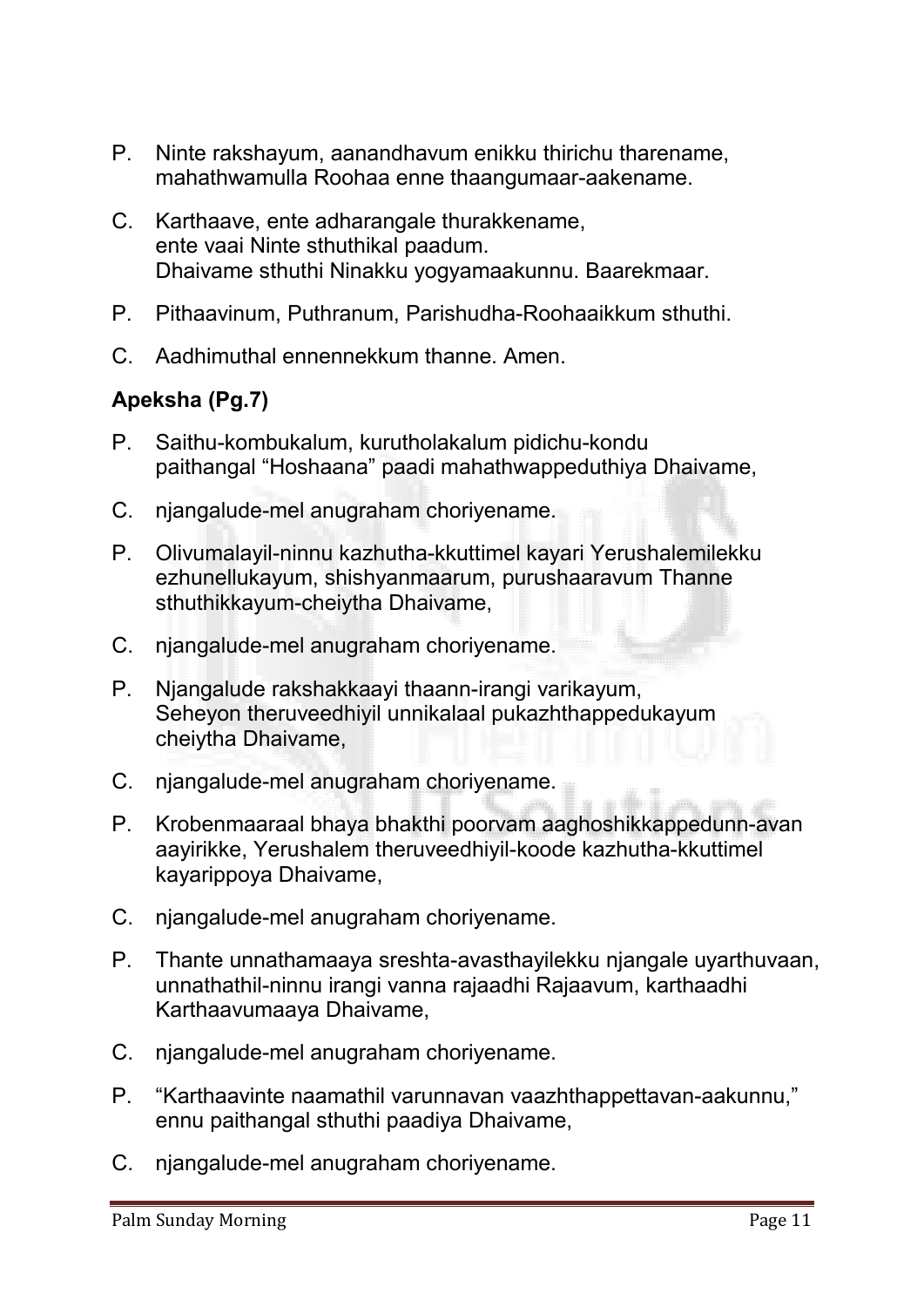P. Ninte rakshayum, aanandhavum enikku thirichu tharename, mahathwamulla Roohaa enne thaangumaar-aakename.

C. Karthaave, ente adharangale thurakkename,
ente vaai Ninte sthuthikal paadum.
Dhaivame sthuthi Ninakku yogyamaakunnu. Baarekmaar.

P. Pithaavinum, Puthranum, Parishudha-Roohaaikkum sthuthi.

C. Aadhimuthal ennennekkum thanne. Amen.

**Apeksha (Pg.7)**

P. Saithu-kombukalum, kurutholakalum pidichu-kondu paithangal "Hoshaana" paadi mahathwappeduthiya Dhaivame,

C. njangalude-mel anugraham choriyename.

P. Olivumalayil-ninnu kazhutha-kkuttimel kayari Yerushalemilekku ezhunellukayum, shishyanmaarum, purushaaravum Thanne sthuthikkayum-cheiytha Dhaivame,

C. njangalude-mel anugraham choriyename.

P. Njangalude rakshakkaayi thaann-irangi varikayum, Seheyon theruveedhiyil unnikalaal pukazhthappedukayum cheiytha Dhaivame,

C. njangalude-mel anugraham choriyename.

P. Krobenmaaraal bhaya bhakthi poorvam aaghoshikkappedunn-avan aayirikke, Yerushalem theruveedhiyil-koode kazhutha-kkuttimel kayarippoya Dhaivame,

C. njangalude-mel anugraham choriyename.

P. Thante unnathamaaya sreshta-avasthayilekku njangale uyarthuvaan, unnathathil-ninnu irangi vanna rajaadhi Rajaavum, karthaadhi Karthaavumaaya Dhaivame,

C. njangalude-mel anugraham choriyename.

P. "Karthaavinte naamathil varunnavan vaazhthappettavan-aakunnu," ennu paithangal sthuthi paadiya Dhaivame,

C. njangalude-mel anugraham choriyename.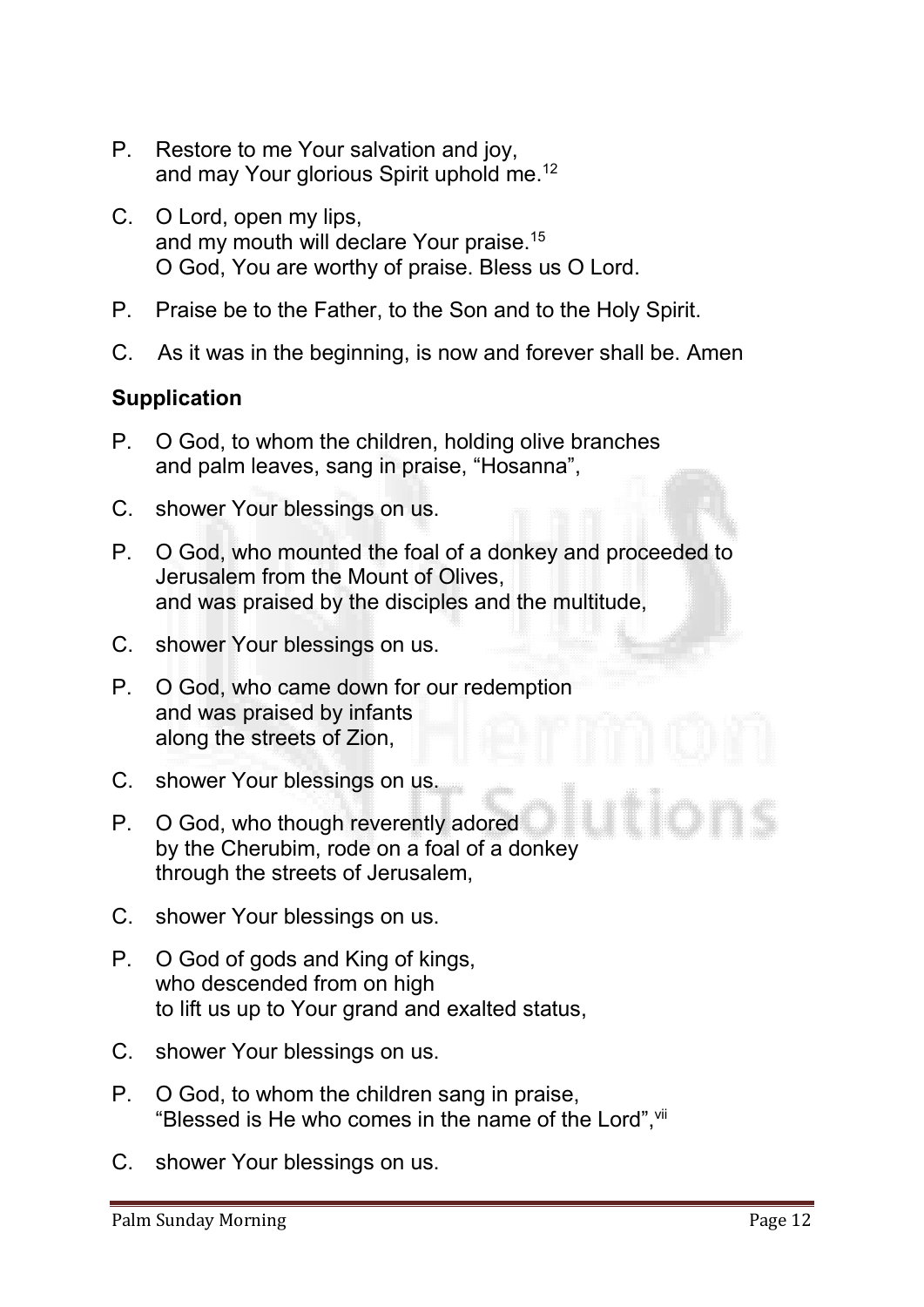P. Restore to me Your salvation and joy,
and may Your glorious Spirit uphold me.[12]

C. O Lord, open my lips,
and my mouth will declare Your praise.[15]
O God, You are worthy of praise. Bless us O Lord.

P. Praise be to the Father, to the Son and to the Holy Spirit.

C. As it was in the beginning, is now and forever shall be. Amen

**Supplication**

P. O God, to whom the children, holding olive branches
and palm leaves, sang in praise, "Hosanna",

C. shower Your blessings on us.

P. O God, who mounted the foal of a donkey and proceeded to Jerusalem from the Mount of Olives,
and was praised by the disciples and the multitude,

C. shower Your blessings on us.

P. O God, who came down for our redemption
and was praised by infants
along the streets of Zion,

C. shower Your blessings on us.

P. O God, who though reverently adored
by the Cherubim, rode on a foal of a donkey
through the streets of Jerusalem,

C. shower Your blessings on us.

P. O God of gods and King of kings,
who descended from on high
to lift us up to Your grand and exalted status,

C. shower Your blessings on us.

P. O God, to whom the children sang in praise,
"Blessed is He who comes in the name of the Lord",[vii]

C. shower Your blessings on us.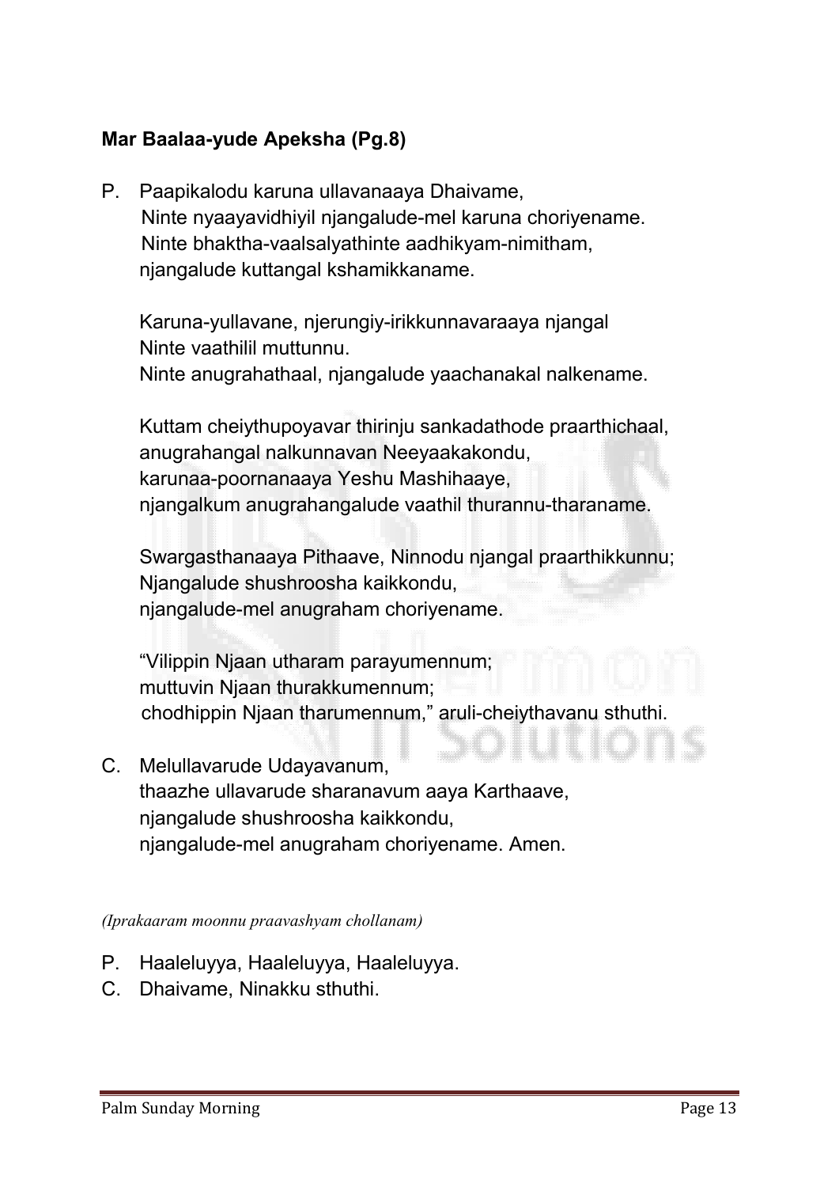**Mar Baalaa-yude Apeksha (Pg.8)**

P. Paapikalodu karuna ullavanaaya Dhaivame,
Ninte nyaayavidhiyil njangalude-mel karuna choriyename.
Ninte bhaktha-vaalsalyathinte aadhikyam-nimitham,
njangalude kuttangal kshamikkaname.

Karuna-yullavane, njerungiy-irikkunnavaraaya njangal
Ninte vaathilil muttunnu.
Ninte anugrahathaal, njangalude yaachanakal nalkename.

Kuttam cheiythupoyavar thirinju sankadathode praarthichaal,
anugrahangal nalkunnavan Neeyaakakondu,
karunaa-poornanaaya Yeshu Mashihaaye,
njangalkum anugrahangalude vaathil thurannu-tharaname.

Swargasthanaaya Pithaave, Ninnodu njangal praarthikkunnu;
Njangalude shushroosha kaikkondu,
njangalude-mel anugraham choriyename.

"Vilippin Njaan utharam parayumennum;
muttuvin Njaan thurakkumennum;
chodhippin Njaan tharumennum," aruli-cheiythavanu sthuthi.

C. Melullavarude Udayavanum,
thaazhe ullavarude sharanavum aaya Karthaave,
njangalude shushroosha kaikkondu,
njangalude-mel anugraham choriyename. Amen.

*(Iprakaaram moonnu praavashyam chollanam)*

P. Haaleluyya, Haaleluyya, Haaleluyya.
C. Dhaivame, Ninakku sthuthi.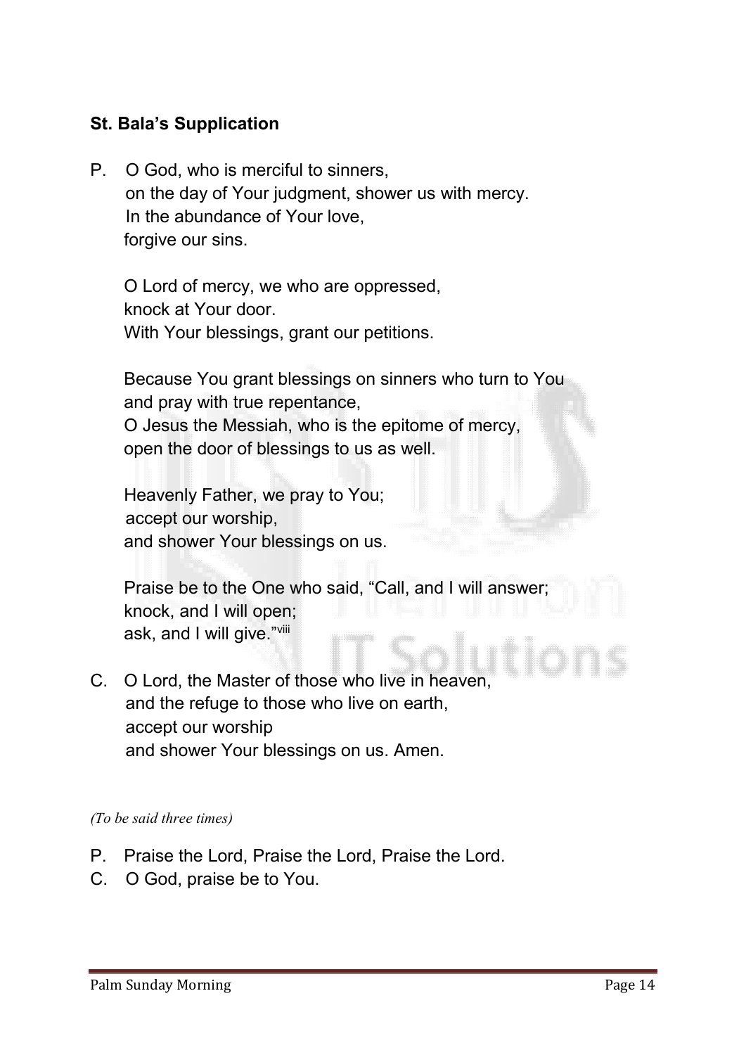**St. Bala's Supplication**

P. O God, who is merciful to sinners,
on the day of Your judgment, shower us with mercy.
In the abundance of Your love,
forgive our sins.

O Lord of mercy, we who are oppressed,
knock at Your door.
With Your blessings, grant our petitions.

Because You grant blessings on sinners who turn to You
and pray with true repentance,
O Jesus the Messiah, who is the epitome of mercy,
open the door of blessings to us as well.

Heavenly Father, we pray to You;
accept our worship,
and shower Your blessings on us.

Praise be to the One who said, "Call, and I will answer;
knock, and I will open;
ask, and I will give."[viii]

C. O Lord, the Master of those who live in heaven,
and the refuge to those who live on earth,
accept our worship
and shower Your blessings on us. Amen.

*(To be said three times)*

P. Praise the Lord, Praise the Lord, Praise the Lord.

C. O God, praise be to You.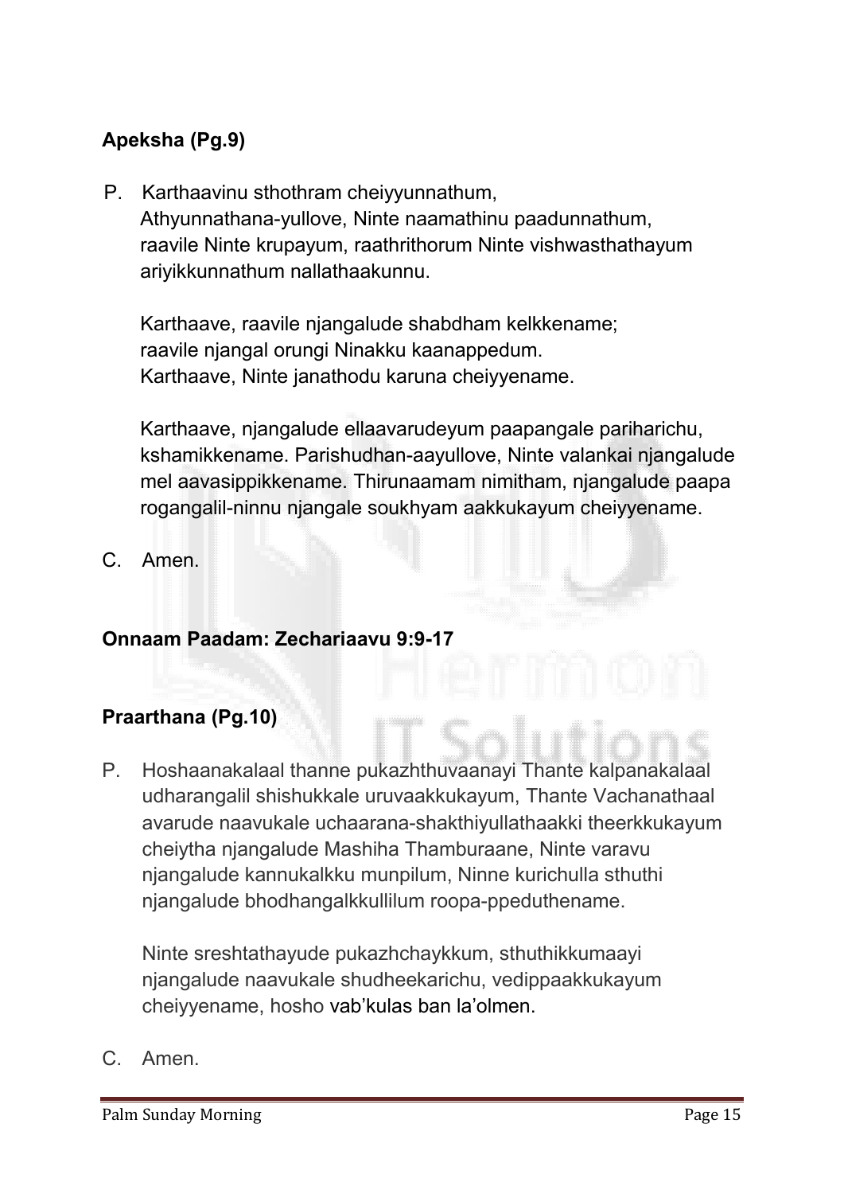**Apeksha (Pg.9)**

P. Karthaavinu sthothram cheiyyunnathum, Athyunnathana-yullove, Ninte naamathinu paadunnathum, raavile Ninte krupayum, raathrithorum Ninte vishwasthathayum ariyikkunnathum nallathaakunnu.

Karthaave, raavile njangalude shabdham kelkkename; raavile njangal orungi Ninakku kaanappedum. Karthaave, Ninte janathodu karuna cheiyyename.

Karthaave, njangalude ellaavarudeyum paapangale pariharichu, kshamikkename. Parishudhan-aayullove, Ninte valankai njangalude mel aavasippikkename. Thirunaamam nimitham, njangalude paapa rogangalil-ninnu njangale soukhyam aakkukayum cheiyyename.

C. Amen.

**Onnaam Paadam: Zechariaavu 9:9-17**

**Praarthana (Pg.10)**

P. Hoshaanakalaal thanne pukazhthuvaanayi Thante kalpanakalaal udharangalil shishukkale uruvaakkukayum, Thante Vachanathaal avarude naavukale uchaarana-shakthiyullathaakki theerkkukayum cheiytha njangalude Mashiha Thamburaane, Ninte varavu njangalude kannukalkku munpilum, Ninne kurichulla sthuthi njangalude bhodhangalkkullilum roopa-ppeduthename.

Ninte sreshtathayude pukazhchaykkum, sthuthikkumaayi njangalude naavukale shudheekarichu, vedippaakkukayum cheiyyename, hosho vab'kulas ban la'olmen.

C. Amen.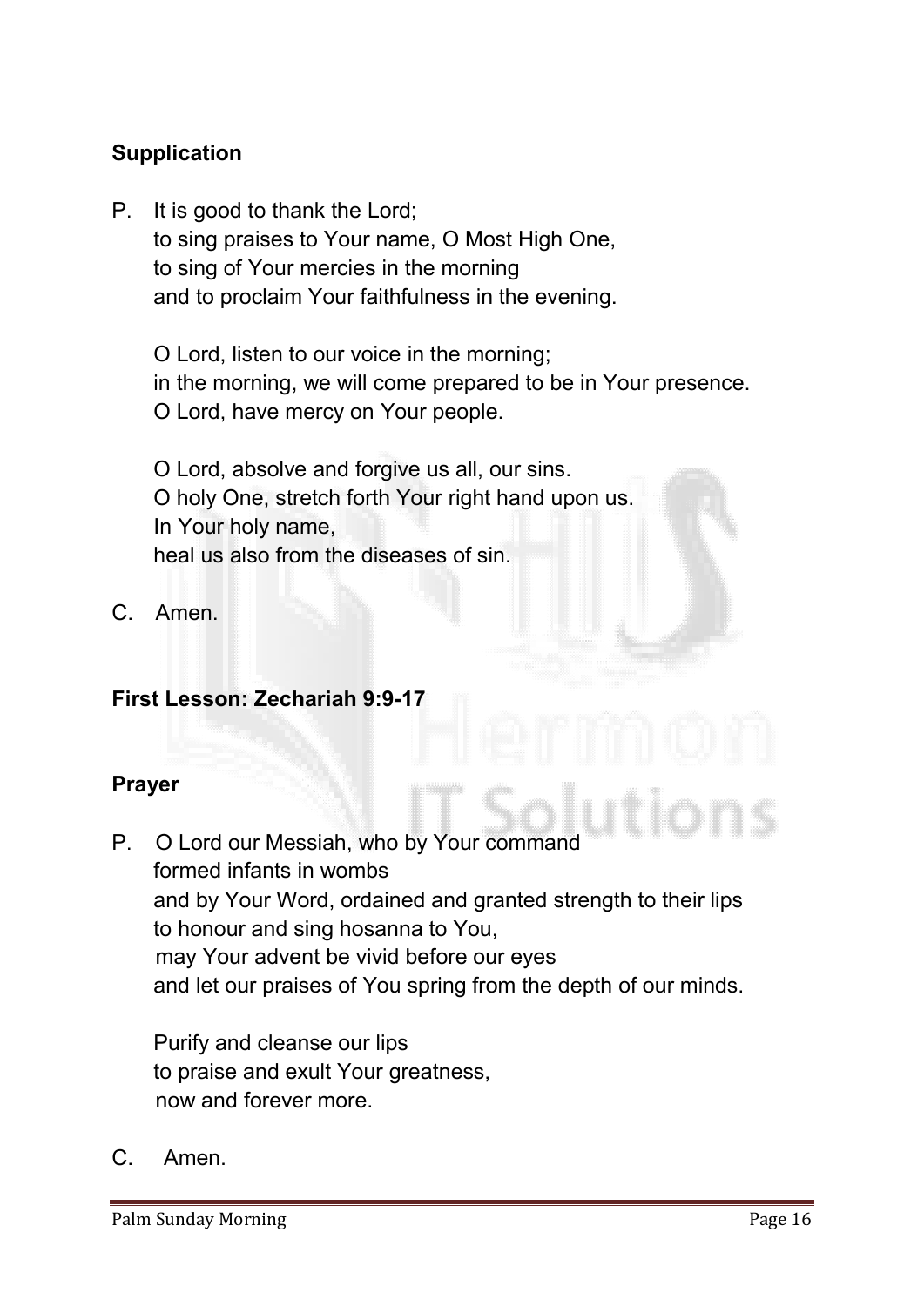**Supplication**

P. It is good to thank the Lord;
to sing praises to Your name, O Most High One,
to sing of Your mercies in the morning
and to proclaim Your faithfulness in the evening.

O Lord, listen to our voice in the morning;
in the morning, we will come prepared to be in Your presence.
O Lord, have mercy on Your people.

O Lord, absolve and forgive us all, our sins.
O holy One, stretch forth Your right hand upon us.
In Your holy name,
heal us also from the diseases of sin.

C. Amen.

**First Lesson: Zechariah 9:9-17**

**Prayer**

P. O Lord our Messiah, who by Your command
formed infants in wombs
and by Your Word, ordained and granted strength to their lips
to honour and sing hosanna to You,
may Your advent be vivid before our eyes
and let our praises of You spring from the depth of our minds.

Purify and cleanse our lips
to praise and exult Your greatness,
now and forever more.

C. Amen.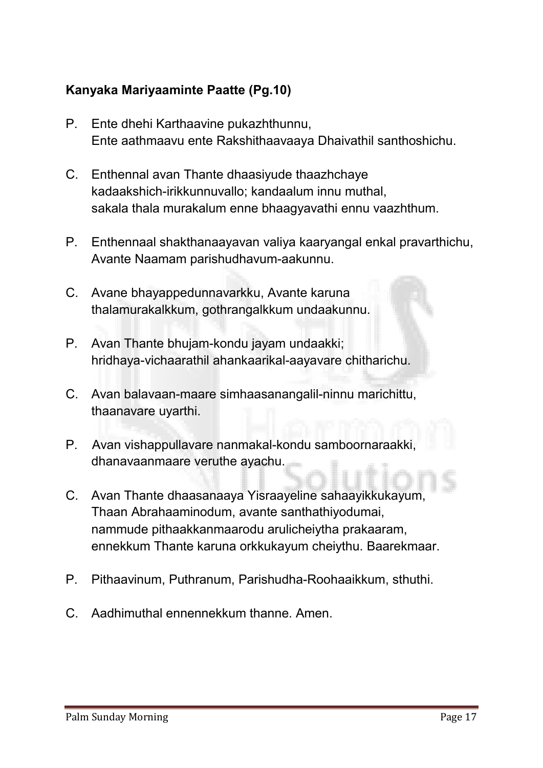**Kanyaka Mariyaaminte Paatte (Pg.10)**

P. Ente dhehi Karthaavine pukazhthunnu,
Ente aathmaavu ente Rakshithaavaaya Dhaivathil santhoshichu.

C. Enthennal avan Thante dhaasiyude thaazhchaye
kadaakshich-irikkunnuvallo; kandaalum innu muthal,
sakala thala murakalum enne bhaagyavathi ennu vaazhthum.

P. Enthennaal shakthanaayavan valiya kaaryangal enkal pravarthichu,
Avante Naamam parishudhavum-aakunnu.

C. Avane bhayappedunnavarkku, Avante karuna
thalamurakalkkum, gothrangalkkum undaakunnu.

P. Avan Thante bhujam-kondu jayam undaakki;
hridhaya-vichaarathil ahankaarikal-aayavare chitharichu.

C. Avan balavaan-maare simhaasanangalil-ninnu marichittu,
thaanavare uyarthi.

P. Avan vishappullavare nanmakal-kondu samboornaraakki,
dhanavaanmaare veruthe ayachu.

C. Avan Thante dhaasanaaya Yisraayeline sahaayikkukayum,
Thaan Abrahaaminodum, avante santhathiyodumai,
nammude pithaakkanmaarodu arulicheiytha prakaaram,
ennekkum Thante karuna orkkukayum cheiythu. Baarekmaar.

P. Pithaavinum, Puthranum, Parishudha-Roohaaikkum, sthuthi.

C. Aadhimuthal ennennekkum thanne. Amen.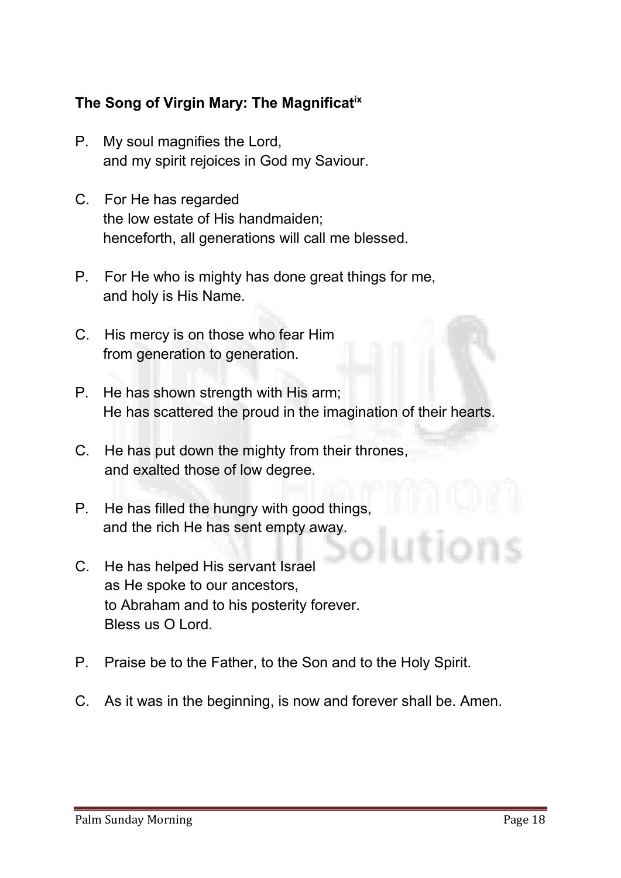### The Song of Virgin Mary: The Magnificat[ix]

P. My soul magnifies the Lord,
and my spirit rejoices in God my Saviour.

C. For He has regarded
the low estate of His handmaiden;
henceforth, all generations will call me blessed.

P. For He who is mighty has done great things for me,
and holy is His Name.

C. His mercy is on those who fear Him
from generation to generation.

P. He has shown strength with His arm;
He has scattered the proud in the imagination of their hearts.

C. He has put down the mighty from their thrones,
and exalted those of low degree.

P. He has filled the hungry with good things,
and the rich He has sent empty away.

C. He has helped His servant Israel
as He spoke to our ancestors,
to Abraham and to his posterity forever.
Bless us O Lord.

P. Praise be to the Father, to the Son and to the Holy Spirit.

C. As it was in the beginning, is now and forever shall be. Amen.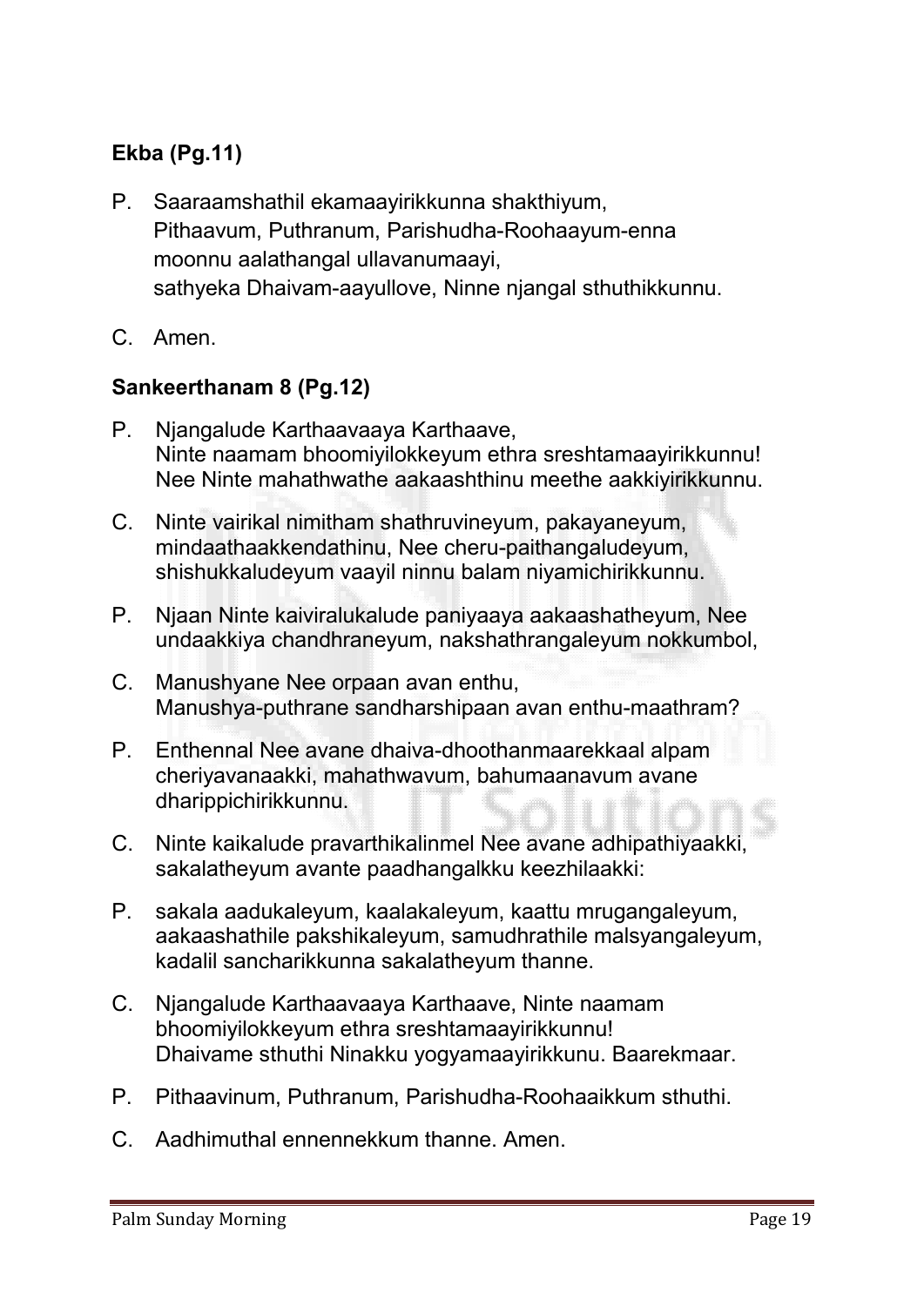**Ekba (Pg.11)**

P. Saaraamshathil ekamaayirikkunna shakthiyum, Pithaavum, Puthranum, Parishudha-Roohaayum-enna moonnu aalathangal ullavanumaayi, sathyeka Dhaivam-aayullove, Ninne njangal sthuthikkunnu.

C. Amen.

**Sankeerthanam 8 (Pg.12)**

P. Njangalude Karthaavaaya Karthaave, Ninte naamam bhoomiyilokkeyum ethra sreshtamaayirikkunnu! Nee Ninte mahathwathe aakaashthinu meethe aakkiyirikkunnu.

C. Ninte vairikal nimitham shathruvineyum, pakayaneyum, mindaathaakkendathinu, Nee cheru-paithangaludeyum, shishukkaludeyum vaayil ninnu balam niyamichirikkunnu.

P. Njaan Ninte kaiviralukalude paniyaaya aakaashatheyum, Nee undaakkiya chandhraneyum, nakshathrangaleyum nokkumbol,

C. Manushyane Nee orpaan avan enthu, Manushya-puthrane sandharshipaan avan enthu-maathram?

P. Enthennal Nee avane dhaiva-dhoothanmaarekkaal alpam cheriyavanaakki, mahathwavum, bahumaanavum avane dharippichirikkunnu.

C. Ninte kaikalude pravarthikalinmel Nee avane adhipathiyaakki, sakalatheyum avante paadhangalkku keezhilaakki:

P. sakala aadukaleyum, kaalakaleyum, kaattu mrugangaleyum, aakaashathile pakshikaleyum, samudhrathile malsyangaleyum, kadalil sancharikkunna sakalatheyum thanne.

C. Njangalude Karthaavaaya Karthaave, Ninte naamam bhoomiyilokkeyum ethra sreshtamaayirikkunnu! Dhaivame sthuthi Ninakku yogyamaayirikkunu. Baarekmaar.

P. Pithaavinum, Puthranum, Parishudha-Roohaaikkum sthuthi.

C. Aadhimuthal ennennekkum thanne. Amen.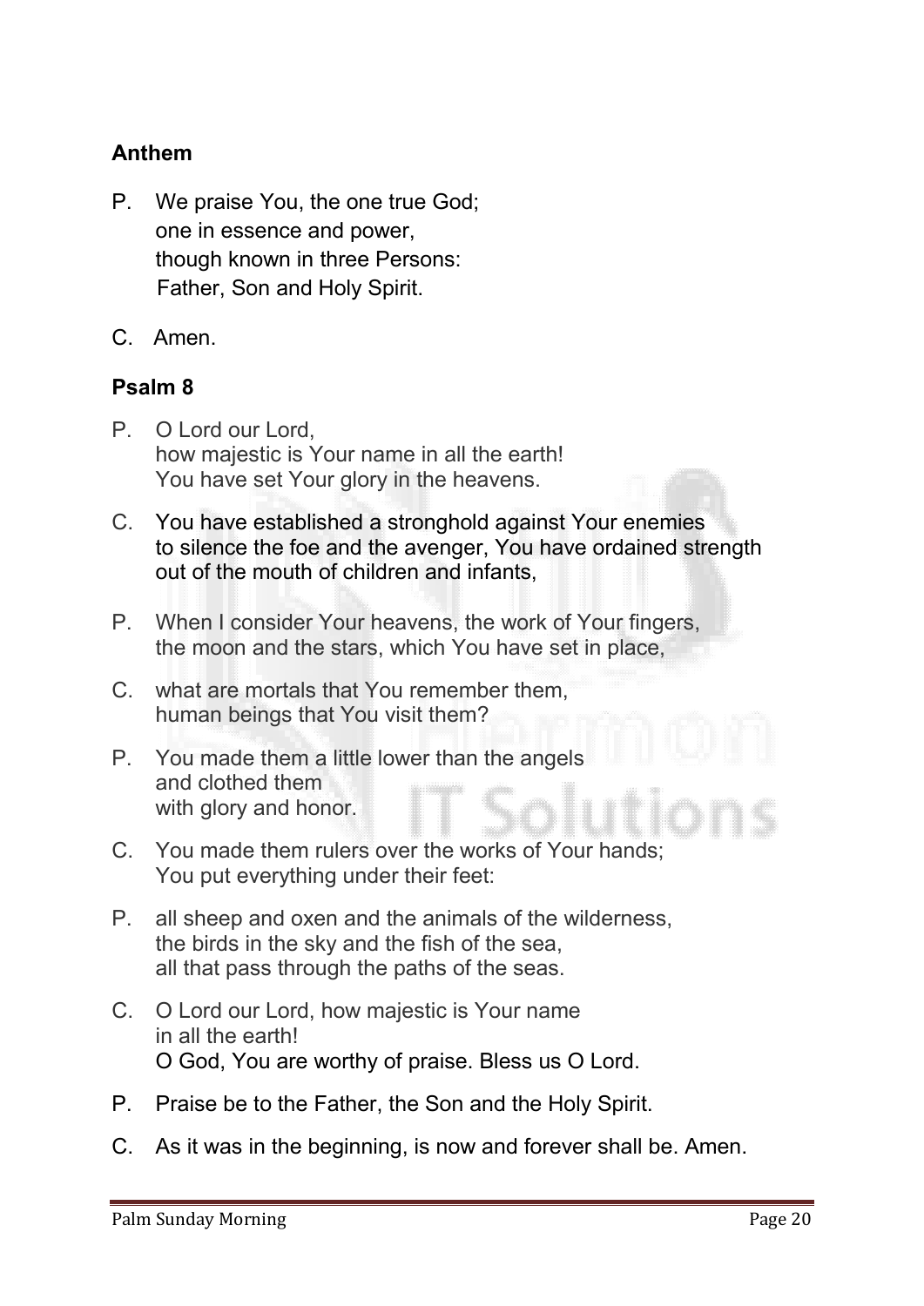### Anthem

P. We praise You, the one true God;
one in essence and power,
though known in three Persons:
Father, Son and Holy Spirit.

C. Amen.

### Psalm 8

P. O Lord our Lord,
how majestic is Your name in all the earth!
You have set Your glory in the heavens.

C. You have established a stronghold against Your enemies
to silence the foe and the avenger, You have ordained strength
out of the mouth of children and infants,

P. When I consider Your heavens, the work of Your fingers,
the moon and the stars, which You have set in place,

C. what are mortals that You remember them,
human beings that You visit them?

P. You made them a little lower than the angels
and clothed them
with glory and honor.

C. You made them rulers over the works of Your hands;
You put everything under their feet:

P. all sheep and oxen and the animals of the wilderness,
the birds in the sky and the fish of the sea,
all that pass through the paths of the seas.

C. O Lord our Lord, how majestic is Your name
in all the earth!
O God, You are worthy of praise. Bless us O Lord.

P. Praise be to the Father, the Son and the Holy Spirit.

C. As it was in the beginning, is now and forever shall be. Amen.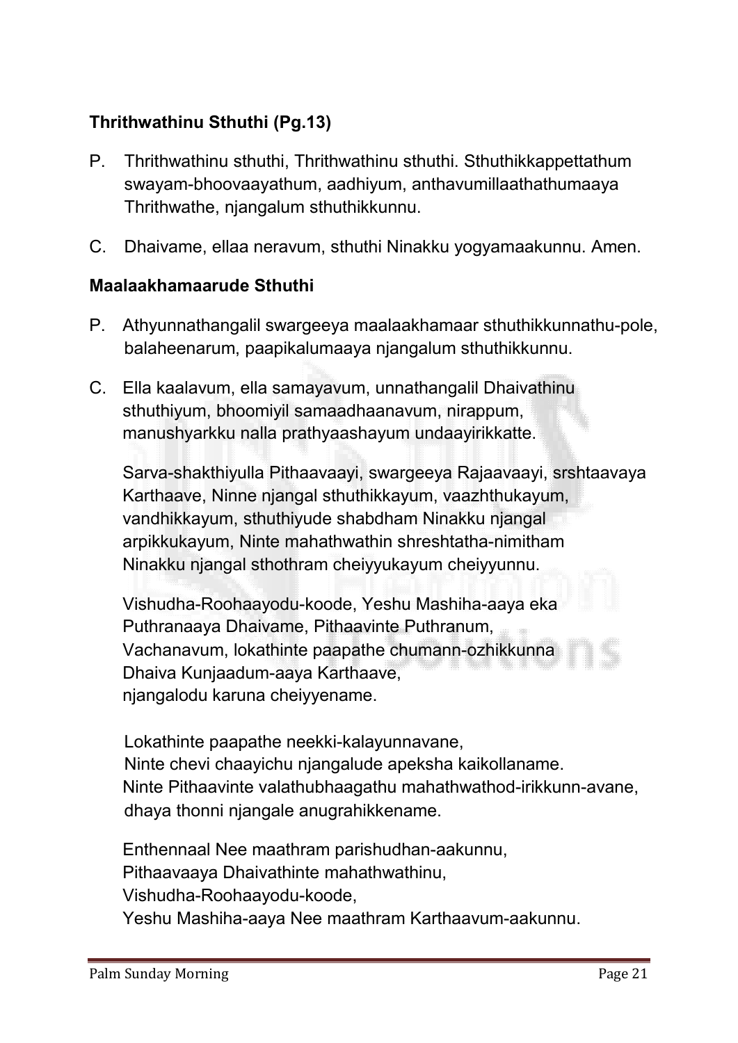**Thrithwathinu Sthuthi (Pg.13)**

P. Thrithwathinu sthuthi, Thrithwathinu sthuthi. Sthuthikkappettathum swayam-bhoovaayathum, aadhiyum, anthavumillaathathumaaya Thrithwathe, njangalum sthuthikkunnu.

C. Dhaivame, ellaa neravum, sthuthi Ninakku yogyamaakunnu. Amen.

**Maalaakhamaarude Sthuthi**

P. Athyunnathangalil swargeeya maalaakhamaar sthuthikkunnathu-pole, balaheenarum, paapikalumaaya njangalum sthuthikkunnu.

C. Ella kaalavum, ella samayavum, unnathangalil Dhaivathinu sthuthiyum, bhoomiyil samaadhaanavum, nirappum, manushyarkku nalla prathyaashayum undaayirikkatte.

Sarva-shakthiyulla Pithaavaayi, swargeeya Rajaavaayi, srshtaavaya Karthaave, Ninne njangal sthuthikkayum, vaazhthukayum, vandhikkayum, sthuthiyude shabdham Ninakku njangal arpikkukayum, Ninte mahathwathin shreshtatha-nimitham Ninakku njangal sthothram cheiyyukayum cheiyyunnu.

Vishudha-Roohaayodu-koode, Yeshu Mashiha-aaya eka Puthranaaya Dhaivame, Pithaavinte Puthranum, Vachanavum, lokathinte paapathe chumann-ozhikkunna Dhaiva Kunjaadum-aaya Karthaave, njangalodu karuna cheiyyename.

Lokathinte paapathe neekki-kalayunnavane,
Ninte chevi chaayichu njangalude apeksha kaikollaname.
Ninte Pithaavinte valathubhaagathu mahathwathod-irikkunn-avane,
dhaya thonni njangale anugrahikkename.

Enthennaal Nee maathram parishudhan-aakunnu,
Pithaavaaya Dhaivathinte mahathwathinu,
Vishudha-Roohaayodu-koode,
Yeshu Mashiha-aaya Nee maathram Karthaavum-aakunnu.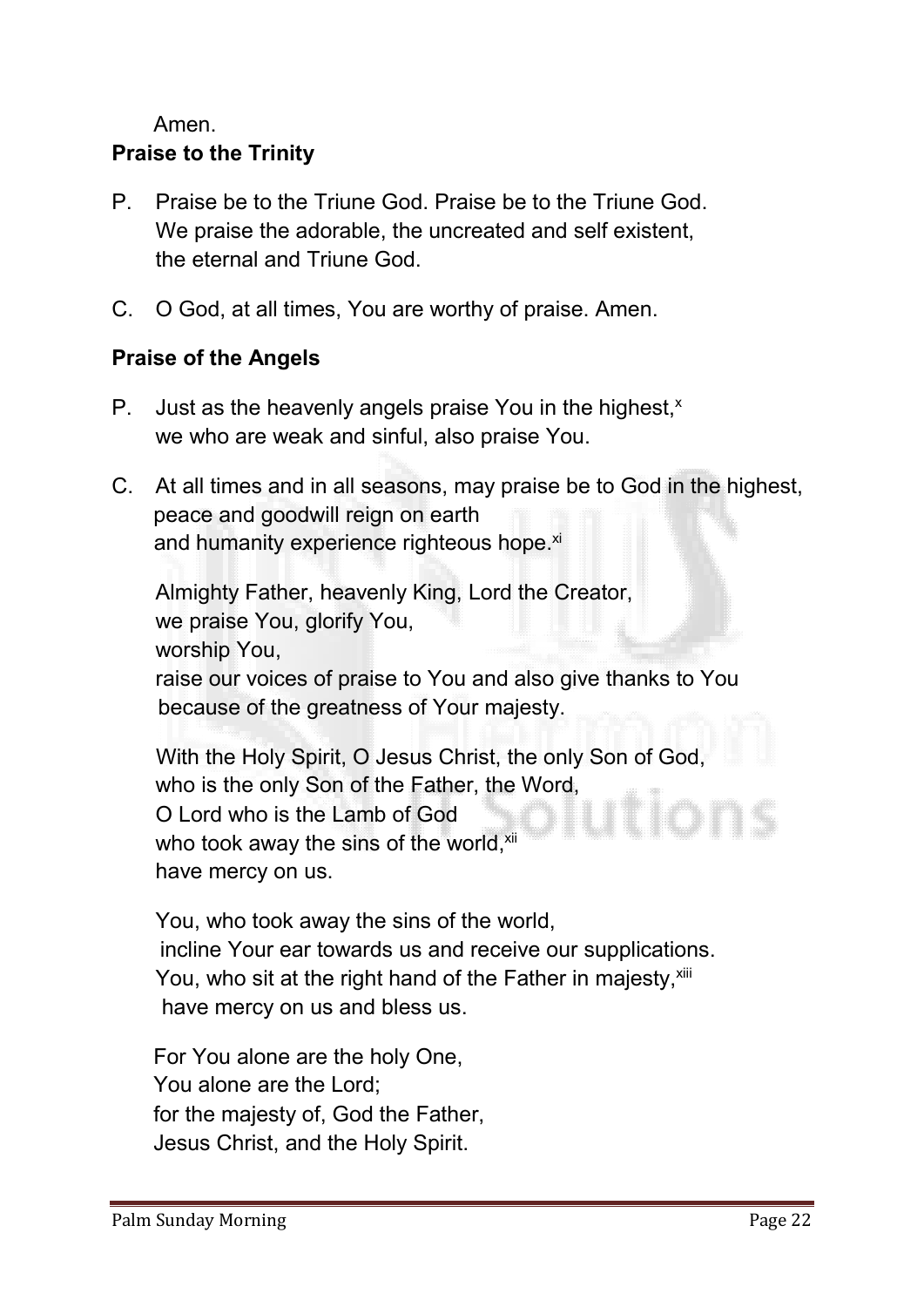Amen.

**Praise to the Trinity**

P. Praise be to the Triune God. Praise be to the Triune God.
We praise the adorable, the uncreated and self existent,
the eternal and Triune God.

C. O God, at all times, You are worthy of praise. Amen.

**Praise of the Angels**

P. Just as the heavenly angels praise You in the highest,[x]
we who are weak and sinful, also praise You.

C. At all times and in all seasons, may praise be to God in the highest,
peace and goodwill reign on earth
and humanity experience righteous hope.[xi]

Almighty Father, heavenly King, Lord the Creator,
we praise You, glorify You,
worship You,
raise our voices of praise to You and also give thanks to You
because of the greatness of Your majesty.

With the Holy Spirit, O Jesus Christ, the only Son of God,
who is the only Son of the Father, the Word,
O Lord who is the Lamb of God
who took away the sins of the world,[xii]
have mercy on us.

You, who took away the sins of the world,
incline Your ear towards us and receive our supplications.
You, who sit at the right hand of the Father in majesty,[xiii]
have mercy on us and bless us.

For You alone are the holy One,
You alone are the Lord;
for the majesty of, God the Father,
Jesus Christ, and the Holy Spirit.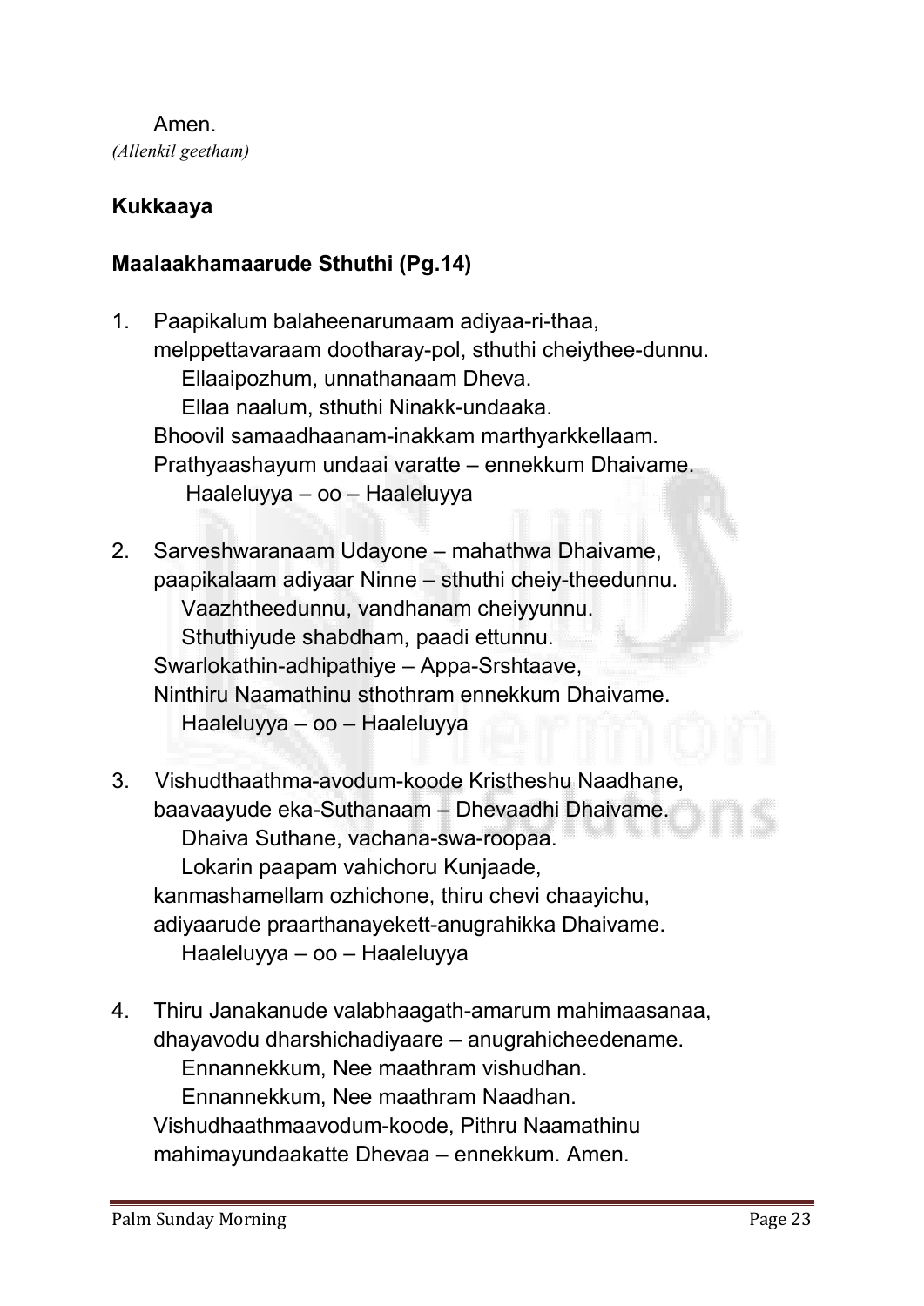Amen.

*(Allenkil geetham)*

**Kukkaaya**

**Maalaakhamaarude Sthuthi (Pg.14)**

1. Paapikalum balaheenarumaam adiyaa-ri-thaa,
   melppettavaraam dootharay-pol, sthuthi cheiythee-dunnu.
   Ellaaipozhum, unnathanaam Dheva.
   Ellaa naalum, sthuthi Ninakk-undaaka.
   Bhoovil samaadhaanam-inakkam marthyarkkellaam.
   Prathyaashayum undaai varatte – ennekkum Dhaivame.
   Haaleluyya – oo – Haaleluyya

2. Sarveshwaranaam Udayone – mahathwa Dhaivame,
   paapikalaam adiyaar Ninne – sthuthi cheiy-theedunnu.
   Vaazhtheedunnu, vandhanam cheiyyunnu.
   Sthuthiyude shabdham, paadi ettunnu.
   Swarlokathin-adhipathiye – Appa-Srshtaave,
   Ninthiru Naamathinu sthothram ennekkum Dhaivame.
   Haaleluyya – oo – Haaleluyya

3. Vishudthaathma-avodum-koode Kristheshu Naadhane,
   baavaayude eka-Suthanaam – Dhevaadhi Dhaivame.
   Dhaiva Suthane, vachana-swa-roopaa.
   Lokarin paapam vahichoru Kunjaade,
   kanmashamellam ozhichone, thiru chevi chaayichu,
   adiyaarude praarthanayekett-anugrahikka Dhaivame.
   Haaleluyya – oo – Haaleluyya

4. Thiru Janakanude valabhaagath-amarum mahimaasanaa,
   dhayavodu dharshichadiyaare – anugrahicheedename.
   Ennannekkum, Nee maathram vishudhan.
   Ennannekkum, Nee maathram Naadhan.
   Vishudhaathmaavodum-koode, Pithru Naamathinu
   mahimayundaakatte Dhevaa – ennekkum. Amen.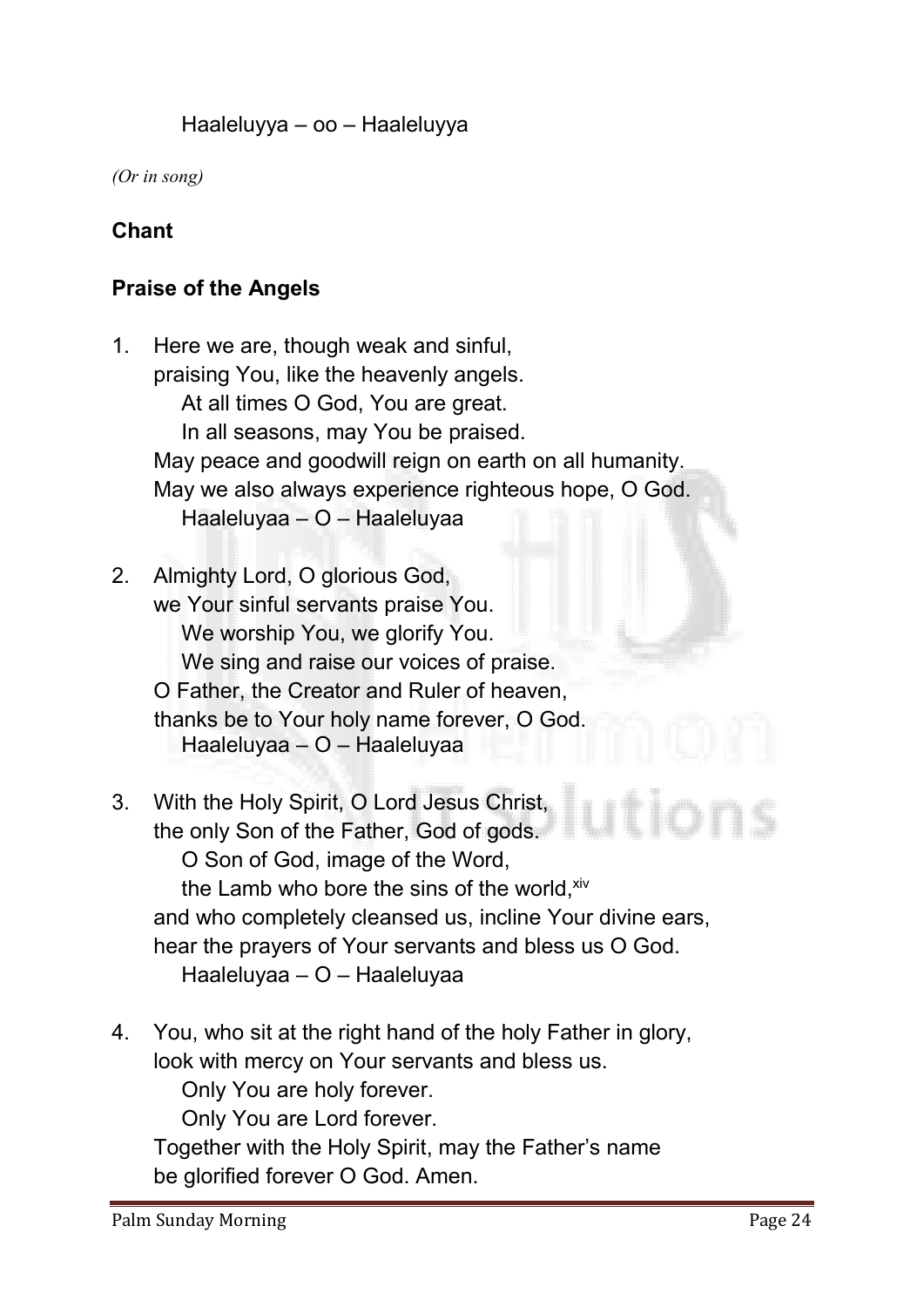Haaleluyya – oo – Haaleluyya

*(Or in song)*

**Chant**

**Praise of the Angels**

1. Here we are, though weak and sinful,
   praising You, like the heavenly angels.
      At all times O God, You are great.
      In all seasons, may You be praised.
   May peace and goodwill reign on earth on all humanity.
   May we also always experience righteous hope, O God.
      Haaleluyaa – O – Haaleluyaa

2. Almighty Lord, O glorious God,
   we Your sinful servants praise You.
      We worship You, we glorify You.
      We sing and raise our voices of praise.
   O Father, the Creator and Ruler of heaven,
   thanks be to Your holy name forever, O God.
      Haaleluyaa – O – Haaleluyaa

3. With the Holy Spirit, O Lord Jesus Christ,
   the only Son of the Father, God of gods.
      O Son of God, image of the Word,
      the Lamb who bore the sins of the world,[xiv]
   and who completely cleansed us, incline Your divine ears,
   hear the prayers of Your servants and bless us O God.
      Haaleluyaa – O – Haaleluyaa

4. You, who sit at the right hand of the holy Father in glory,
   look with mercy on Your servants and bless us.
      Only You are holy forever.
      Only You are Lord forever.
   Together with the Holy Spirit, may the Father's name
   be glorified forever O God. Amen.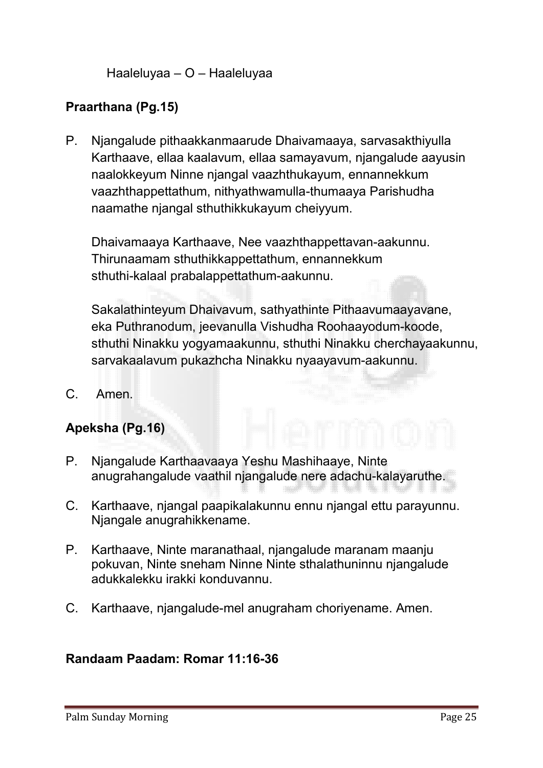Haaleluyaa – O – Haaleluyaa

**Praarthana (Pg.15)**

P. Njangalude pithaakkanmaarude Dhaivamaaya, sarvasakthiyulla Karthaave, ellaa kaalavum, ellaa samayavum, njangalude aayusin naalokkeyum Ninne njangal vaazhthukayum, ennannekkum vaazhthappettathum, nithyathwamulla-thumaaya Parishudha naamathe njangal sthuthikkukayum cheiyyum.

Dhaivamaaya Karthaave, Nee vaazhthappettavan-aakunnu. Thirunaamam sthuthikkappettathum, ennannekkum sthuthi-kalaal prabalappettathum-aakunnu.

Sakalathinteyum Dhaivavum, sathyathinte Pithaavumaayavane, eka Puthranodum, jeevanulla Vishudha Roohaayodum-koode, sthuthi Ninakku yogyamaakunnu, sthuthi Ninakku cherchayaakunnu, sarvakaalavum pukazhcha Ninakku nyaayavum-aakunnu.

C. Amen.

**Apeksha (Pg.16)**

P. Njangalude Karthaavaaya Yeshu Mashihaaye, Ninte anugrahangalude vaathil njangalude nere adachu-kalayaruthe.

C. Karthaave, njangal paapikalakunnu ennu njangal ettu parayunnu. Njangale anugrahikkename.

P. Karthaave, Ninte maranathaal, njangalude maranam maanju pokuvan, Ninte sneham Ninne Ninte sthalathuninnu njangalude adukkalekku irakki konduvannu.

C. Karthaave, njangalude-mel anugraham choriyename. Amen.

**Randaam Paadam: Romar 11:16-36**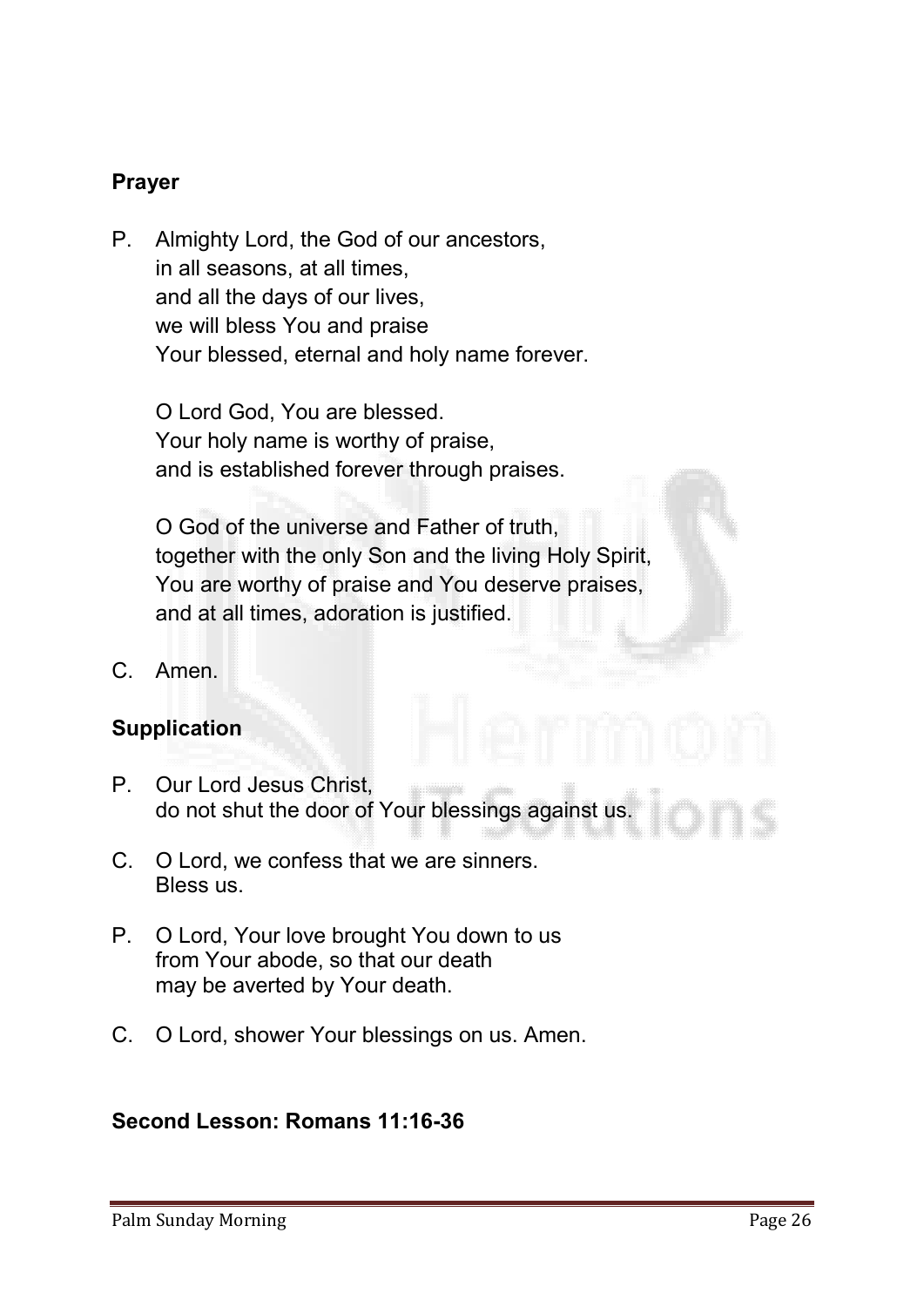**Prayer**

P. Almighty Lord, the God of our ancestors,
in all seasons, at all times,
and all the days of our lives,
we will bless You and praise
Your blessed, eternal and holy name forever.

O Lord God, You are blessed.
Your holy name is worthy of praise,
and is established forever through praises.

O God of the universe and Father of truth,
together with the only Son and the living Holy Spirit,
You are worthy of praise and You deserve praises,
and at all times, adoration is justified.

C. Amen.

**Supplication**

P. Our Lord Jesus Christ,
do not shut the door of Your blessings against us.

C. O Lord, we confess that we are sinners.
Bless us.

P. O Lord, Your love brought You down to us
from Your abode, so that our death
may be averted by Your death.

C. O Lord, shower Your blessings on us. Amen.

**Second Lesson: Romans 11:16-36**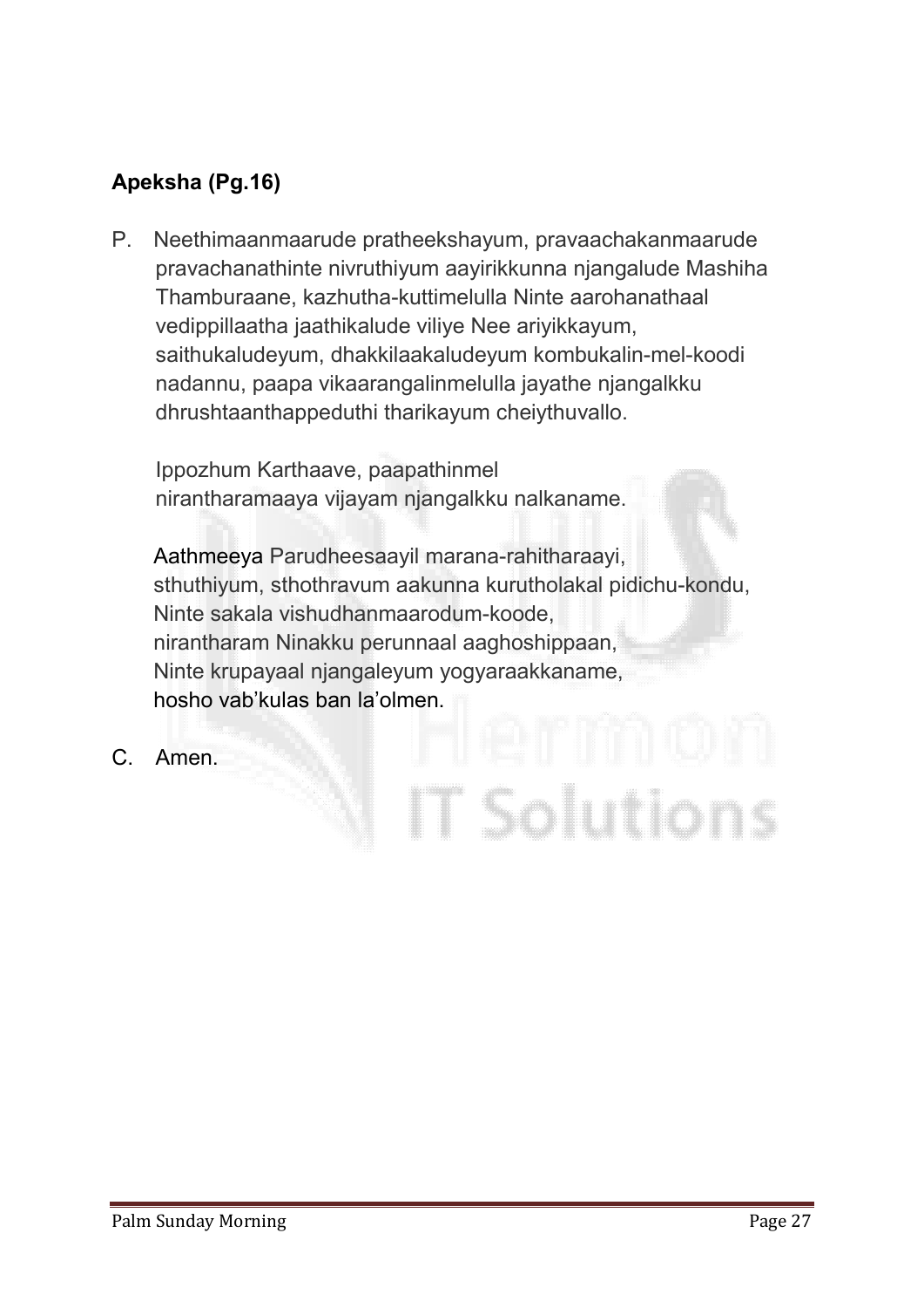**Apeksha (Pg.16)**

P. Neethimaanmaarude pratheekshayum, pravaachakanmaarude pravachanathinte nivruthiyum aayirikkunna njangalude Mashiha Thamburaane, kazhutha-kuttimelulla Ninte aarohanathaal vedippillaatha jaathikalude viliye Nee ariyikkayum, saithukaludeyum, dhakkilaakaludeyum kombukalin-mel-koodi nadannu, paapa vikaarangalinmelulla jayathe njangalkku dhrushtaanthappeduthi tharikayum cheiythuvallo.

Ippozhum Karthaave, paapathinmel nirantharamaaya vijayam njangalkku nalkaname.

Aathmeeya Parudheesaayil marana-rahitharaayi, sthuthiyum, sthothravum aakunna kurutholakal pidichu-kondu, Ninte sakala vishudhanmaarodum-koode, nirantharam Ninakku perunnaal aaghoshippaan, Ninte krupayaal njangaleyum yogyaraakkaname, hosho vab'kulas ban la'olmen.

C. Amen.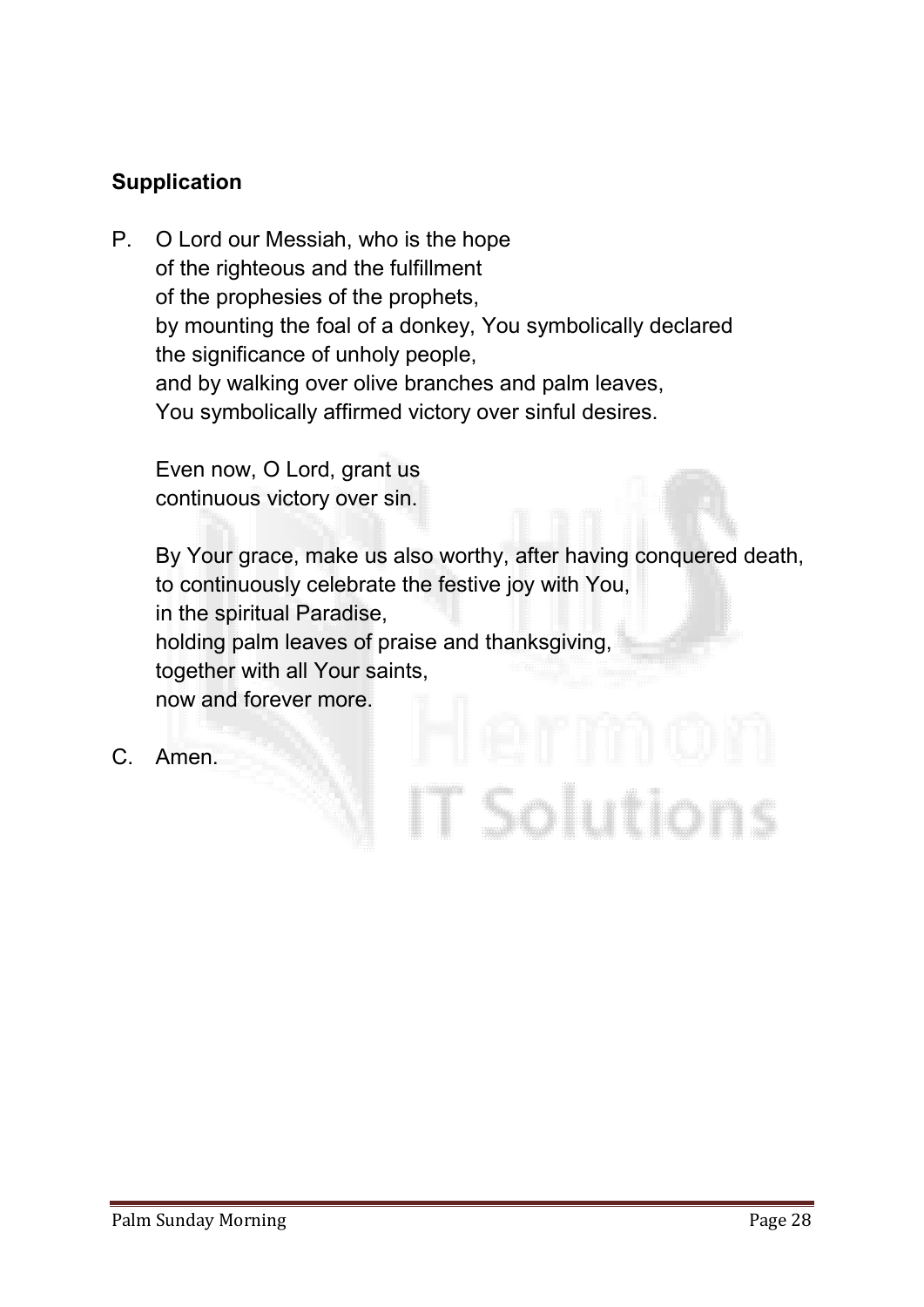### Supplication

P. O Lord our Messiah, who is the hope
of the righteous and the fulfillment
of the prophesies of the prophets,
by mounting the foal of a donkey, You symbolically declared
the significance of unholy people,
and by walking over olive branches and palm leaves,
You symbolically affirmed victory over sinful desires.

Even now, O Lord, grant us
continuous victory over sin.

By Your grace, make us also worthy, after having conquered death,
to continuously celebrate the festive joy with You,
in the spiritual Paradise,
holding palm leaves of praise and thanksgiving,
together with all Your saints,
now and forever more.

C. Amen.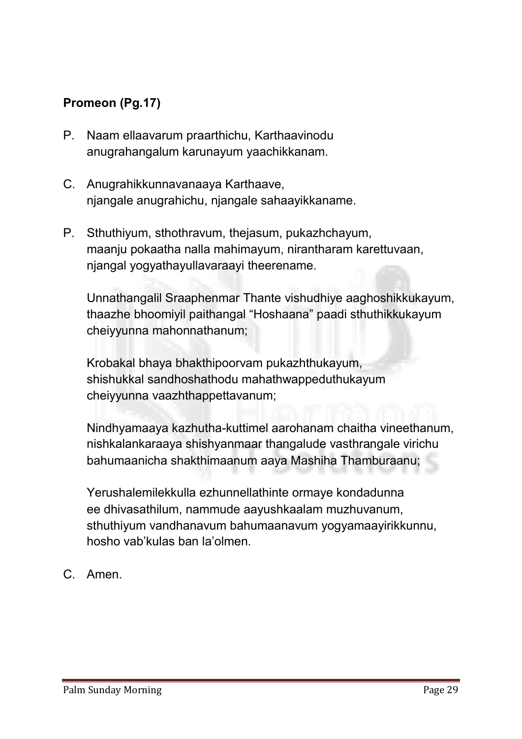**Promeon (Pg.17)**

P. Naam ellaavarum praarthichu, Karthaavinodu
anugrahangalum karunayum yaachikkanam.

C. Anugrahikkunnavanaaya Karthaave,
njangale anugrahichu, njangale sahaayikkaname.

P. Sthuthiyum, sthothravum, thejasum, pukazhchayum,
maanju pokaatha nalla mahimayum, nirantharam karettuvaan,
njangal yogyathayullavaraayi theerename.

Unnathangalil Sraaphenmar Thante vishudhiye aaghoshikkukayum,
thaazhe bhoomiyil paithangal "Hoshaana" paadi sthuthikkukayum
cheiyyunna mahonnathanum;

Krobakal bhaya bhakthipoorvam pukazhthukayum,
shishukkal sandhoshathodu mahathwappeduthukayum
cheiyyunna vaazhthappettavanum;

Nindhyamaaya kazhutha-kuttimel aarohanam chaitha vineethanum,
nishkalankaraaya shishyanmaar thangalude vasthrangale virichu
bahumaanicha shakthimaanum aaya Mashiha Thamburaanu;

Yerushalemilekkulla ezhunnellathinte ormaye kondadunna
ee dhivasathilum, nammude aayushkaalam muzhuvanum,
sthuthiyum vandhanavum bahumaanavum yogyamaayirikkunnu,
hosho vab'kulas ban la'olmen.

C. Amen.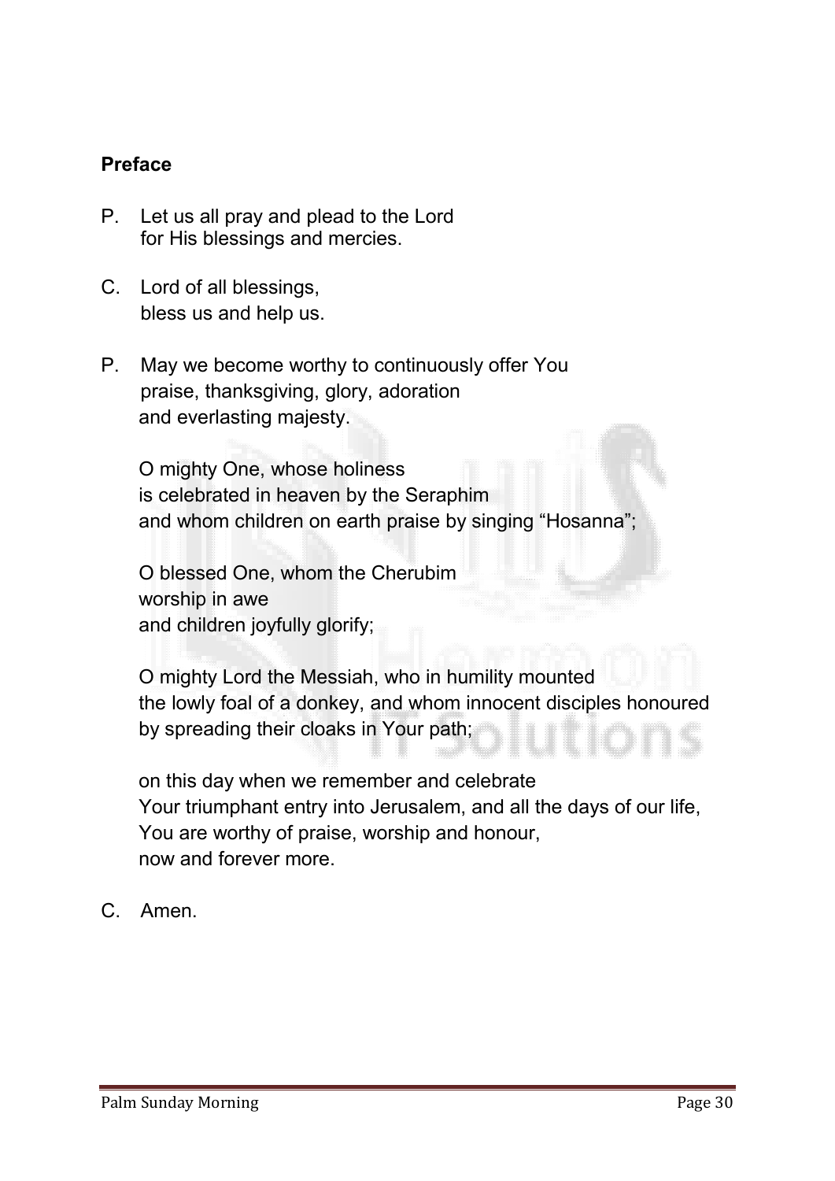**Preface**

P. Let us all pray and plead to the Lord
for His blessings and mercies.

C. Lord of all blessings,
bless us and help us.

P. May we become worthy to continuously offer You
praise, thanksgiving, glory, adoration
and everlasting majesty.

O mighty One, whose holiness
is celebrated in heaven by the Seraphim
and whom children on earth praise by singing “Hosanna”;

O blessed One, whom the Cherubim
worship in awe
and children joyfully glorify;

O mighty Lord the Messiah, who in humility mounted
the lowly foal of a donkey, and whom innocent disciples honoured
by spreading their cloaks in Your path;

on this day when we remember and celebrate
Your triumphant entry into Jerusalem, and all the days of our life,
You are worthy of praise, worship and honour,
now and forever more.

C. Amen.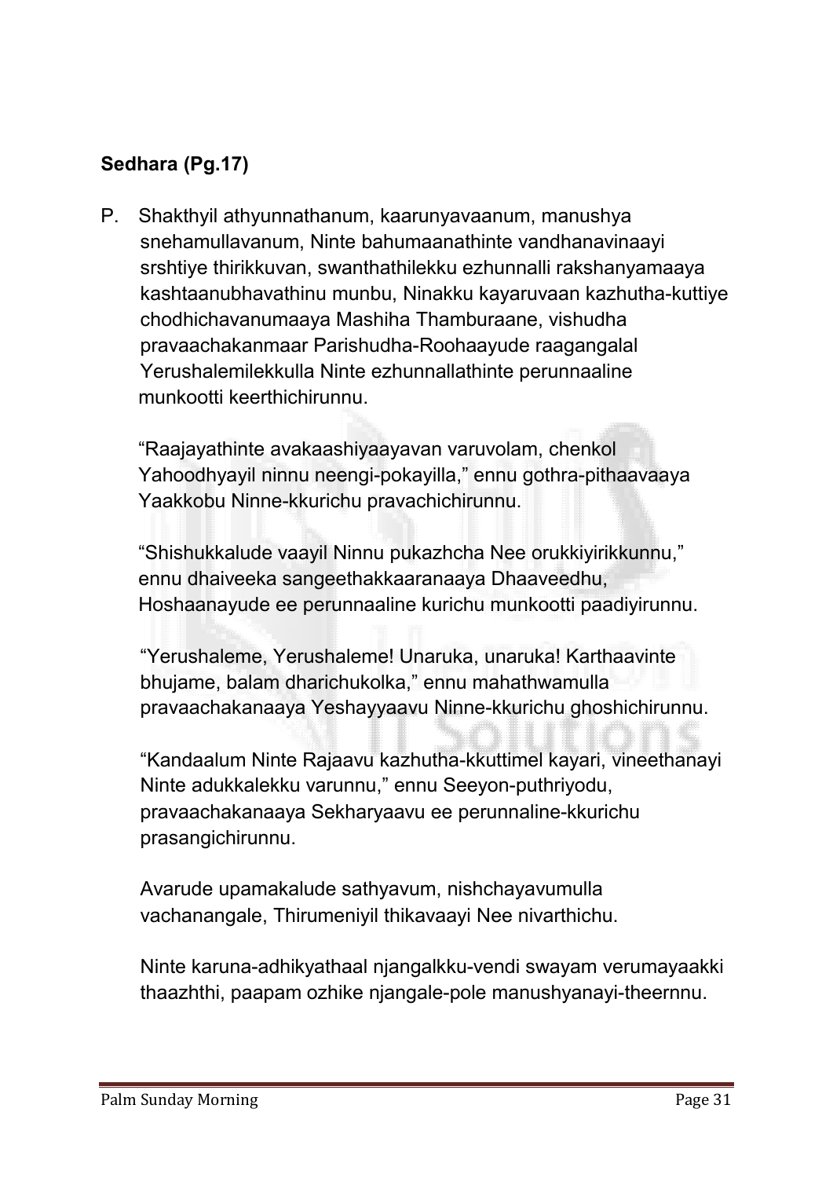**Sedhara (Pg.17)**

P. Shakthyil athyunnathanum, kaarunyavaanum, manushya snehamullavanum, Ninte bahumaanathinte vandhanavinaayi srshtiye thirikkuvan, swanthathilekku ezhunnalli rakshanyamaaya kashtaanubhavathinu munbu, Ninakku kayaruvaan kazhutha-kuttiye chodhichavanumaaya Mashiha Thamburaane, vishudha pravaachakanmaar Parishudha-Roohaayude raagangalal Yerushalemilekkulla Ninte ezhunnallathinte perunnaaline munkootti keerthichirunnu.

"Raajayathinte avakaashiyaayavan varuvolam, chenkol Yahoodhyayil ninnu neengi-pokayilla," ennu gothra-pithaavaaya Yaakkobu Ninne-kkurichu pravachichirunnu.

"Shishukkalude vaayil Ninnu pukazhcha Nee orukkiyirikkunnu," ennu dhaiveeka sangeethakkaaranaaya Dhaaveedhu, Hoshaanayude ee perunnaaline kurichu munkootti paadiyirunnu.

"Yerushaleme, Yerushaleme! Unaruka, unaruka! Karthaavinte bhujame, balam dharichukolka," ennu mahathwamulla pravaachakanaaya Yeshayyaavu Ninne-kkurichu ghoshichirunnu.

"Kandaalum Ninte Rajaavu kazhutha-kkuttimel kayari, vineethanayi Ninte adukkalekku varunnu," ennu Seeyon-puthriyodu, pravaachakanaaya Sekharyaavu ee perunnaline-kkurichu prasangichirunnu.

Avarude upamakalude sathyavum, nishchayavumulla vachanangale, Thirumeniyil thikavaayi Nee nivarthichu.

Ninte karuna-adhikyathaal njangalkku-vendi swayam verumayaakki thaazhthi, paapam ozhike njangale-pole manushyanayi-theernnu.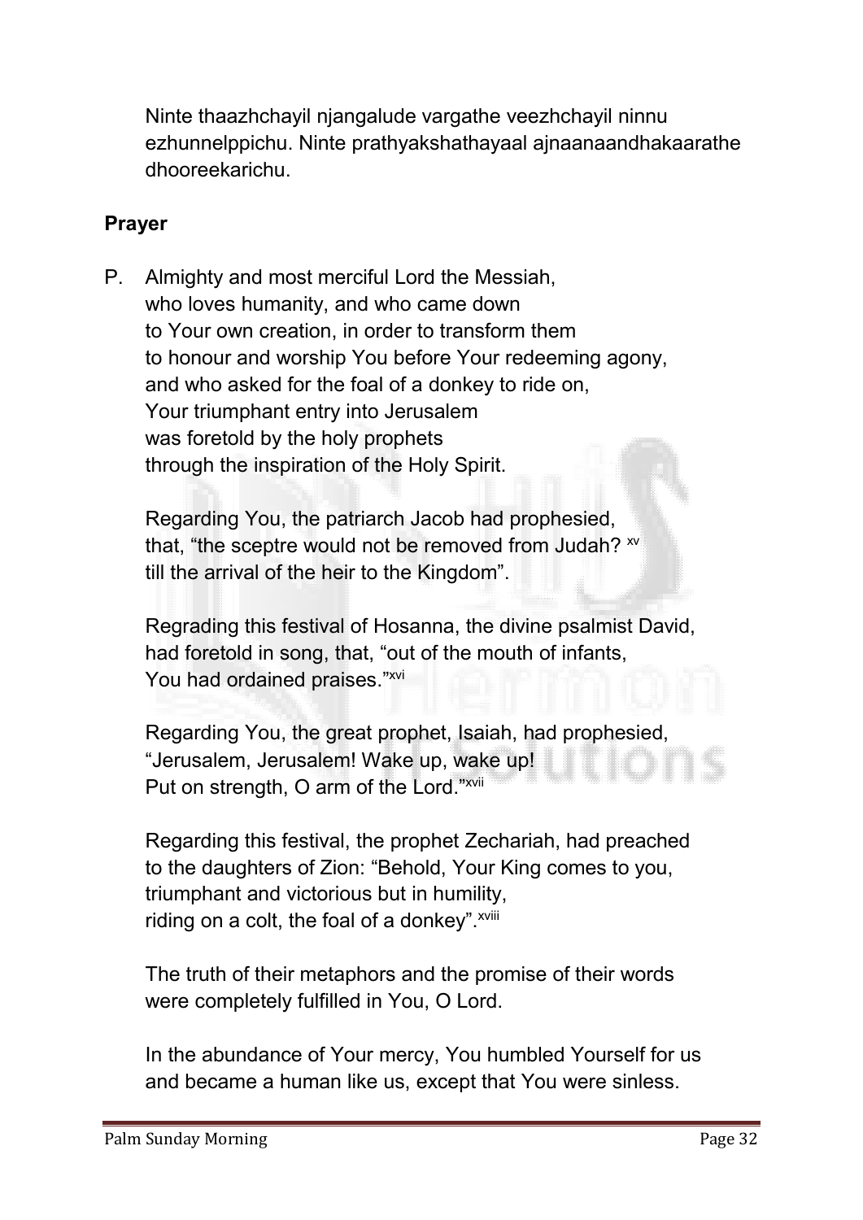Ninte thaazhchayil njangalude vargathe veezhchayil ninnu ezhunnelppichu. Ninte prathyakshathayaal ajnaanaandhakaarathe dhooreekarichu.

**Prayer**

P. Almighty and most merciful Lord the Messiah,
who loves humanity, and who came down
to Your own creation, in order to transform them
to honour and worship You before Your redeeming agony,
and who asked for the foal of a donkey to ride on,
Your triumphant entry into Jerusalem
was foretold by the holy prophets
through the inspiration of the Holy Spirit.

Regarding You, the patriarch Jacob had prophesied,
that, "the sceptre would not be removed from Judah? [xv]
till the arrival of the heir to the Kingdom".

Regrading this festival of Hosanna, the divine psalmist David,
had foretold in song, that, "out of the mouth of infants,
You had ordained praises."[xvi]

Regarding You, the great prophet, Isaiah, had prophesied,
"Jerusalem, Jerusalem! Wake up, wake up!
Put on strength, O arm of the Lord."[xvii]

Regarding this festival, the prophet Zechariah, had preached
to the daughters of Zion: "Behold, Your King comes to you,
triumphant and victorious but in humility,
riding on a colt, the foal of a donkey".[xviii]

The truth of their metaphors and the promise of their words
were completely fulfilled in You, O Lord.

In the abundance of Your mercy, You humbled Yourself for us
and became a human like us, except that You were sinless.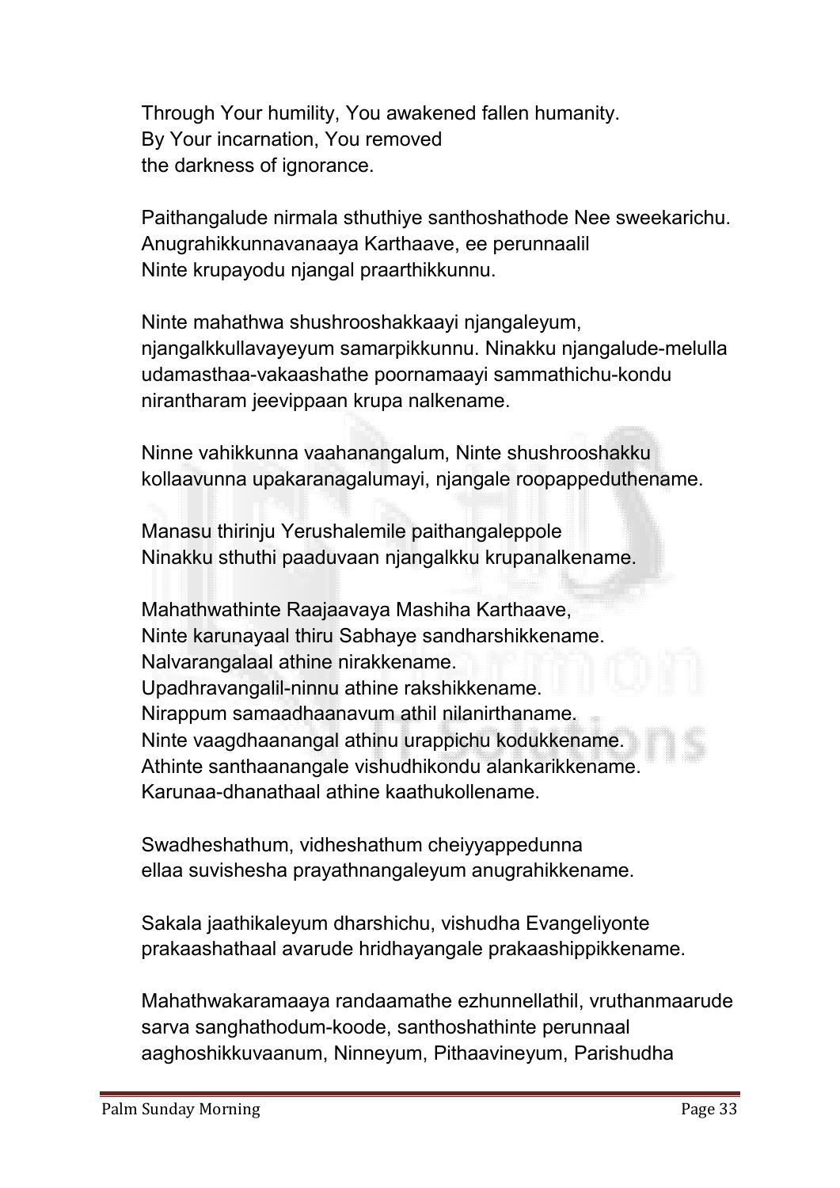Through Your humility, You awakened fallen humanity.
By Your incarnation, You removed
the darkness of ignorance.

Paithangalude nirmala sthuthiye santhoshathode Nee sweekarichu.
Anugrahikkunnavanaaya Karthaave, ee perunnaalil
Ninte krupayodu njangal praarthikkunnu.

Ninte mahathwa shushrooshakkaayi njangaleyum,
njangalkkullavayeyum samarpikkunnu. Ninakku njangalude-melulla
udamasthaa-vakaashathe poornamaayi sammathichu-kondu
nirantharam jeevippaan krupa nalkename.

Ninne vahikkunna vaahanangalum, Ninte shushrooshakku
kollaavunna upakaranagalumayi, njangale roopappeduthename.

Manasu thirinju Yerushalemile paithangaleppole
Ninakku sthuthi paaduvaan njangalkku krupanalkename.

Mahathwathinte Raajaavaya Mashiha Karthaave,
Ninte karunayaal thiru Sabhaye sandharshikkename.
Nalvarangalaal athine nirakkename.
Upadhravangalil-ninnu athine rakshikkename.
Nirappum samaadhaanavum athil nilanirthaname.
Ninte vaagdhaanangal athinu urappichu kodukkename.
Athinte santhaanangale vishudhikondu alankarikkename.
Karunaa-dhanathaal athine kaathukollename.

Swadheshathum, vidheshathum cheiyyappedunna
ellaa suvishesha prayathnangaleyum anugrahikkename.

Sakala jaathikaleyum dharshichu, vishudha Evangeliyonte
prakaashathaal avarude hridhayangale prakaashippikkename.

Mahathwakaramaaya randaamathe ezhunnellathil, vruthanmaarude
sarva sanghathodum-koode, santhoshathinte perunnaal
aaghoshikkuvaanum, Ninneyum, Pithaavineyum, Parishudha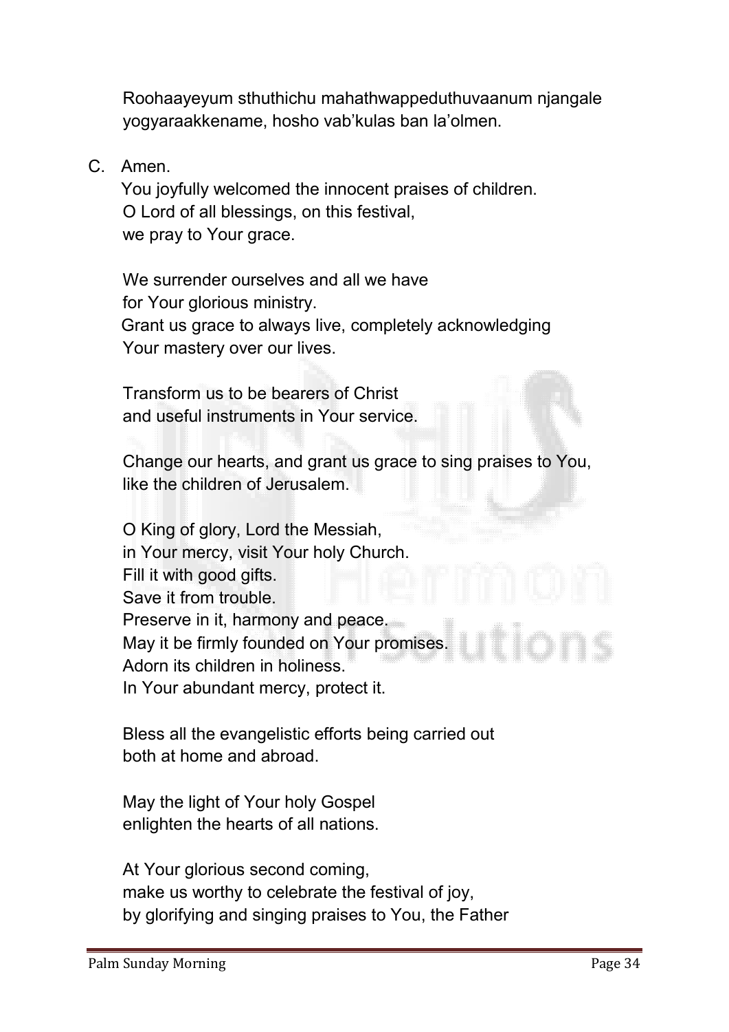Roohaayeyum sthuthichu mahathwappeduthuvaanum njangale yogyaraakkename, hosho vab'kulas ban la'olmen.

C. Amen.
You joyfully welcomed the innocent praises of children.
O Lord of all blessings, on this festival,
we pray to Your grace.

We surrender ourselves and all we have
for Your glorious ministry.
Grant us grace to always live, completely acknowledging
Your mastery over our lives.

Transform us to be bearers of Christ
and useful instruments in Your service.

Change our hearts, and grant us grace to sing praises to You,
like the children of Jerusalem.

O King of glory, Lord the Messiah,
in Your mercy, visit Your holy Church.
Fill it with good gifts.
Save it from trouble.
Preserve in it, harmony and peace.
May it be firmly founded on Your promises.
Adorn its children in holiness.
In Your abundant mercy, protect it.

Bless all the evangelistic efforts being carried out
both at home and abroad.

May the light of Your holy Gospel
enlighten the hearts of all nations.

At Your glorious second coming,
make us worthy to celebrate the festival of joy,
by glorifying and singing praises to You, the Father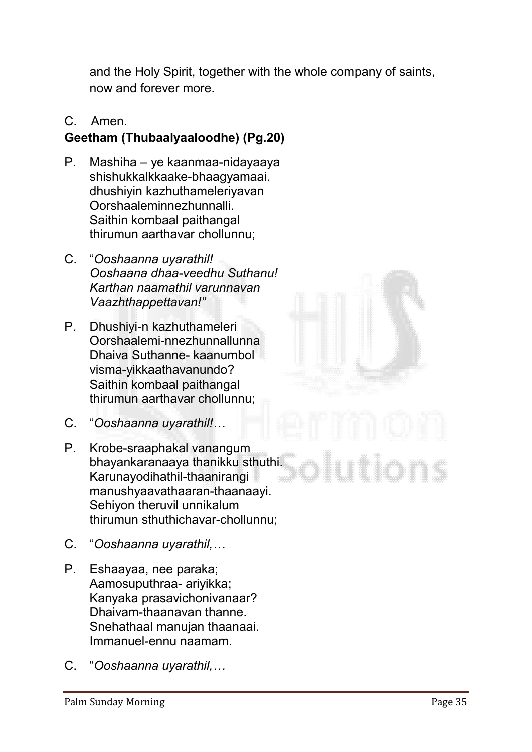and the Holy Spirit, together with the whole company of saints, now and forever more.

C. Amen.

**Geetham (Thubaalyaaloodhe) (Pg.20)**

P. Mashiha – ye kaanmaa-nidayaaya
shishukkalkkaake-bhaagyamaai.
dhushiyin kazhuthameleriyavan
Oorshaaleminnezhunnalli.
Saithin kombaal paithangal
thirumun aarthavar chollunnu;

C. "*Ooshaanna uyarathil!*
*Ooshaana dhaa-veedhu Suthanu!*
*Karthan naamathil varunnavan*
*Vaazhthappettavan!"*

P. Dhushiyi-n kazhuthameleri
Oorshaalemi-nnezhunnallunna
Dhaiva Suthanne- kaanumbol
visma-yikkaathavanundo?
Saithin kombaal paithangal
thirumun aarthavar chollunnu;

C. "*Ooshaanna uyarathil!…*

P. Krobe-sraaphakal vanangum
bhayankaranaaya thanikku sthuthi.
Karunayodihathil-thaanirangi
manushyaavathaaran-thaanaayi.
Sehiyon theruvil unnikalum
thirumun sthuthichavar-chollunnu;

C. "*Ooshaanna uyarathil,…*

P. Eshaayaa, nee paraka;
Aamosuputhraa- ariyikka;
Kanyaka prasavichonivanaar?
Dhaivam-thaanavan thanne.
Snehathaal manujan thaanaai.
Immanuel-ennu naamam.

C. "*Ooshaanna uyarathil,…*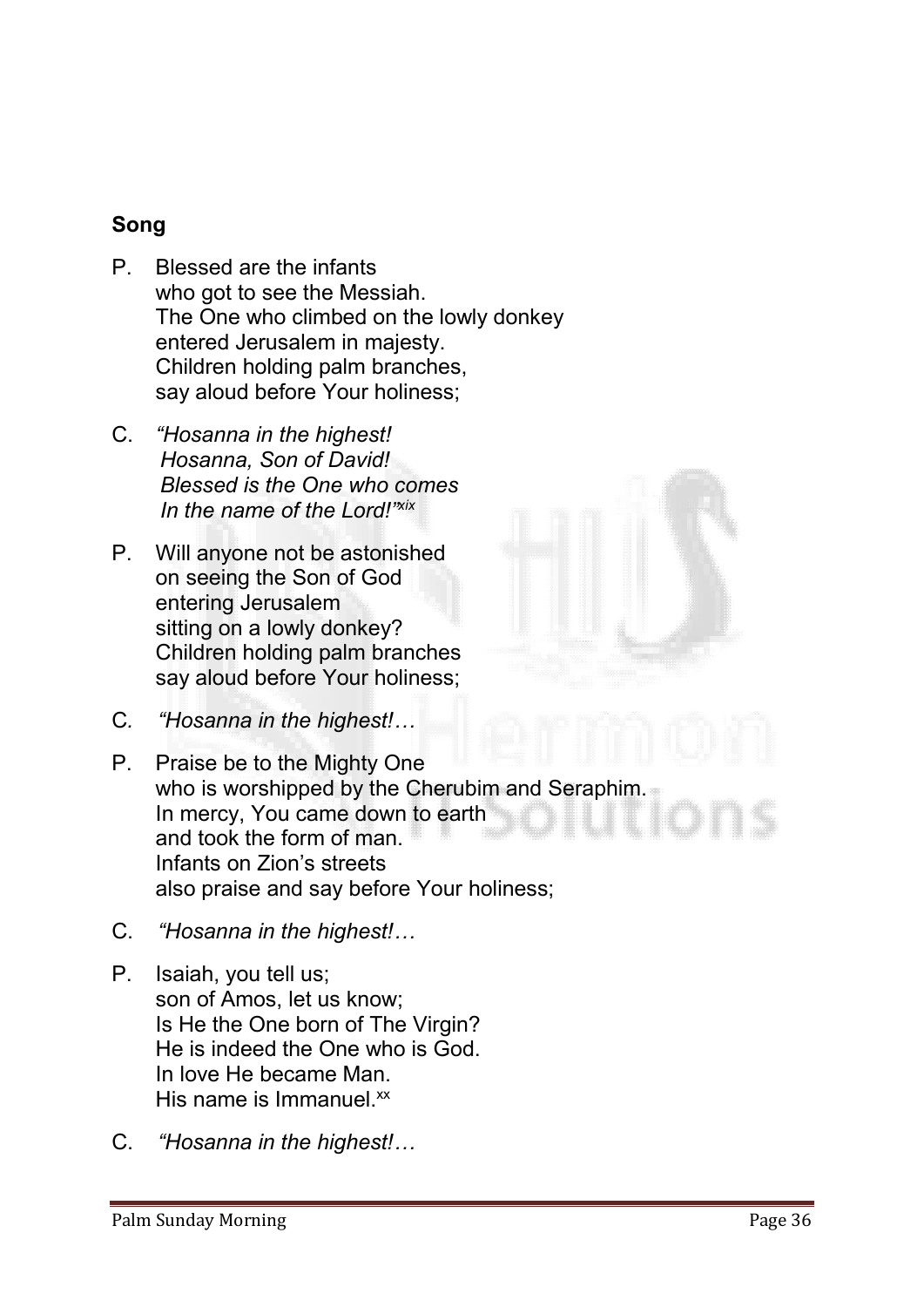**Song**

P. Blessed are the infants
who got to see the Messiah.
The One who climbed on the lowly donkey
entered Jerusalem in majesty.
Children holding palm branches,
say aloud before Your holiness;

C. *"Hosanna in the highest!*
*Hosanna, Son of David!*
*Blessed is the One who comes*
*In the name of the Lord!"*[xix]

P. Will anyone not be astonished
on seeing the Son of God
entering Jerusalem
sitting on a lowly donkey?
Children holding palm branches
say aloud before Your holiness;

C. *"Hosanna in the highest!…*

P. Praise be to the Mighty One
who is worshipped by the Cherubim and Seraphim.
In mercy, You came down to earth
and took the form of man.
Infants on Zion's streets
also praise and say before Your holiness;

C. *"Hosanna in the highest!…*

P. Isaiah, you tell us;
son of Amos, let us know;
Is He the One born of The Virgin?
He is indeed the One who is God.
In love He became Man.
His name is Immanuel.[xx]

C. *"Hosanna in the highest!…*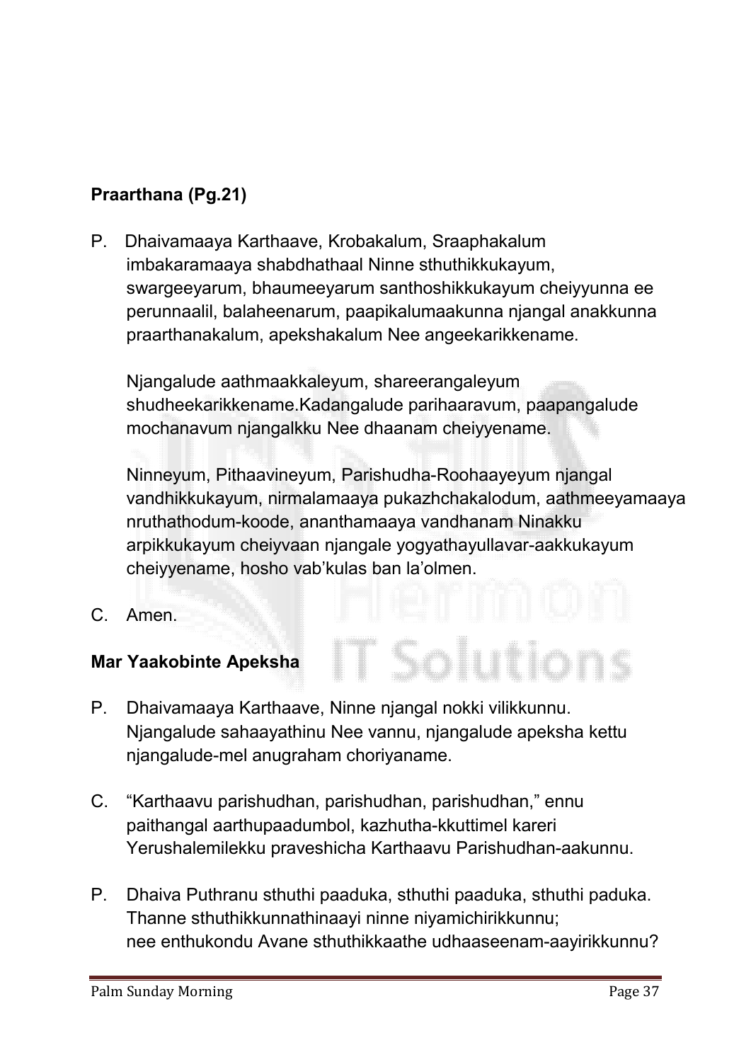**Praarthana (Pg.21)**

P. Dhaivamaaya Karthaave, Krobakalum, Sraaphakalum imbakaramaaya shabdhathaal Ninne sthuthikkukayum, swargeeyarum, bhaumeeyarum santhoshikkukayum cheiyyunna ee perunnaalil, balaheenarum, paapikalumaakunna njangal anakkunna praarthanakalum, apekshakalum Nee angeekarikkename.

Njangalude aathmaakkaleyum, shareerangaleyum shudheekarikkename.Kadangalude parihaaravum, paapangalude mochanavum njangalkku Nee dhaanam cheiyyename.

Ninneyum, Pithaavineyum, Parishudha-Roohaayeyum njangal vandhikkukayum, nirmalamaaya pukazhchakalodum, aathmeeyamaaya nruthathodum-koode, ananthamaaya vandhanam Ninakku arpikkukayum cheiyvaan njangale yogyathayullavar-aakkukayum cheiyyename, hosho vab'kulas ban la'olmen.

C. Amen.

**Mar Yaakobinte Apeksha**

P. Dhaivamaaya Karthaave, Ninne njangal nokki vilikkunnu. Njangalude sahaayathinu Nee vannu, njangalude apeksha kettu njangalude-mel anugraham choriyaname.

C. "Karthaavu parishudhan, parishudhan, parishudhan," ennu paithangal aarthupaadumbol, kazhutha-kkuttimel kareri Yerushalemilekku praveshicha Karthaavu Parishudhan-aakunnu.

P. Dhaiva Puthranu sthuthi paaduka, sthuthi paaduka, sthuthi paduka. Thanne sthuthikkunnathinaayi ninne niyamichirikkunnu; nee enthukondu Avane sthuthikkaathe udhaaseenam-aayirikkunnu?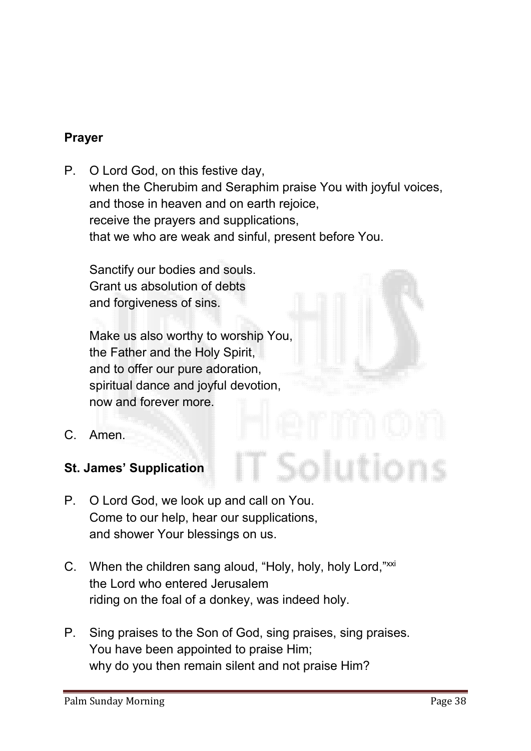**Prayer**

P. O Lord God, on this festive day,
when the Cherubim and Seraphim praise You with joyful voices,
and those in heaven and on earth rejoice,
receive the prayers and supplications,
that we who are weak and sinful, present before You.

Sanctify our bodies and souls.
Grant us absolution of debts
and forgiveness of sins.

Make us also worthy to worship You,
the Father and the Holy Spirit,
and to offer our pure adoration,
spiritual dance and joyful devotion,
now and forever more.

C. Amen.

**St. James' Supplication**

P. O Lord God, we look up and call on You.
Come to our help, hear our supplications,
and shower Your blessings on us.

C. When the children sang aloud, "Holy, holy, holy Lord,"[xxi]
the Lord who entered Jerusalem
riding on the foal of a donkey, was indeed holy.

P. Sing praises to the Son of God, sing praises, sing praises.
You have been appointed to praise Him;
why do you then remain silent and not praise Him?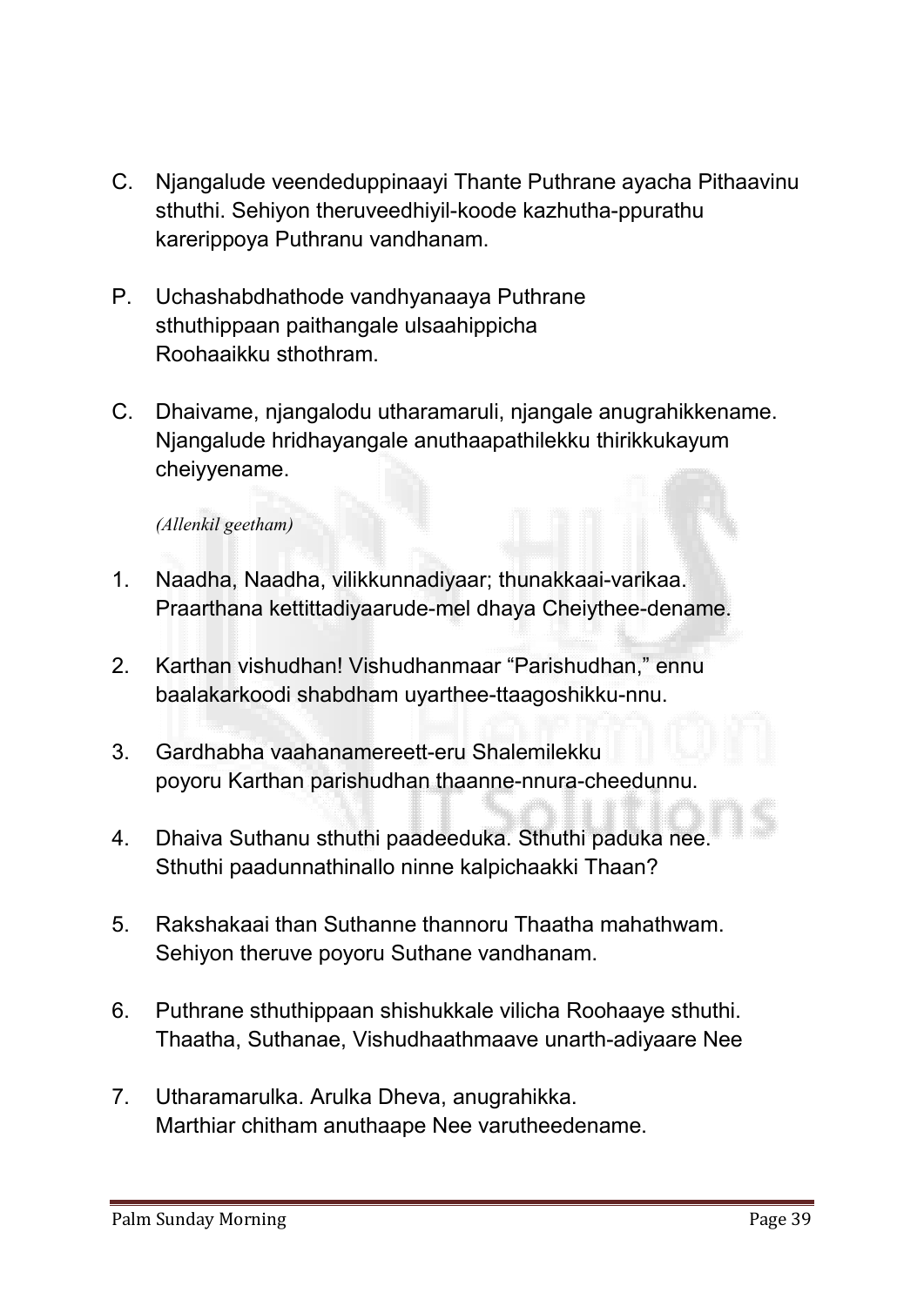C. Njangalude veendeduppinaayi Thante Puthrane ayacha Pithaavinu sthuthi. Sehiyon theruveedhiyil-koode kazhutha-ppurathu karerippoya Puthranu vandhanam.

P. Uchashabdhathode vandhyanaaya Puthrane sthuthippaan paithangale ulsaahippicha Roohaaikku sthothram.

C. Dhaivame, njangalodu utharamaruli, njangale anugrahikkename. Njangalude hridhayangale anuthaapathilekku thirikkukayum cheiyyename.

*(Allenkil geetham)*

1. Naadha, Naadha, vilikkunnadiyaar; thunakkaai-varikaa. Praarthana kettittadiyaarude-mel dhaya Cheiythee-dename.

2. Karthan vishudhan! Vishudhanmaar “Parishudhan,” ennu baalakarkoodi shabdham uyarthee-ttaagoshikku-nnu.

3. Gardhabha vaahanamereett-eru Shalemilekku poyoru Karthan parishudhan thaanne-nnura-cheedunnu.

4. Dhaiva Suthanu sthuthi paadeeduka. Sthuthi paduka nee. Sthuthi paadunnathinallo ninne kalpichaakki Thaan?

5. Rakshakaai than Suthanne thannoru Thaatha mahathwam. Sehiyon theruve poyoru Suthane vandhanam.

6. Puthrane sthuthippaan shishukkale vilicha Roohaaye sthuthi. Thaatha, Suthanae, Vishudhaathmaave unarth-adiyaare Nee

7. Utharamarulka. Arulka Dheva, anugrahikka. Marthiar chitham anuthaape Nee varutheedename.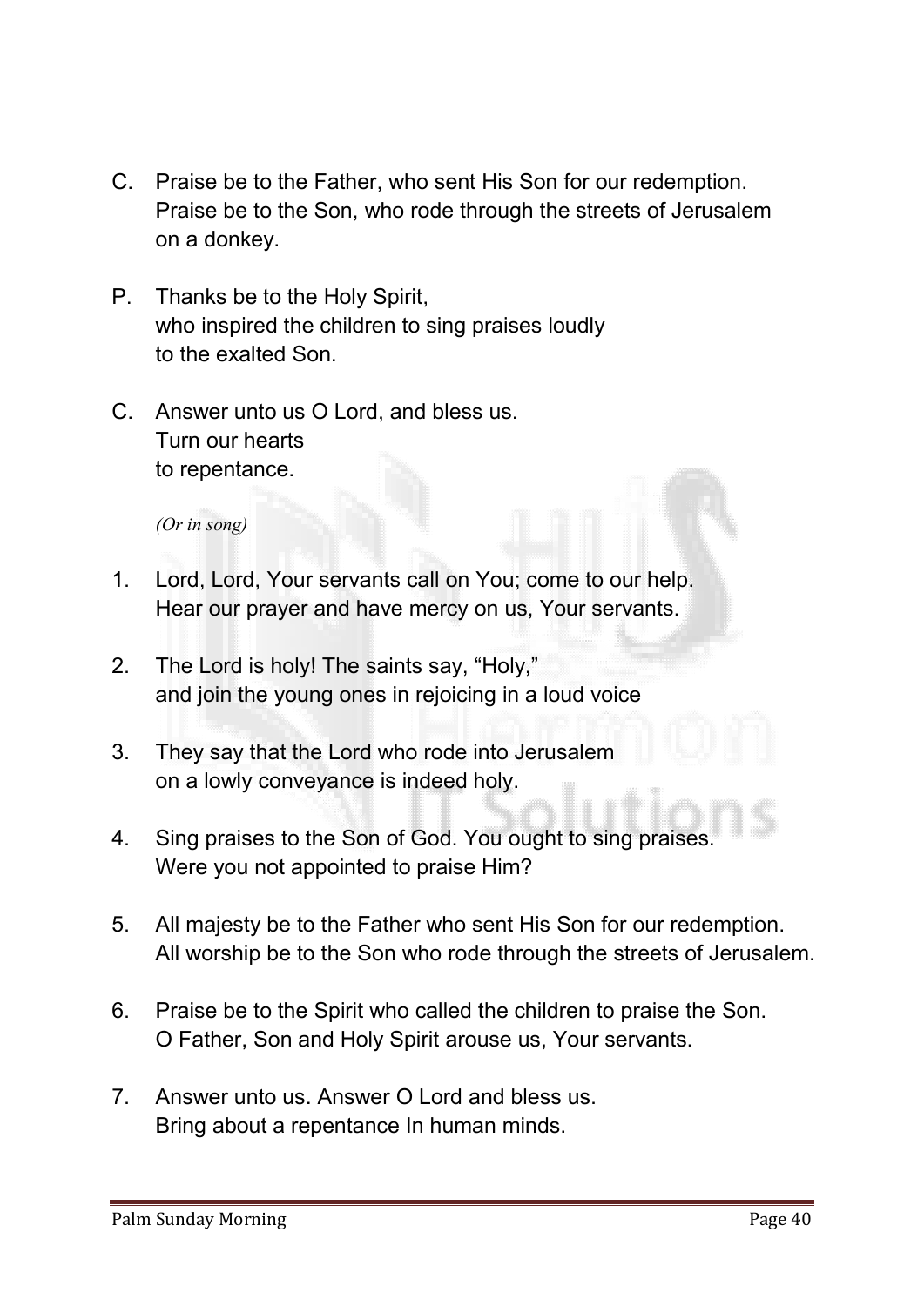C. Praise be to the Father, who sent His Son for our redemption.
Praise be to the Son, who rode through the streets of Jerusalem
on a donkey.

P. Thanks be to the Holy Spirit,
who inspired the children to sing praises loudly
to the exalted Son.

C. Answer unto us O Lord, and bless us.
Turn our hearts
to repentance.

*(Or in song)*

1. Lord, Lord, Your servants call on You; come to our help.
Hear our prayer and have mercy on us, Your servants.

2. The Lord is holy! The saints say, "Holy,"
and join the young ones in rejoicing in a loud voice

3. They say that the Lord who rode into Jerusalem
on a lowly conveyance is indeed holy.

4. Sing praises to the Son of God. You ought to sing praises.
Were you not appointed to praise Him?

5. All majesty be to the Father who sent His Son for our redemption.
All worship be to the Son who rode through the streets of Jerusalem.

6. Praise be to the Spirit who called the children to praise the Son.
O Father, Son and Holy Spirit arouse us, Your servants.

7. Answer unto us. Answer O Lord and bless us.
Bring about a repentance In human minds.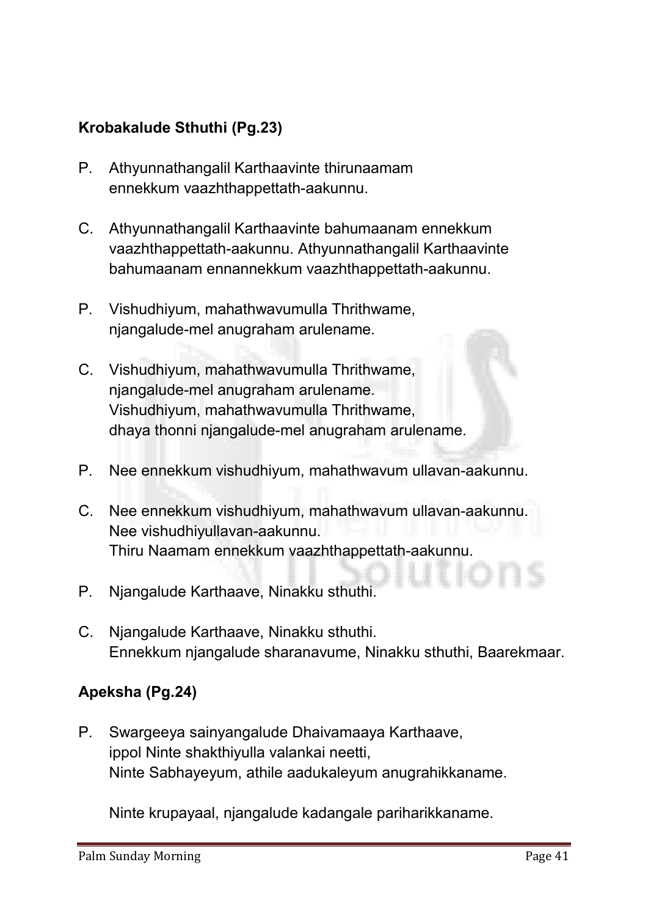**Krobakalude Sthuthi (Pg.23)**

P. Athyunnathangalil Karthaavinte thirunaamam ennekkum vaazhthappettath-aakunnu.

C. Athyunnathangalil Karthaavinte bahumaanam ennekkum vaazhthappettath-aakunnu. Athyunnathangalil Karthaavinte bahumaanam ennannekkum vaazhthappettath-aakunnu.

P. Vishudhiyum, mahathwavumulla Thrithwame, njangalude-mel anugraham arulename.

C. Vishudhiyum, mahathwavumulla Thrithwame, njangalude-mel anugraham arulename. Vishudhiyum, mahathwavumulla Thrithwame, dhaya thonni njangalude-mel anugraham arulename.

P. Nee ennekkum vishudhiyum, mahathwavum ullavan-aakunnu.

C. Nee ennekkum vishudhiyum, mahathwavum ullavan-aakunnu. Nee vishudhiyullavan-aakunnu. Thiru Naamam ennekkum vaazhthappettath-aakunnu.

P. Njangalude Karthaave, Ninakku sthuthi.

C. Njangalude Karthaave, Ninakku sthuthi. Ennekkum njangalude sharanavume, Ninakku sthuthi, Baarekmaar.

**Apeksha (Pg.24)**

P. Swargeeya sainyangalude Dhaivamaaya Karthaave, ippol Ninte shakthiyulla valankai neetti, Ninte Sabhayeyum, athile aadukaleyum anugrahikkaname.

Ninte krupayaal, njangalude kadangale pariharikkaname.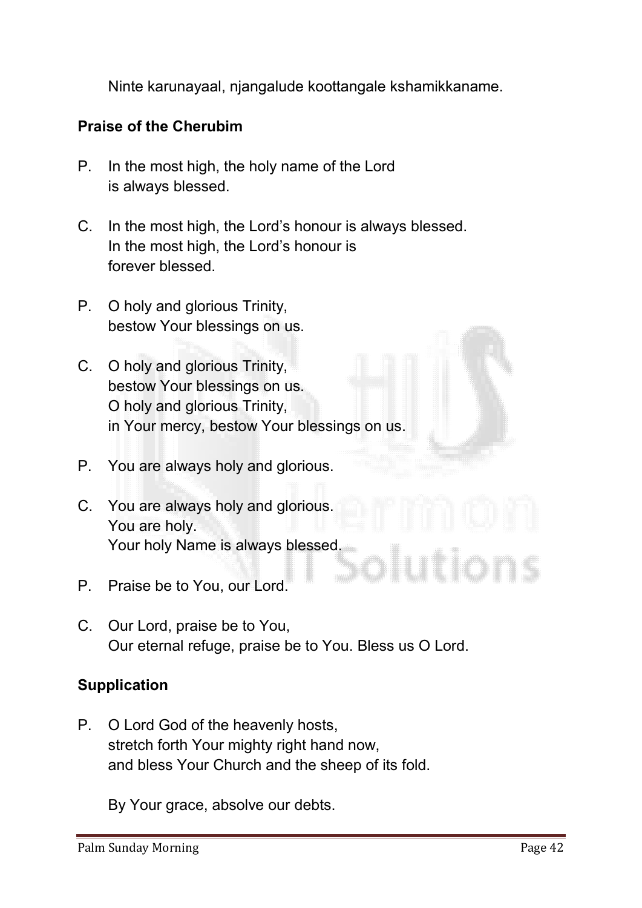Ninte karunayaal, njangalude koottangale kshamikkaname.

**Praise of the Cherubim**

P. In the most high, the holy name of the Lord
is always blessed.

C. In the most high, the Lord's honour is always blessed.
In the most high, the Lord's honour is
forever blessed.

P. O holy and glorious Trinity,
bestow Your blessings on us.

C. O holy and glorious Trinity,
bestow Your blessings on us.
O holy and glorious Trinity,
in Your mercy, bestow Your blessings on us.

P. You are always holy and glorious.

C. You are always holy and glorious.
You are holy.
Your holy Name is always blessed.

P. Praise be to You, our Lord.

C. Our Lord, praise be to You,
Our eternal refuge, praise be to You. Bless us O Lord.

**Supplication**

P. O Lord God of the heavenly hosts,
stretch forth Your mighty right hand now,
and bless Your Church and the sheep of its fold.

By Your grace, absolve our debts.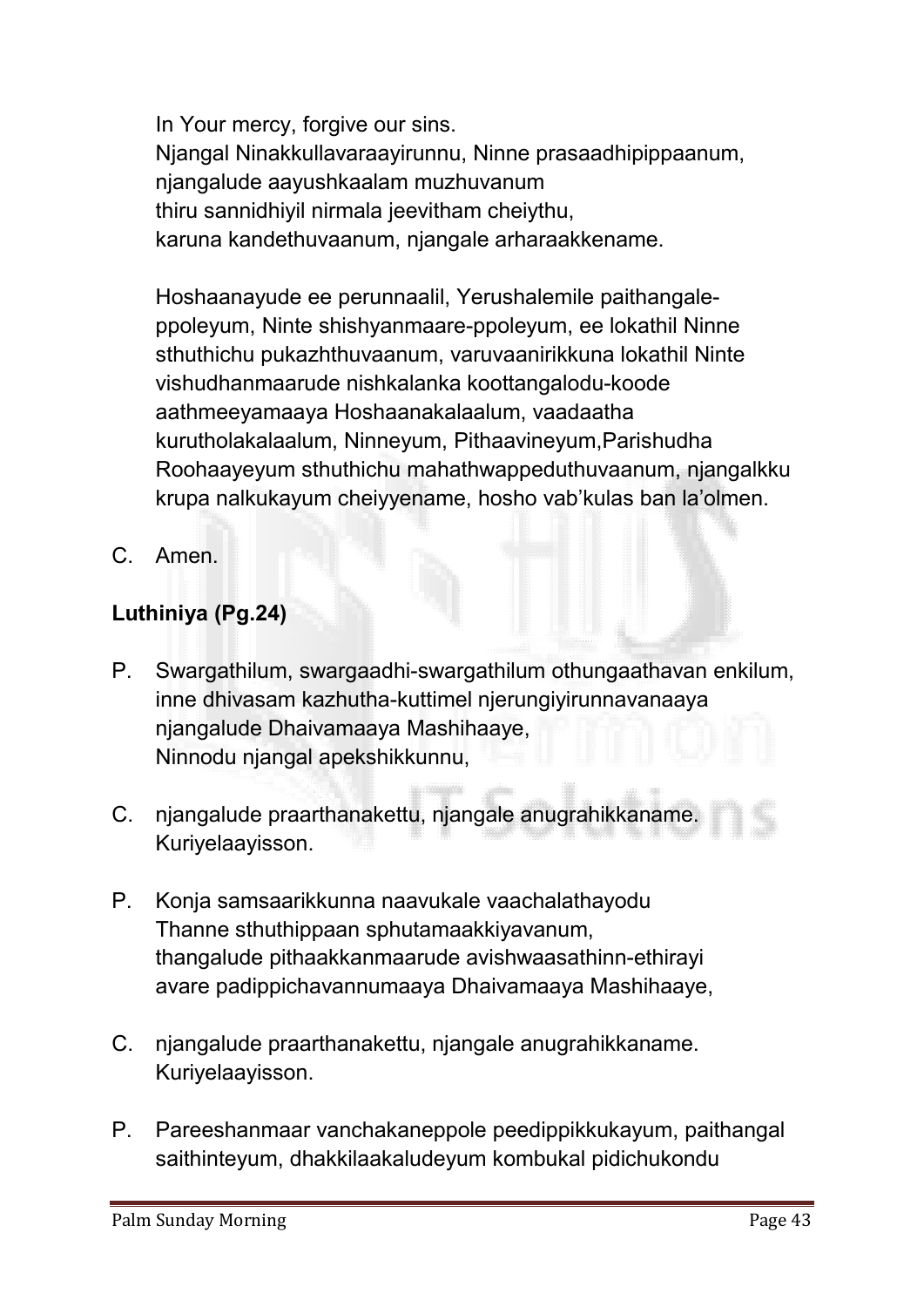In Your mercy, forgive our sins.
Njangal Ninakkullavaraayirunnu, Ninne prasaadhipippaanum,
njangalude aayushkaalam muzhuvanum
thiru sannidhiyil nirmala jeevitham cheiythu,
karuna kandethuvaanum, njangale arharaakkename.

Hoshaanayude ee perunnaalil, Yerushalemile paithangale-ppoleyum, Ninte shishyanmaare-ppoleyum, ee lokathil Ninne sthuthichu pukazhthuvaanum, varuvaanirikkuna lokathil Ninte vishudhanmaarude nishkalanka koottangalodu-koode aathmeeyamaaya Hoshaanakalaalum, vaadaatha kurutholakalaalum, Ninneyum, Pithaavineyum,Parishudha Roohaayeyum sthuthichu mahathwappeduthuvaanum, njangalkku krupa nalkukayum cheiyyename, hosho vab'kulas ban la'olmen.

C. Amen.

**Luthiniya (Pg.24)**

P. Swargathilum, swargaadhi-swargathilum othungaathavan enkilum, inne dhivasam kazhutha-kuttimel njerungiyirunnavanaaya njangalude Dhaivamaaya Mashihaaye, Ninnodu njangal apekshikkunnu,

C. njangalude praarthanakettu, njangale anugrahikkaname. Kuriyelaayisson.

P. Konja samsaarikkunna naavukale vaachalathayodu Thanne sthuthippaan sphutamaakkiyavanum, thangalude pithaakkanmaarude avishwaasathinn-ethirayi avare padippichavannumaaya Dhaivamaaya Mashihaaye,

C. njangalude praarthanakettu, njangale anugrahikkaname. Kuriyelaayisson.

P. Pareeshanmaar vanchakaneppole peedippikkukayum, paithangal saithinteyum, dhakkilaakaludeyum kombukal pidichukondu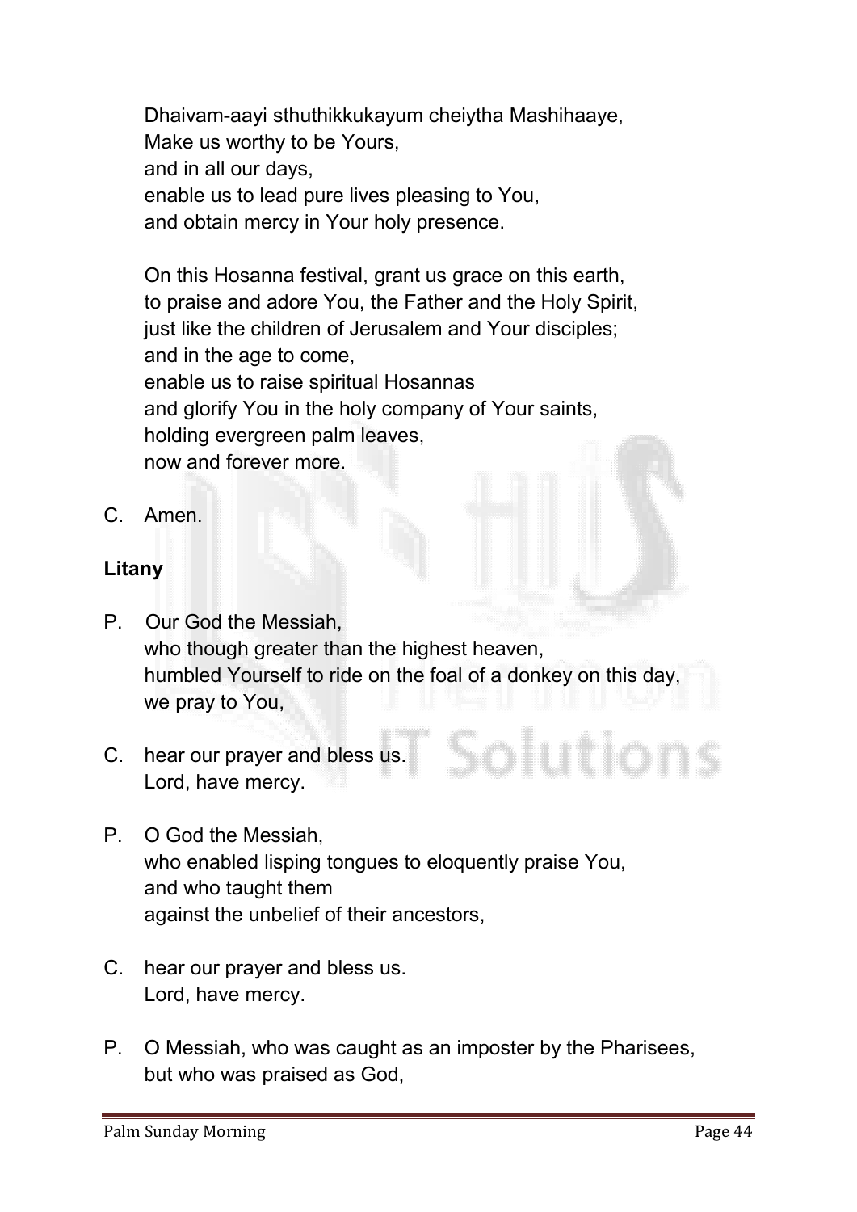Dhaivam-aayi sthuthikkukayum cheiytha Mashihaaye,
Make us worthy to be Yours,
and in all our days,
enable us to lead pure lives pleasing to You,
and obtain mercy in Your holy presence.

On this Hosanna festival, grant us grace on this earth,
to praise and adore You, the Father and the Holy Spirit,
just like the children of Jerusalem and Your disciples;
and in the age to come,
enable us to raise spiritual Hosannas
and glorify You in the holy company of Your saints,
holding evergreen palm leaves,
now and forever more.

C. Amen.

**Litany**

P. Our God the Messiah,
who though greater than the highest heaven,
humbled Yourself to ride on the foal of a donkey on this day,
we pray to You,

C. hear our prayer and bless us.
Lord, have mercy.

P. O God the Messiah,
who enabled lisping tongues to eloquently praise You,
and who taught them
against the unbelief of their ancestors,

C. hear our prayer and bless us.
Lord, have mercy.

P. O Messiah, who was caught as an imposter by the Pharisees,
but who was praised as God,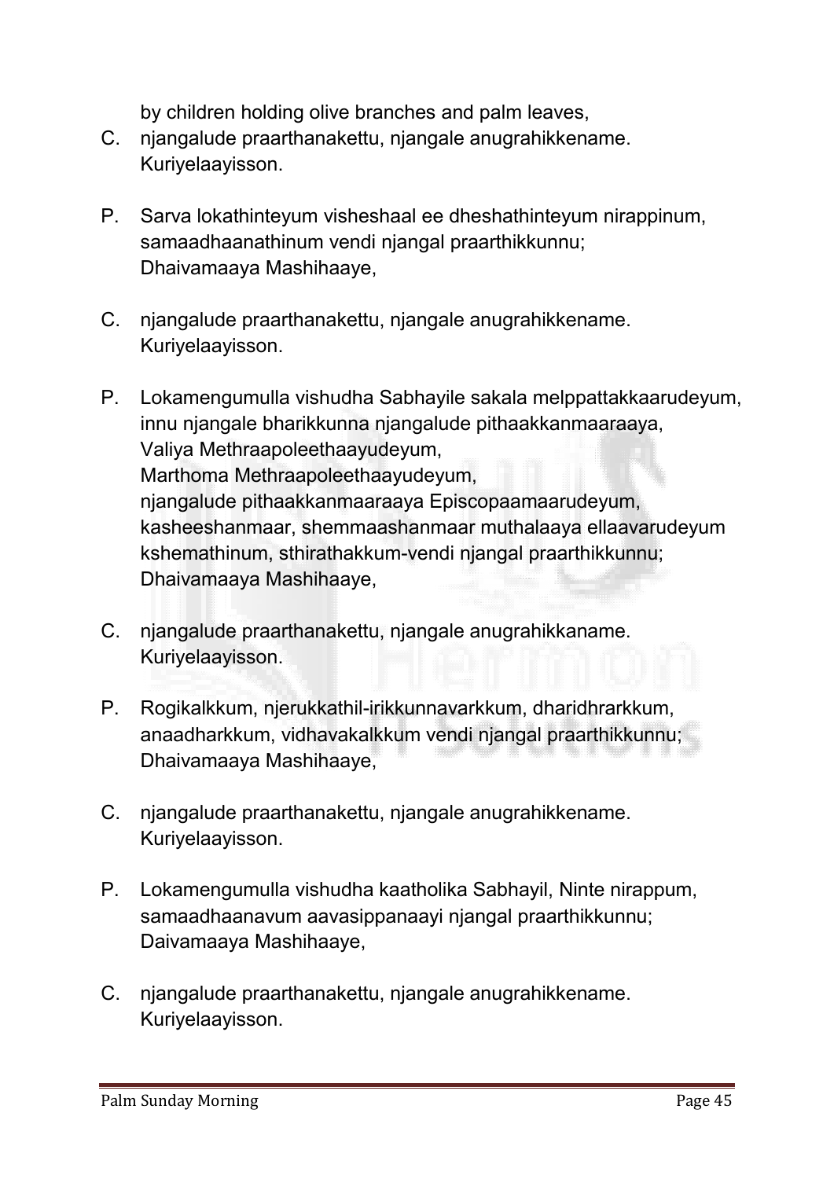by children holding olive branches and palm leaves,

C. njangalude praarthanakettu, njangale anugrahikkename. Kuriyelaayisson.

P. Sarva lokathinteyum visheshaal ee dheshathinteyum nirappinum, samaadhaanathinum vendi njangal praarthikkunnu; Dhaivamaaya Mashihaaye,

C. njangalude praarthanakettu, njangale anugrahikkename. Kuriyelaayisson.

P. Lokamengumulla vishudha Sabhayile sakala melppattakkaarudeyum, innu njangale bharikkunna njangalude pithaakkanmaaraaya, Valiya Methraapoleethaayudeyum, Marthoma Methraapoleethaayudeyum, njangalude pithaakkanmaaraaya Episcopaamaarudeyum, kasheeshanmaar, shemmaashanmaar muthalaaya ellaavarudeyum kshemathinum, sthirathakkum-vendi njangal praarthikkunnu; Dhaivamaaya Mashihaaye,

C. njangalude praarthanakettu, njangale anugrahikkaname. Kuriyelaayisson.

P. Rogikalkkum, njerukkathil-irikkunnavarkkum, dharidhrarkkum, anaadharkkum, vidhavakalkkum vendi njangal praarthikkunnu; Dhaivamaaya Mashihaaye,

C. njangalude praarthanakettu, njangale anugrahikkename. Kuriyelaayisson.

P. Lokamengumulla vishudha kaatholika Sabhayil, Ninte nirappum, samaadhaanavum aavasippanaayi njangal praarthikkunnu; Daivamaaya Mashihaaye,

C. njangalude praarthanakettu, njangale anugrahikkename. Kuriyelaayisson.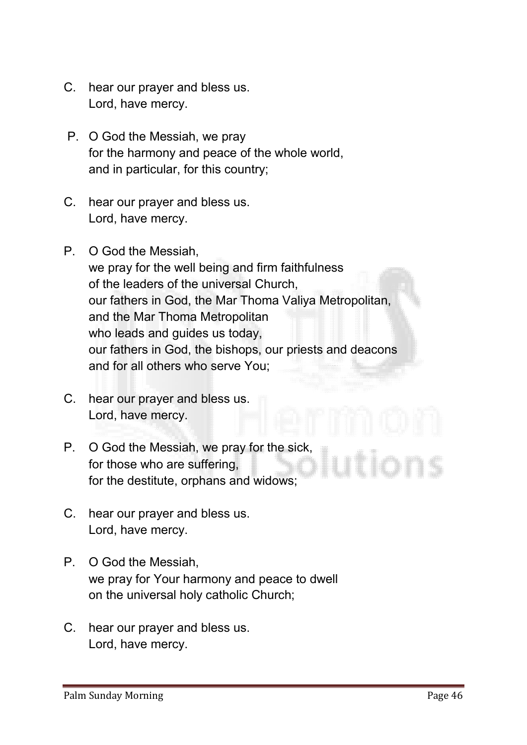C. hear our prayer and bless us.
Lord, have mercy.

P. O God the Messiah, we pray
for the harmony and peace of the whole world,
and in particular, for this country;

C. hear our prayer and bless us.
Lord, have mercy.

P. O God the Messiah,
we pray for the well being and firm faithfulness
of the leaders of the universal Church,
our fathers in God, the Mar Thoma Valiya Metropolitan,
and the Mar Thoma Metropolitan
who leads and guides us today,
our fathers in God, the bishops, our priests and deacons
and for all others who serve You;

C. hear our prayer and bless us.
Lord, have mercy.

P. O God the Messiah, we pray for the sick,
for those who are suffering,
for the destitute, orphans and widows;

C. hear our prayer and bless us.
Lord, have mercy.

P. O God the Messiah,
we pray for Your harmony and peace to dwell
on the universal holy catholic Church;

C. hear our prayer and bless us.
Lord, have mercy.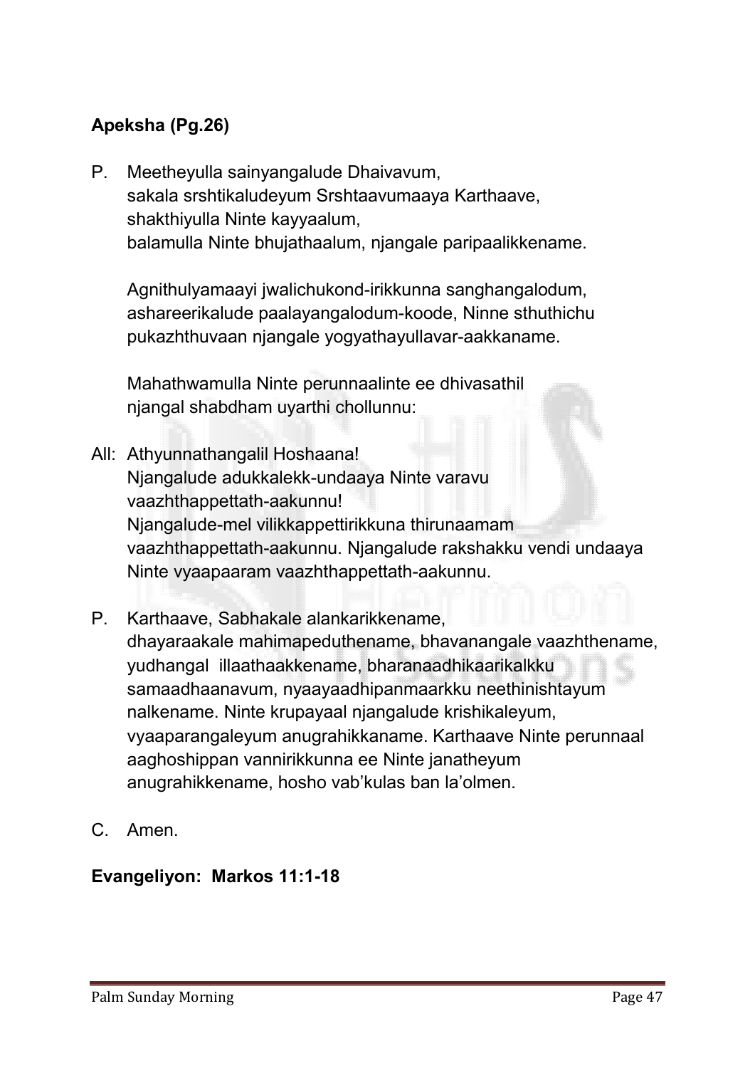**Apeksha (Pg.26)**

P. Meetheyulla sainyangalude Dhaivavum,
sakala srshtikaludeyum Srshtaavumaaya Karthaave,
shakthiyulla Ninte kayyaalum,
balamulla Ninte bhujathaalum, njangale paripaalikkename.

Agnithulyamaayi jwalichukond-irikkunna sanghangalodum,
ashareerikalude paalayangalodum-koode, Ninne sthuthichu
pukazhthuvaan njangale yogyathayullavar-aakkaname.

Mahathwamulla Ninte perunnaalinte ee dhivasathil
njangal shabdham uyarthi chollunnu:

All: Athyunnathangalil Hoshaana!
Njangalude adukkalekk-undaaya Ninte varavu
vaazhthappettath-aakunnu!
Njangalude-mel vilikkappettirikkuna thirunaamam
vaazhthappettath-aakunnu. Njangalude rakshakku vendi undaaya
Ninte vyaapaaram vaazhthappettath-aakunnu.

P. Karthaave, Sabhakale alankarikkename,
dhayaraakale mahimapeduthename, bhavanangale vaazhthename,
yudhangal illaathaakkename, bharanaadhikaarikalkku
samaadhaanavum, nyaayaadhipanmaarkku neethinishtayum
nalkename. Ninte krupayaal njangalude krishikaleyum,
vyaaparangaleyum anugrahikkaname. Karthaave Ninte perunnaal
aaghoshippan vannirikkunna ee Ninte janatheyum
anugrahikkename, hosho vab'kulas ban la'olmen.

C. Amen.

**Evangeliyon: Markos 11:1-18**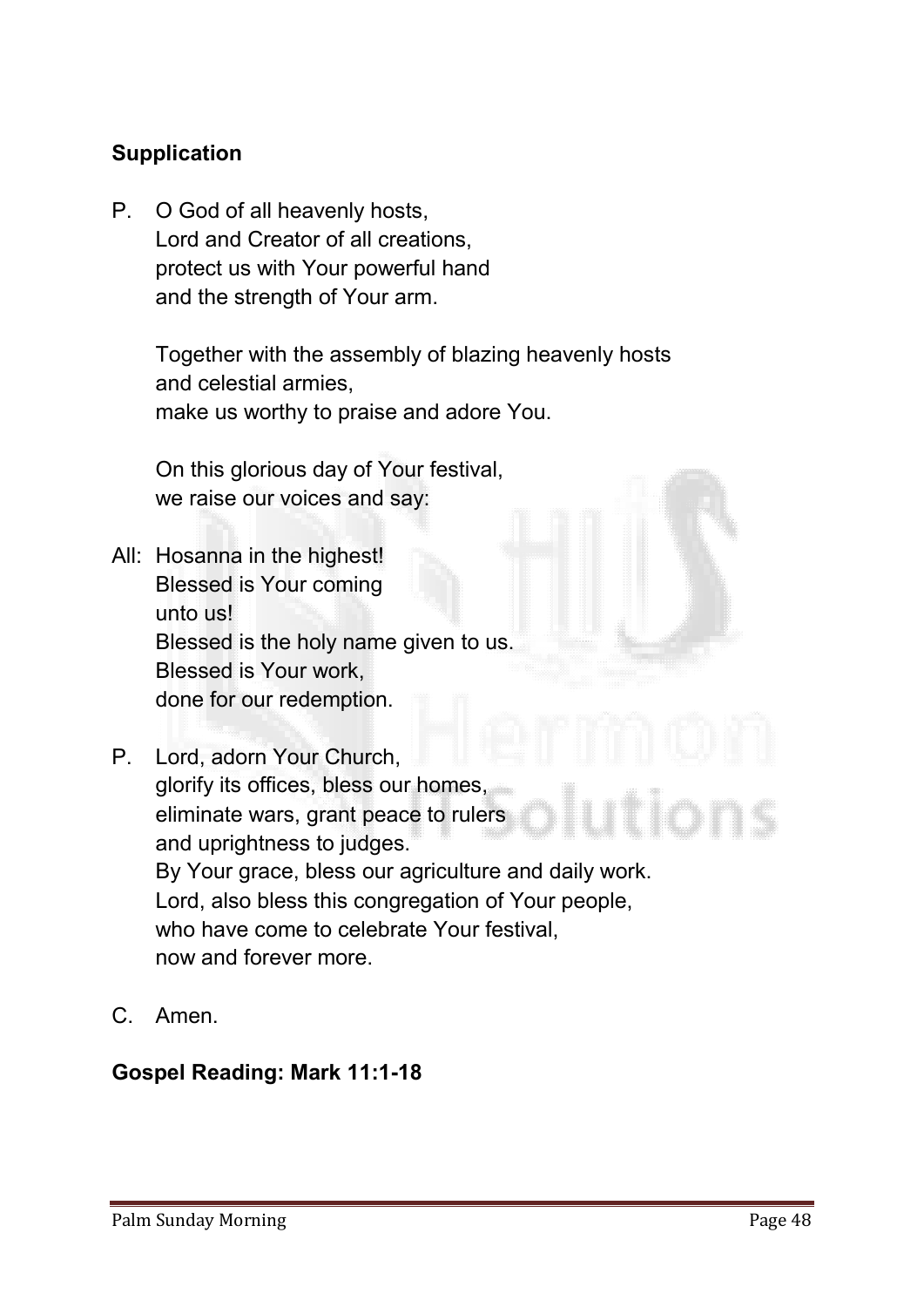**Supplication**

P. O God of all heavenly hosts,
Lord and Creator of all creations,
protect us with Your powerful hand
and the strength of Your arm.

Together with the assembly of blazing heavenly hosts
and celestial armies,
make us worthy to praise and adore You.

On this glorious day of Your festival,
we raise our voices and say:

All: Hosanna in the highest!
Blessed is Your coming
unto us!
Blessed is the holy name given to us.
Blessed is Your work,
done for our redemption.

P. Lord, adorn Your Church,
glorify its offices, bless our homes,
eliminate wars, grant peace to rulers
and uprightness to judges.
By Your grace, bless our agriculture and daily work.
Lord, also bless this congregation of Your people,
who have come to celebrate Your festival,
now and forever more.

C. Amen.

**Gospel Reading: Mark 11:1-18**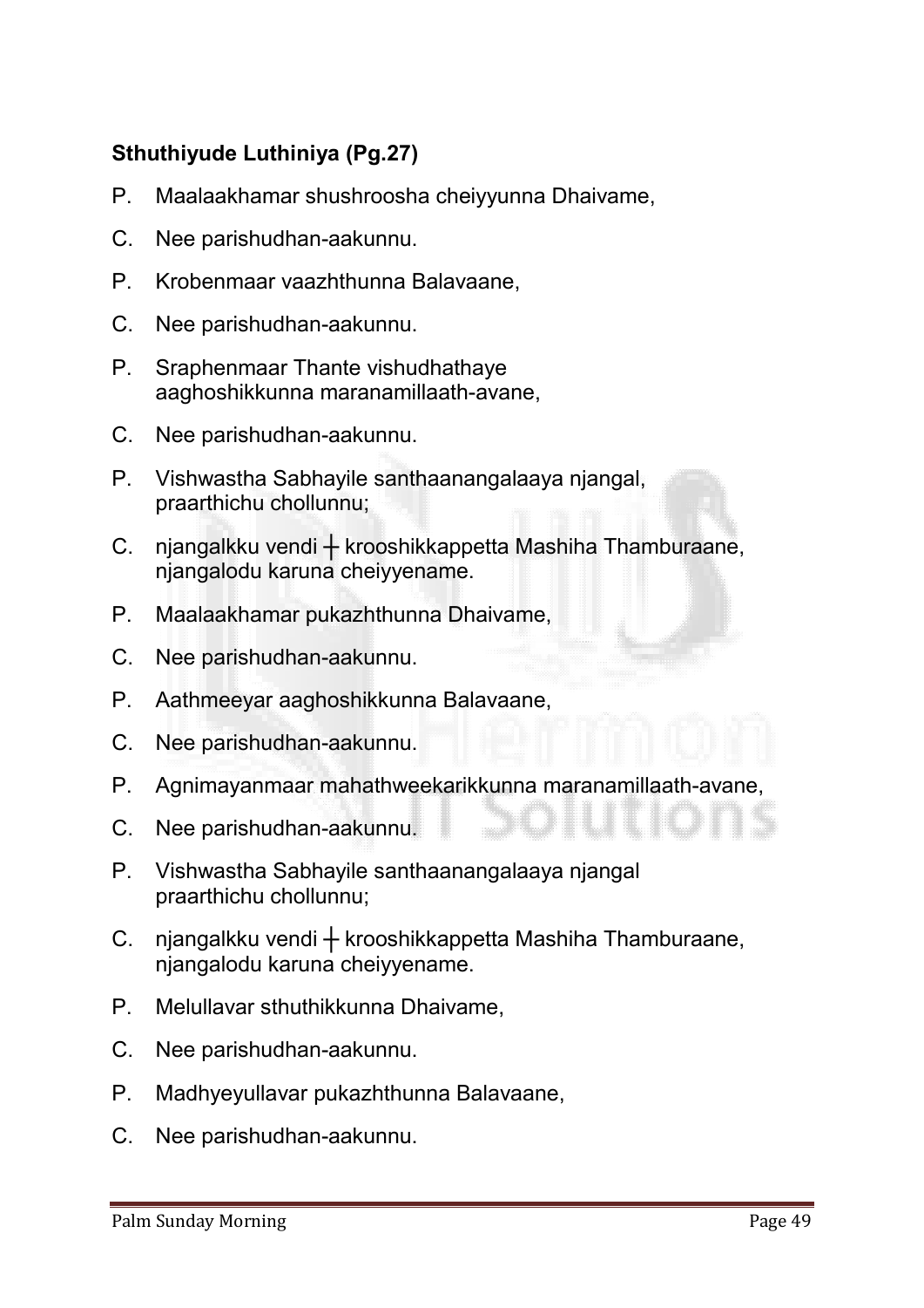**Sthuthiyude Luthiniya (Pg.27)**

P. Maalaakhamar shushroosha cheiyyunna Dhaivame,

C. Nee parishudhan-aakunnu.

P. Krobenmaar vaazhthunna Balavaane,

C. Nee parishudhan-aakunnu.

P. Sraphenmaar Thante vishudhathaye aaghoshikkunna maranamillaath-avane,

C. Nee parishudhan-aakunnu.

P. Vishwastha Sabhayile santhaanangalaaya njangal, praarthichu chollunnu;

C. njangalkku vendi ┼ krooshikkappetta Mashiha Thamburaane, njangalodu karuna cheiyyename.

P. Maalaakhamar pukazhthunna Dhaivame,

C. Nee parishudhan-aakunnu.

P. Aathmeeyar aaghoshikkunna Balavaane,

C. Nee parishudhan-aakunnu.

P. Agnimayanmaar mahathweekarikkunna maranamillaath-avane,

C. Nee parishudhan-aakunnu.

P. Vishwastha Sabhayile santhaanangalaaya njangal praarthichu chollunnu;

C. njangalkku vendi ┼ krooshikkappetta Mashiha Thamburaane, njangalodu karuna cheiyyename.

P. Melullavar sthuthikkunna Dhaivame,

C. Nee parishudhan-aakunnu.

P. Madhyeyullavar pukazhthunna Balavaane,

C. Nee parishudhan-aakunnu.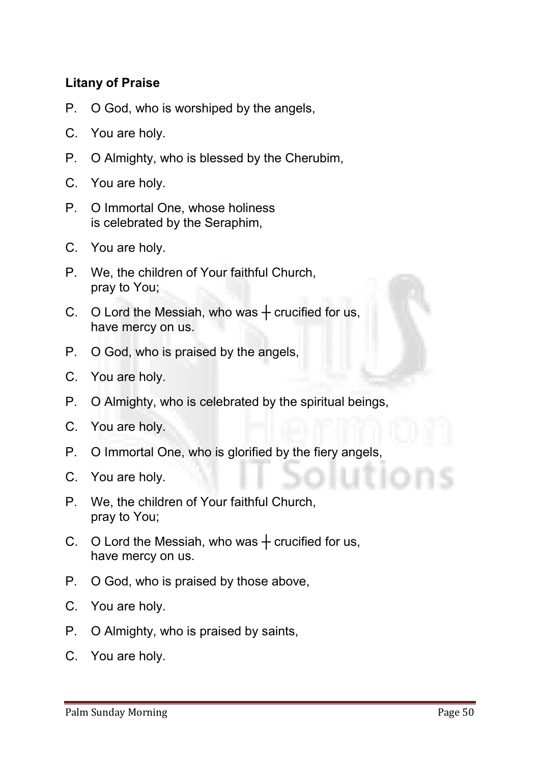**Litany of Praise**

P. O God, who is worshiped by the angels,

C. You are holy.

P. O Almighty, who is blessed by the Cherubim,

C. You are holy.

P. O Immortal One, whose holiness
is celebrated by the Seraphim,

C. You are holy.

P. We, the children of Your faithful Church,
pray to You;

C. O Lord the Messiah, who was ┼ crucified for us,
have mercy on us.

P. O God, who is praised by the angels,

C. You are holy.

P. O Almighty, who is celebrated by the spiritual beings,

C. You are holy.

P. O Immortal One, who is glorified by the fiery angels,

C. You are holy.

P. We, the children of Your faithful Church,
pray to You;

C. O Lord the Messiah, who was ┼ crucified for us,
have mercy on us.

P. O God, who is praised by those above,

C. You are holy.

P. O Almighty, who is praised by saints,

C. You are holy.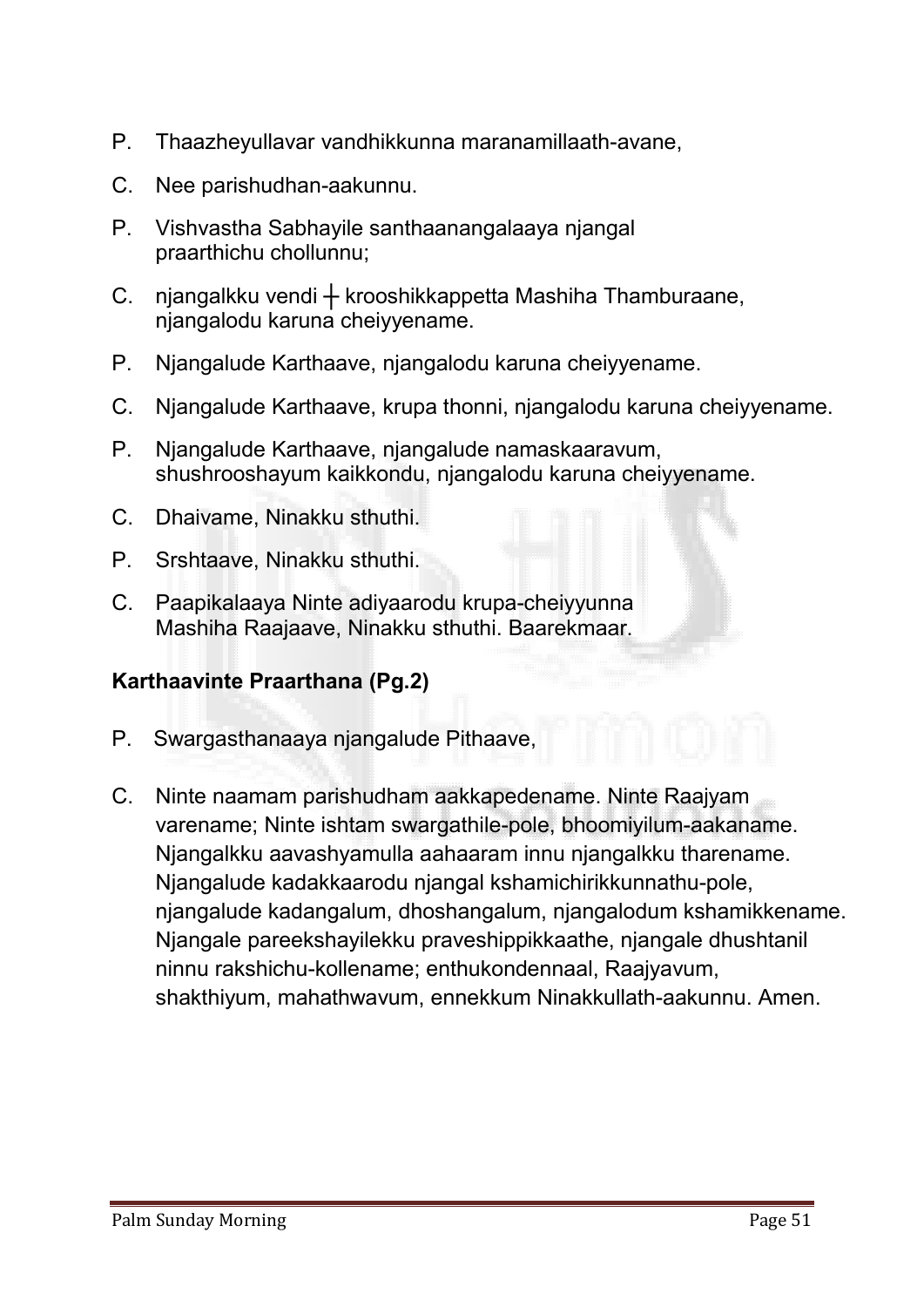P. Thaazheyullavar vandhikkunna maranamillaath-avane,

C. Nee parishudhan-aakunnu.

P. Vishvastha Sabhayile santhaanangalaaya njangal praarthichu chollunnu;

C. njangalkku vendi ┼ krooshikkappetta Mashiha Thamburaane, njangalodu karuna cheiyyename.

P. Njangalude Karthaave, njangalodu karuna cheiyyename.

C. Njangalude Karthaave, krupa thonni, njangalodu karuna cheiyyename.

P. Njangalude Karthaave, njangalude namaskaaravum, shushrooshayum kaikkondu, njangalodu karuna cheiyyename.

C. Dhaivame, Ninakku sthuthi.

P. Srshtaave, Ninakku sthuthi.

C. Paapikalaaya Ninte adiyaarodu krupa-cheiyyunna Mashiha Raajaave, Ninakku sthuthi. Baarekmaar.

**Karthaavinte Praarthana (Pg.2)**

P. Swargasthanaaya njangalude Pithaave,

C. Ninte naamam parishudham aakkapedename. Ninte Raajyam varename; Ninte ishtam swargathile-pole, bhoomiyilum-aakaname. Njangalkku aavashyamulla aahaaram innu njangalkku tharename. Njangalude kadakkaarodu njangal kshamichirikkunnathu-pole, njangalude kadangalum, dhoshangalum, njangalodum kshamikkename. Njangale pareekshayilekku praveshippikkaathe, njangale dhushtanil ninnu rakshichu-kollename; enthukondennaal, Raajyavum, shakthiyum, mahathwavum, ennekkum Ninakkullath-aakunnu. Amen.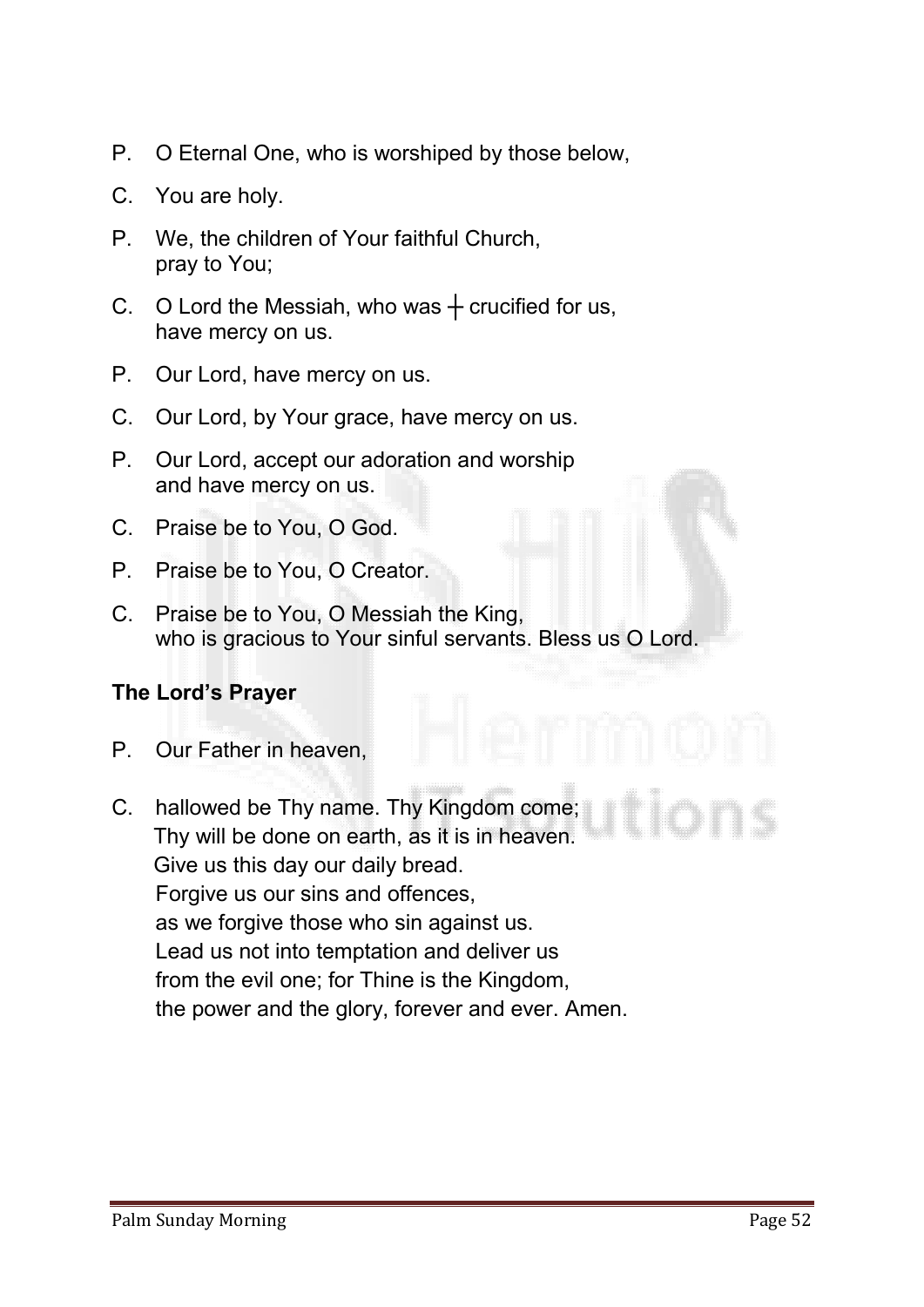P. O Eternal One, who is worshiped by those below,

C. You are holy.

P. We, the children of Your faithful Church,
pray to You;

C. O Lord the Messiah, who was ┼ crucified for us,
have mercy on us.

P. Our Lord, have mercy on us.

C. Our Lord, by Your grace, have mercy on us.

P. Our Lord, accept our adoration and worship
and have mercy on us.

C. Praise be to You, O God.

P. Praise be to You, O Creator.

C. Praise be to You, O Messiah the King,
who is gracious to Your sinful servants. Bless us O Lord.

**The Lord's Prayer**

P. Our Father in heaven,

C. hallowed be Thy name. Thy Kingdom come;
Thy will be done on earth, as it is in heaven.
Give us this day our daily bread.
Forgive us our sins and offences,
as we forgive those who sin against us.
Lead us not into temptation and deliver us
from the evil one; for Thine is the Kingdom,
the power and the glory, forever and ever. Amen.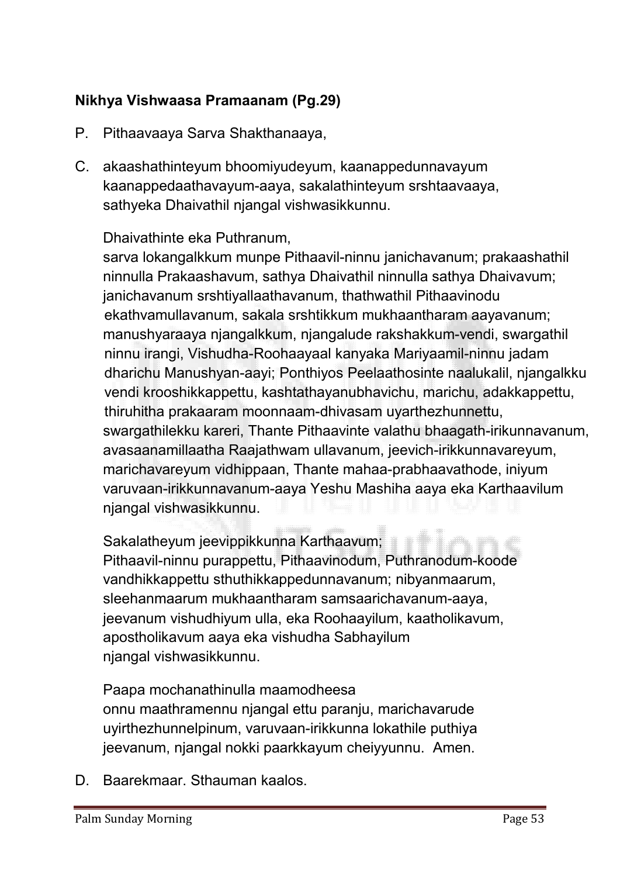**Nikhya Vishwaasa Pramaanam (Pg.29)**

P. Pithaavaaya Sarva Shakthanaaya,

C. akaashathinteyum bhoomiyudeyum, kaanappedunnavayum kaanappedaathavayum-aaya, sakalathinteyum srshtaavaaya, sathyeka Dhaivathil njangal vishwasikkunnu.

Dhaivathinte eka Puthranum, sarva lokangalkkum munpe Pithaavil-ninnu janichavanum; prakaashathil ninnulla Prakaashavum, sathya Dhaivathil ninnulla sathya Dhaivavum; janichavanum srshtiyallaathavanum, thathwathil Pithaavinodu ekathvamullavanum, sakala srshtikkum mukhaantharam aayavanum; manushyaraaya njangalkkum, njangalude rakshakkum-vendi, swargathil ninnu irangi, Vishudha-Roohaayaal kanyaka Mariyaamil-ninnu jadam dharichu Manushyan-aayi; Ponthiyos Peelaathosinte naalukalil, njangalkku vendi krooshikkappettu, kashtathayanubhavichu, marichu, adakkappettu, thiruhitha prakaaram moonnaam-dhivasam uyarthezhunnettu, swargathilekku kareri, Thante Pithaavinte valathu bhaagath-irikunnavanum, avasaanamillaatha Raajathwam ullavanum, jeevich-irikkunnavareyum, marichavareyum vidhippaan, Thante mahaa-prabhaavathode, iniyum varuvaan-irikkunnavanum-aaya Yeshu Mashiha aaya eka Karthaavilum njangal vishwasikkunnu.

Sakalatheyum jeevippikkunna Karthaavum; Pithaavil-ninnu purappettu, Pithaavinodum, Puthranodum-koode vandhikkappettu sthuthikkappedunnavanum; nibyanmaarum, sleehanmaarum mukhaantharam samsaarichavanum-aaya, jeevanum vishudhiyum ulla, eka Roohaayilum, kaatholikavum, apostholikavum aaya eka vishudha Sabhayilum njangal vishwasikkunnu.

Paapa mochanathinulla maamodheesa onnu maathramennu njangal ettu paranju, marichavarude uyirthezhunnelpinum, varuvaan-irikkunna lokathile puthiya jeevanum, njangal nokki paarkkayum cheiyyunnu. Amen.

D. Baarekmaar. Sthauman kaalos.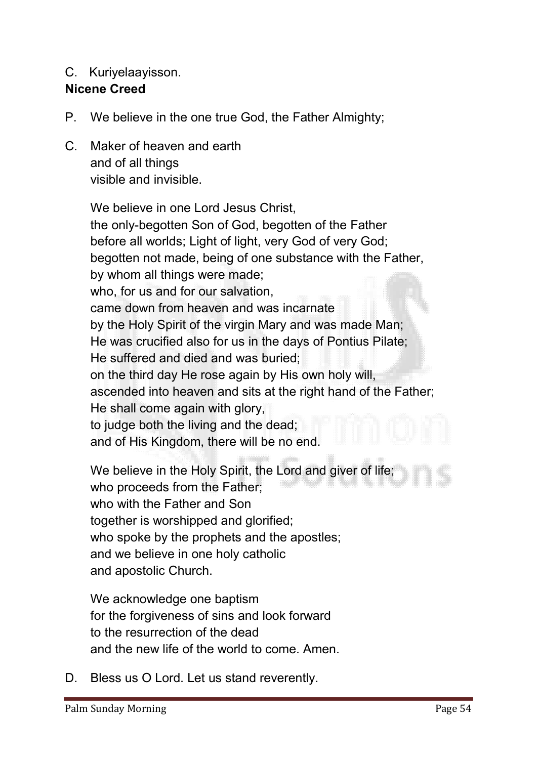C. Kuriyelaayisson.

**Nicene Creed**

P. We believe in the one true God, the Father Almighty;

C. Maker of heaven and earth
and of all things
visible and invisible.

We believe in one Lord Jesus Christ,
the only-begotten Son of God, begotten of the Father
before all worlds; Light of light, very God of very God;
begotten not made, being of one substance with the Father,
by whom all things were made;
who, for us and for our salvation,
came down from heaven and was incarnate
by the Holy Spirit of the virgin Mary and was made Man;
He was crucified also for us in the days of Pontius Pilate;
He suffered and died and was buried;
on the third day He rose again by His own holy will,
ascended into heaven and sits at the right hand of the Father;
He shall come again with glory,
to judge both the living and the dead;
and of His Kingdom, there will be no end.

We believe in the Holy Spirit, the Lord and giver of life;
who proceeds from the Father;
who with the Father and Son
together is worshipped and glorified;
who spoke by the prophets and the apostles;
and we believe in one holy catholic
and apostolic Church.

We acknowledge one baptism
for the forgiveness of sins and look forward
to the resurrection of the dead
and the new life of the world to come. Amen.

D. Bless us O Lord. Let us stand reverently.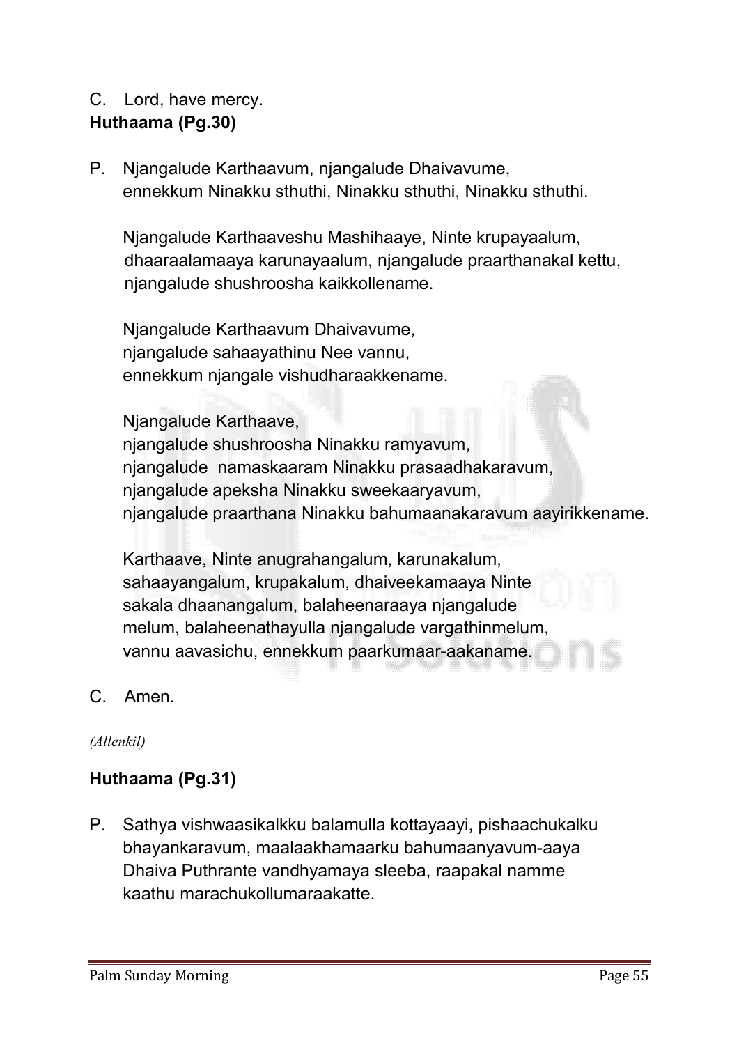C. Lord, have mercy.

**Huthaama (Pg.30)**

P. Njangalude Karthaavum, njangalude Dhaivavume,
ennekkum Ninakku sthuthi, Ninakku sthuthi, Ninakku sthuthi.

Njangalude Karthaaveshu Mashihaaye, Ninte krupayaalum, dhaaraalamaaya karunayaalum, njangalude praarthanakal kettu, njangalude shushroosha kaikkollename.

Njangalude Karthaavum Dhaivavume,
njangalude sahaayathinu Nee vannu,
ennekkum njangale vishudharaakkename.

Njangalude Karthaave,
njangalude shushroosha Ninakku ramyavum,
njangalude namaskaaram Ninakku prasaadhakaravum,
njangalude apeksha Ninakku sweekaaryavum,
njangalude praarthana Ninakku bahumaanakaravum aayirikkename.

Karthaave, Ninte anugrahangalum, karunakalum, sahaayangalum, krupakalum, dhaiveekamaaya Ninte sakala dhaanangalum, balaheenaraaya njangalude melum, balaheenathayulla njangalude vargathinmelum, vannu aavasichu, ennekkum paarkumaar-aakaname.

C. Amen.

*(Allenkil)*

**Huthaama (Pg.31)**

P. Sathya vishwaasikalkku balamulla kottayaayi, pishaachukalku bhayankaravum, maalaakhamaarku bahumaanyavum-aaya Dhaiva Puthrante vandhyamaya sleeba, raapakal namme kaathu marachukollumaraakatte.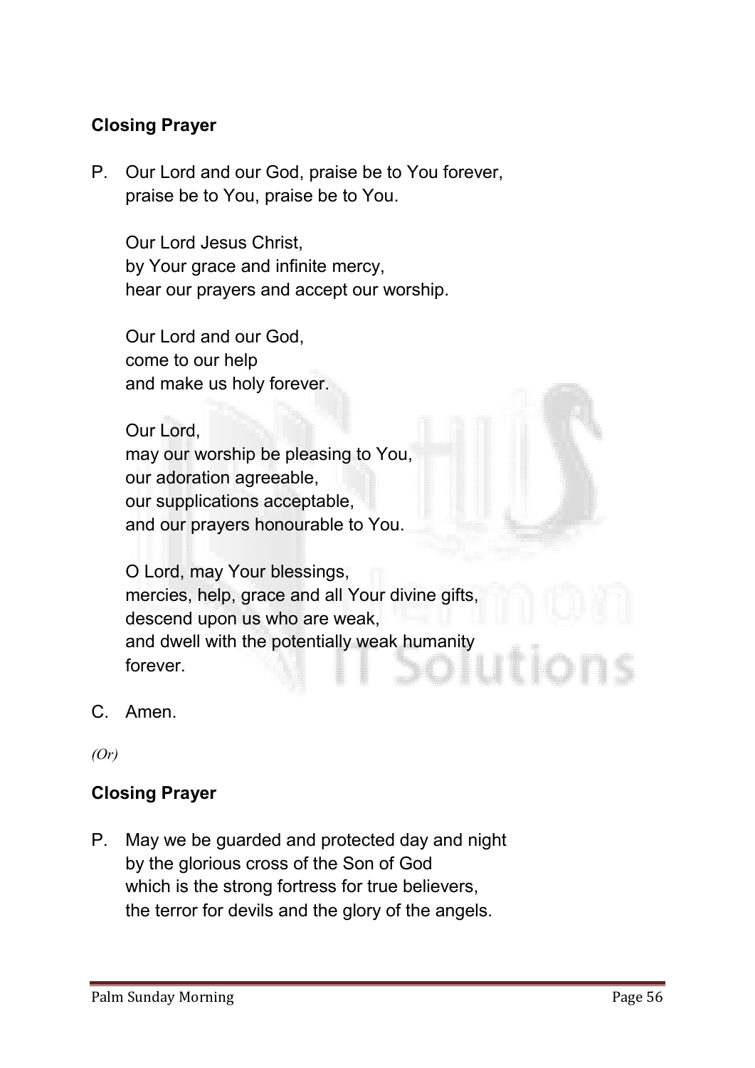## Closing Prayer

P. Our Lord and our God, praise be to You forever,
praise be to You, praise be to You.

Our Lord Jesus Christ,
by Your grace and infinite mercy,
hear our prayers and accept our worship.

Our Lord and our God,
come to our help
and make us holy forever.

Our Lord,
may our worship be pleasing to You,
our adoration agreeable,
our supplications acceptable,
and our prayers honourable to You.

O Lord, may Your blessings,
mercies, help, grace and all Your divine gifts,
descend upon us who are weak,
and dwell with the potentially weak humanity
forever.

C. Amen.

*(Or)*

## Closing Prayer

P. May we be guarded and protected day and night
by the glorious cross of the Son of God
which is the strong fortress for true believers,
the terror for devils and the glory of the angels.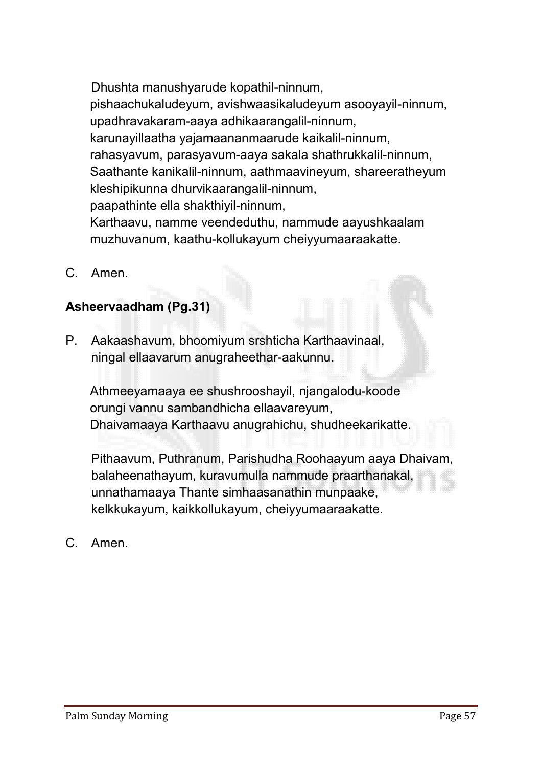Dhushta manushyarude kopathil-ninnum,
pishaachukaludeyum, avishwaasikaludeyum asooyayil-ninnum,
upadhravakaram-aaya adhikaarangalil-ninnum,
karunayillaatha yajamaananmaarude kaikalil-ninnum,
rahasyavum, parasyavum-aaya sakala shathrukkalil-ninnum,
Saathante kanikalil-ninnum, aathmaavineyum, shareeratheyum
kleshipikunna dhurvikaarangalil-ninnum,
paapathinte ella shakthiyil-ninnum,
Karthaavu, namme veendeduthu, nammude aayushkaalam
muzhuvanum, kaathu-kollukayum cheiyyumaaraakatte.

C. Amen.

**Asheervaadham (Pg.31)**

P. Aakaashavum, bhoomiyum srshticha Karthaavinaal,
ningal ellaavarum anugraheethar-aakunnu.

Athmeeyamaaya ee shushrooshayil, njangalodu-koode
orungi vannu sambandhicha ellaavareyum,
Dhaivamaaya Karthaavu anugrahichu, shudheekarikatte.

Pithaavum, Puthranum, Parishudha Roohaayum aaya Dhaivam,
balaheenathayum, kuravumulla nammude praarthanakal,
unnathamaaya Thante simhaasanathin munpaake,
kelkkukayum, kaikkollukayum, cheiyyumaaraakatte.

C. Amen.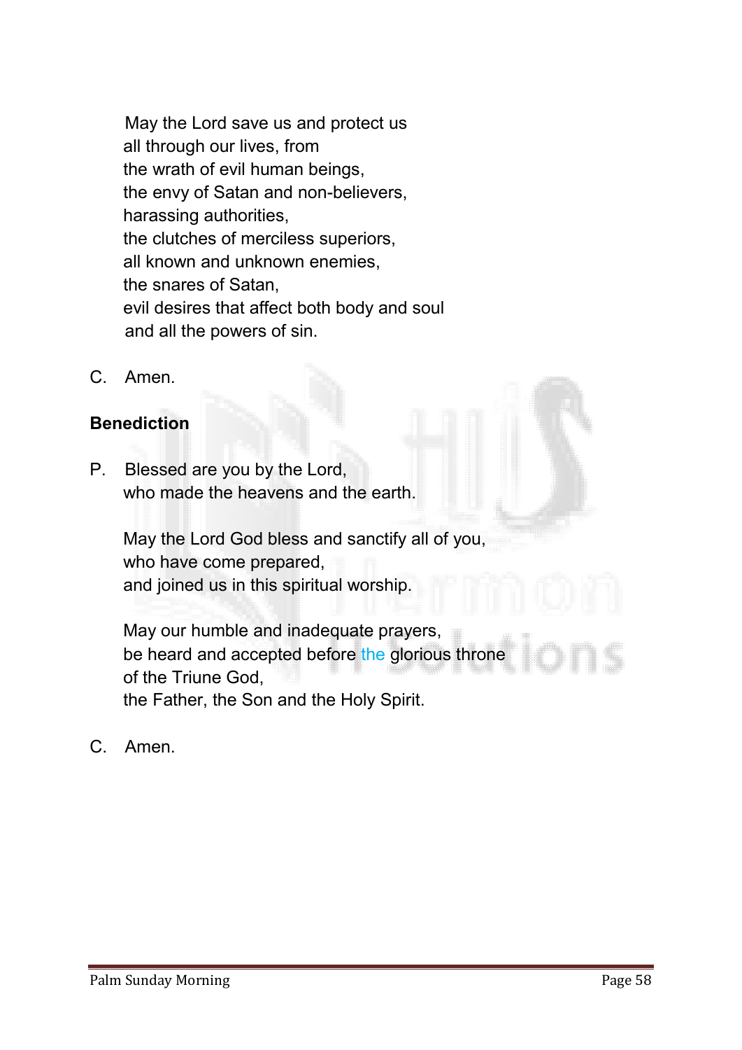May the Lord save us and protect us
all through our lives, from
the wrath of evil human beings,
the envy of Satan and non-believers,
harassing authorities,
the clutches of merciless superiors,
all known and unknown enemies,
the snares of Satan,
evil desires that affect both body and soul
and all the powers of sin.

C. Amen.

**Benediction**

P. Blessed are you by the Lord,
who made the heavens and the earth.

May the Lord God bless and sanctify all of you,
who have come prepared,
and joined us in this spiritual worship.

May our humble and inadequate prayers,
be heard and accepted before the glorious throne
of the Triune God,
the Father, the Son and the Holy Spirit.

C. Amen.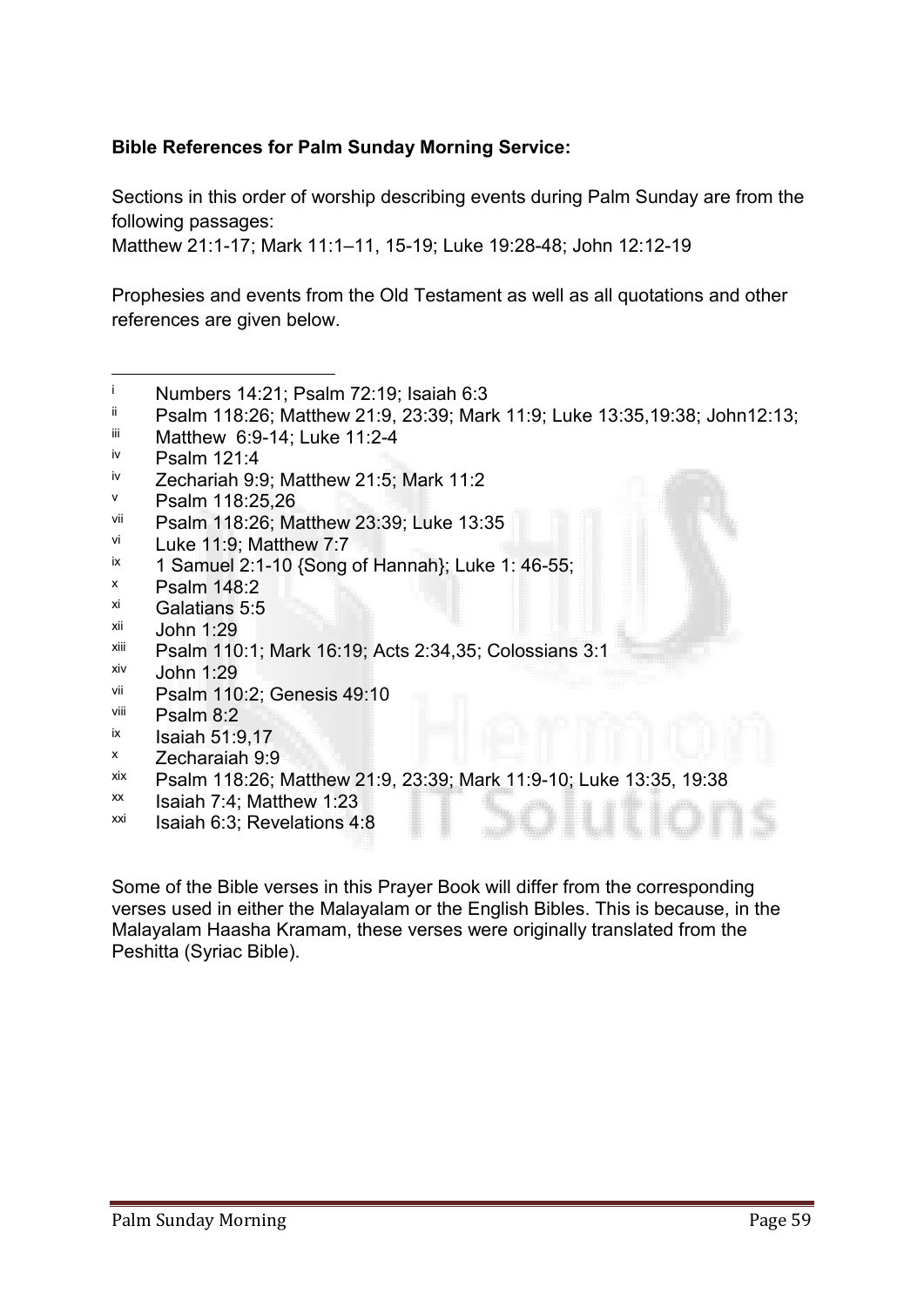**Bible References for Palm Sunday Morning Service:**

Sections in this order of worship describing events during Palm Sunday are from the following passages:
Matthew 21:1-17; Mark 11:1–11, 15-19; Luke 19:28-48; John 12:12-19

Prophesies and events from the Old Testament as well as all quotations and other references are given below.

---

[i] Numbers 14:21; Psalm 72:19; Isaiah 6:3
[ii] Psalm 118:26; Matthew 21:9, 23:39; Mark 11:9; Luke 13:35,19:38; John12:13;
[iii] Matthew 6:9-14; Luke 11:2-4
[iv] Psalm 121:4
[iv] Zechariah 9:9; Matthew 21:5; Mark 11:2
[v] Psalm 118:25,26
[vii] Psalm 118:26; Matthew 23:39; Luke 13:35
[vi] Luke 11:9; Matthew 7:7
[ix] 1 Samuel 2:1-10 {Song of Hannah}; Luke 1: 46-55;
[x] Psalm 148:2
[xi] Galatians 5:5
[xii] John 1:29
[xiii] Psalm 110:1; Mark 16:19; Acts 2:34,35; Colossians 3:1
[xiv] John 1:29
[vii] Psalm 110:2; Genesis 49:10
[viii] Psalm 8:2
[ix] Isaiah 51:9,17
[x] Zecharaiah 9:9
[xix] Psalm 118:26; Matthew 21:9, 23:39; Mark 11:9-10; Luke 13:35, 19:38
[xx] Isaiah 7:4; Matthew 1:23
[xxi] Isaiah 6:3; Revelations 4:8

Some of the Bible verses in this Prayer Book will differ from the corresponding verses used in either the Malayalam or the English Bibles. This is because, in the Malayalam Haasha Kramam, these verses were originally translated from the Peshitta (Syriac Bible).